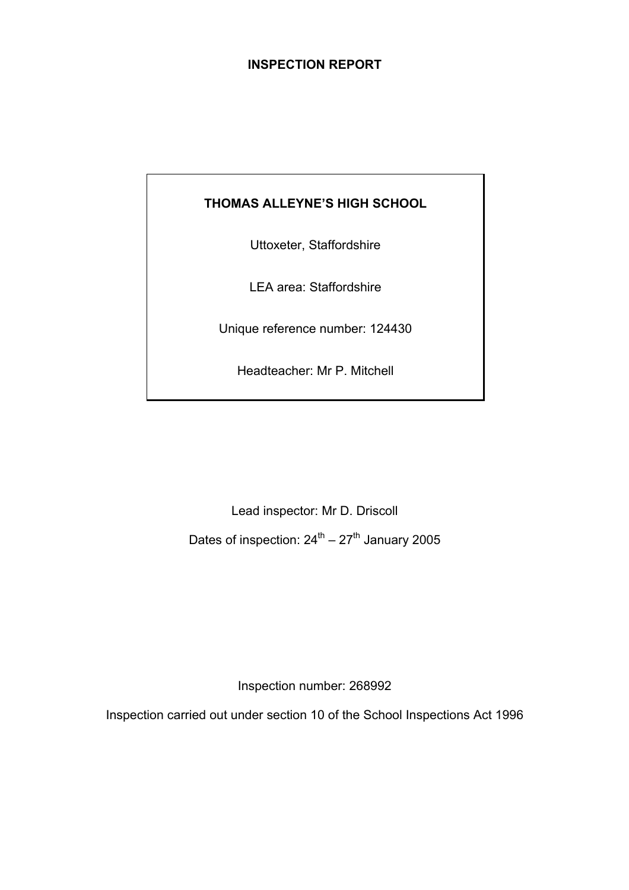# INSPECTION REPORT

**THOMAS ALLEYNE'S HIGH SCHOOL**

Uttoxeter, Staffordshire

LEA area: Staffordshire

Unique reference number: 124430

Headteacher: Mr P. Mitchell

Lead inspector: Mr D. Driscoll

Dates of inspection: 24th – 27th January 2005

Inspection number: 268992

Inspection carried out under section 10 of the School Inspections Act 1996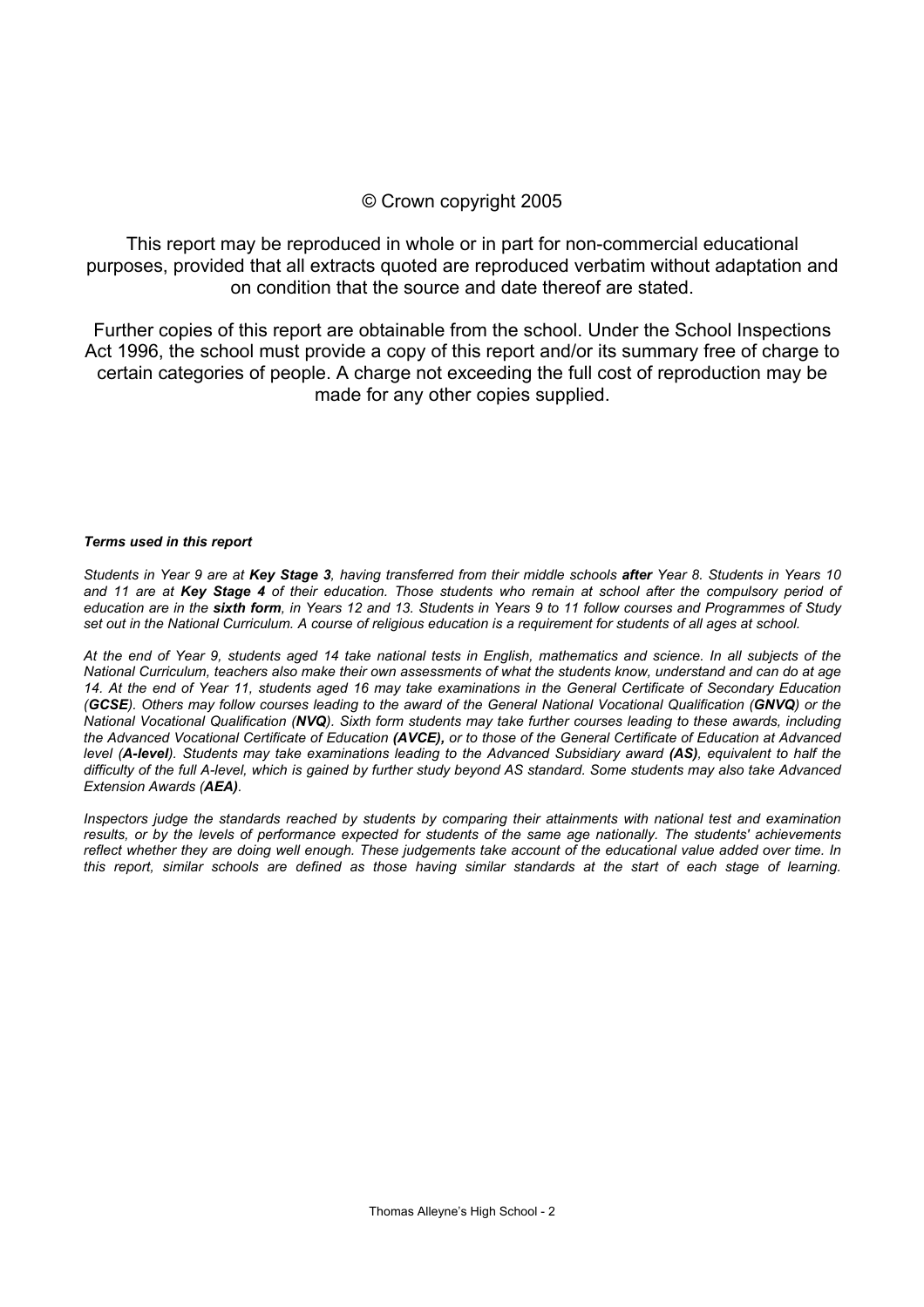© Crown copyright 2005

This report may be reproduced in whole or in part for non-commercial educational purposes, provided that all extracts quoted are reproduced verbatim without adaptation and on condition that the source and date thereof are stated.

Further copies of this report are obtainable from the school. Under the School Inspections Act 1996, the school must provide a copy of this report and/or its summary free of charge to certain categories of people. A charge not exceeding the full cost of reproduction may be made for any other copies supplied.

***Terms used in this report***

*Students in Year 9 are at **Key Stage 3**, having transferred from their middle schools **after** Year 8. Students in Years 10 and 11 are at **Key Stage 4** of their education. Those students who remain at school after the compulsory period of education are in the **sixth form**, in Years 12 and 13. Students in Years 9 to 11 follow courses and Programmes of Study set out in the National Curriculum. A course of religious education is a requirement for students of all ages at school.*

*At the end of Year 9, students aged 14 take national tests in English, mathematics and science. In all subjects of the National Curriculum, teachers also make their own assessments of what the students know, understand and can do at age 14. At the end of Year 11, students aged 16 may take examinations in the General Certificate of Secondary Education (**GCSE**). Others may follow courses leading to the award of the General National Vocational Qualification (**GNVQ**) or the National Vocational Qualification (**NVQ**). Sixth form students may take further courses leading to these awards, including the Advanced Vocational Certificate of Education **(AVCE),** or to those of the General Certificate of Education at Advanced level (**A-level**). Students may take examinations leading to the Advanced Subsidiary award **(AS)**, equivalent to half the difficulty of the full A-level, which is gained by further study beyond AS standard. Some students may also take Advanced Extension Awards (**AEA)**.*

*Inspectors judge the standards reached by students by comparing their attainments with national test and examination results, or by the levels of performance expected for students of the same age nationally. The students' achievements reflect whether they are doing well enough. These judgements take account of the educational value added over time. In this report, similar schools are defined as those having similar standards at the start of each stage of learning.*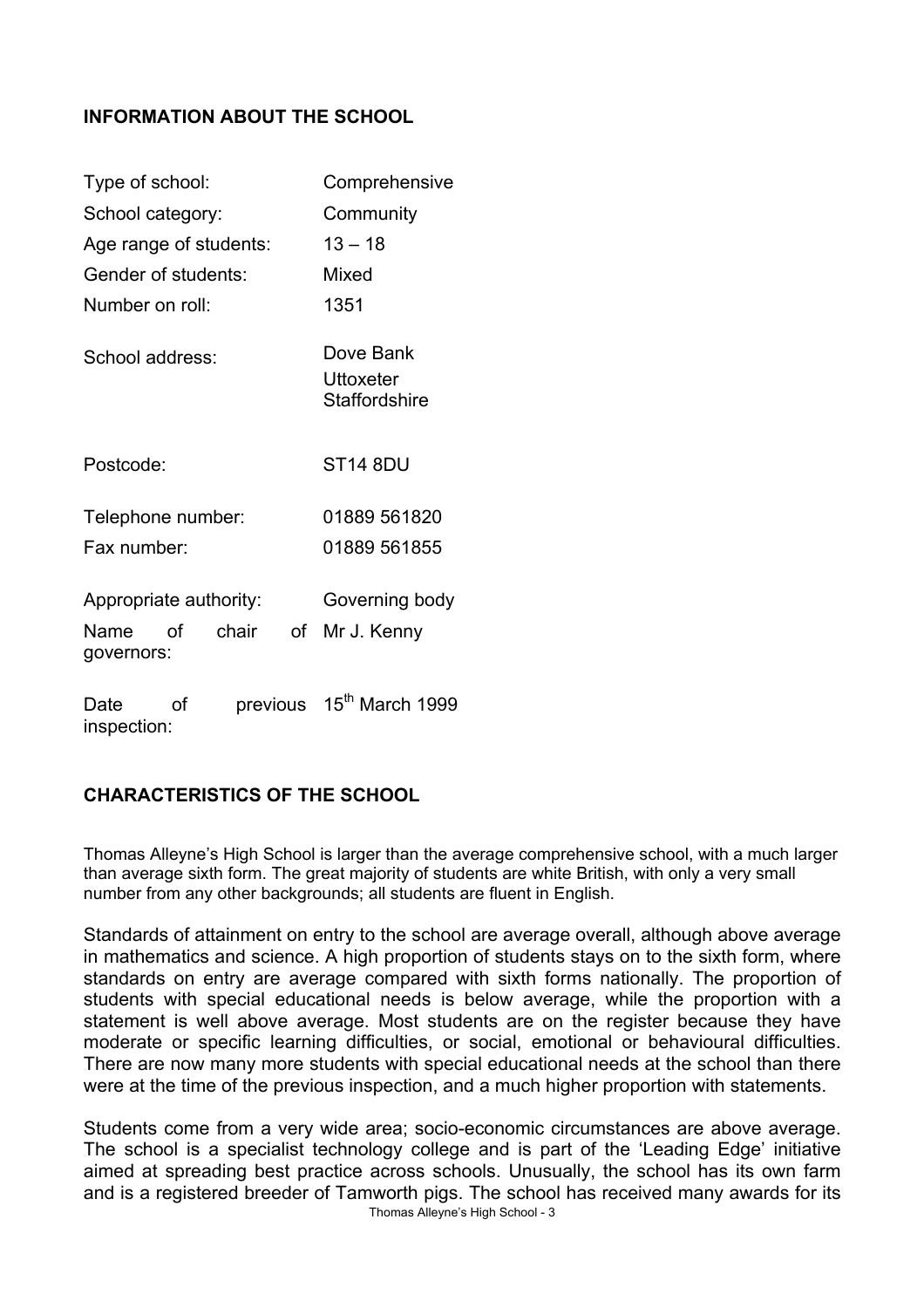## INFORMATION ABOUT THE SCHOOL

| | |
|---|---|
| Type of school: | Comprehensive |
| School category: | Community |
| Age range of students: | 13 – 18 |
| Gender of students: | Mixed |
| Number on roll: | 1351 |
| School address: | Dove Bank Uttoxeter Staffordshire |
| Postcode: | ST14 8DU |
| Telephone number: | 01889 561820 |
| Fax number: | 01889 561855 |
| Appropriate authority: | Governing body |
| Name of chair of governors: | Mr J. Kenny |
| Date of previous inspection: | 15th March 1999 |

## CHARACTERISTICS OF THE SCHOOL

Thomas Alleyne's High School is larger than the average comprehensive school, with a much larger than average sixth form. The great majority of students are white British, with only a very small number from any other backgrounds; all students are fluent in English.

Standards of attainment on entry to the school are average overall, although above average in mathematics and science. A high proportion of students stays on to the sixth form, where standards on entry are average compared with sixth forms nationally. The proportion of students with special educational needs is below average, while the proportion with a statement is well above average. Most students are on the register because they have moderate or specific learning difficulties, or social, emotional or behavioural difficulties. There are now many more students with special educational needs at the school than there were at the time of the previous inspection, and a much higher proportion with statements.

Students come from a very wide area; socio-economic circumstances are above average. The school is a specialist technology college and is part of the 'Leading Edge' initiative aimed at spreading best practice across schools. Unusually, the school has its own farm and is a registered breeder of Tamworth pigs. The school has received many awards for its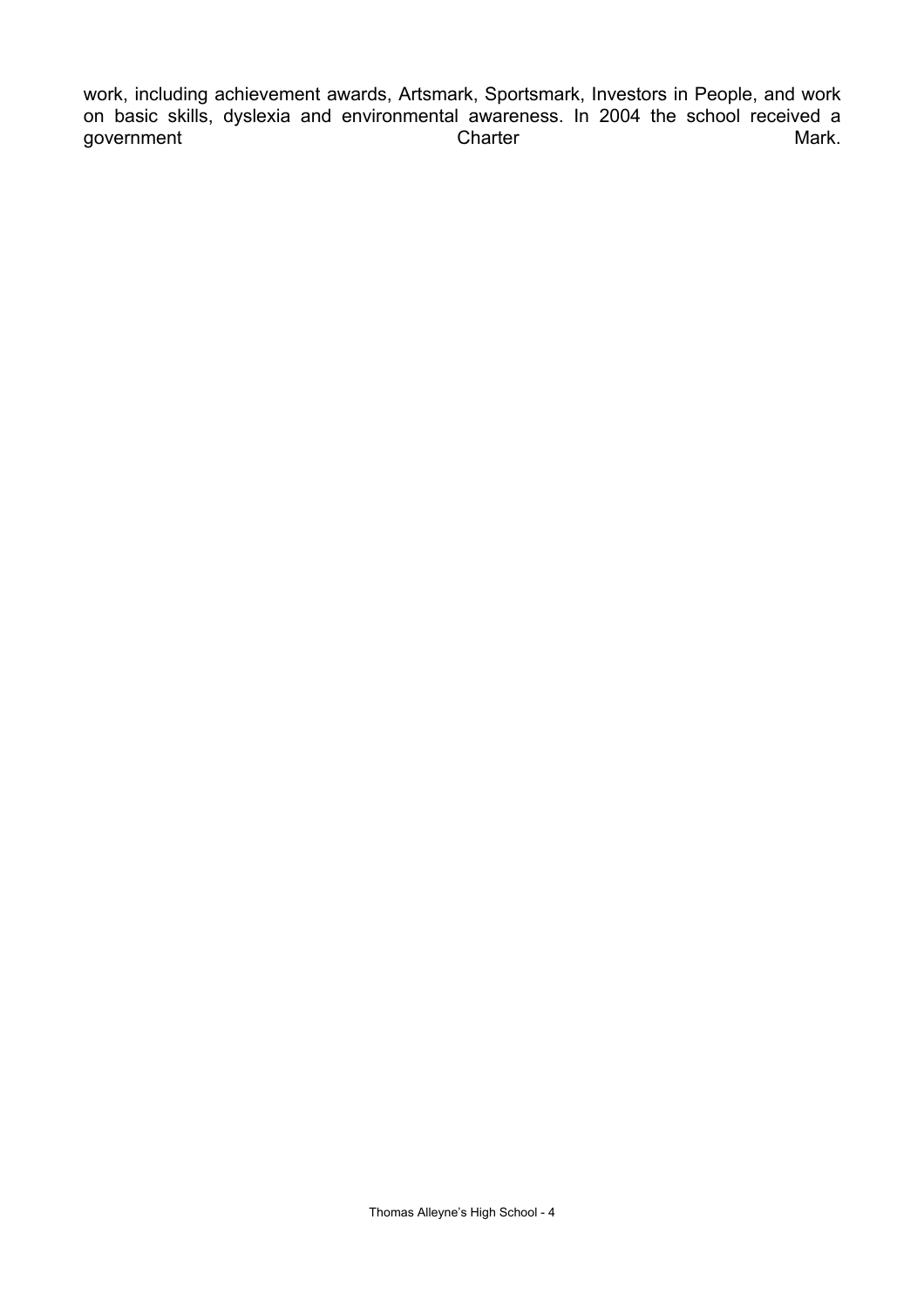work, including achievement awards, Artsmark, Sportsmark, Investors in People, and work on basic skills, dyslexia and environmental awareness. In 2004 the school received a government Charter Mark.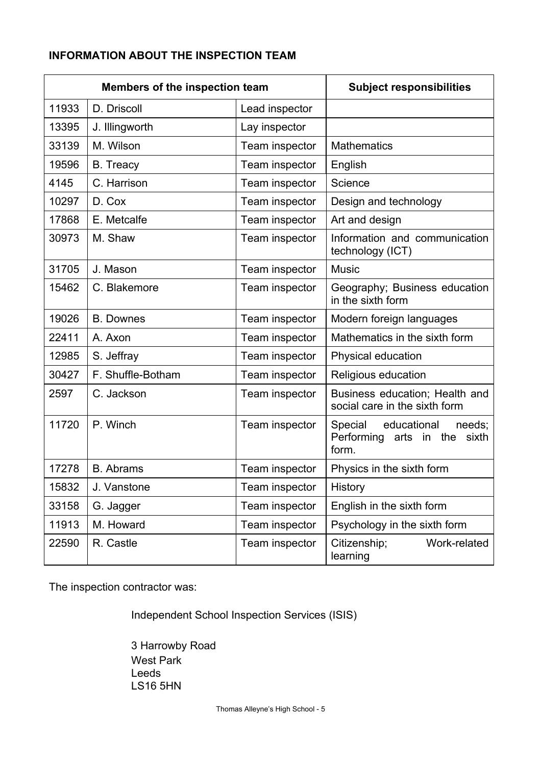**INFORMATION ABOUT THE INSPECTION TEAM**

| Members of the inspection team | | | Subject responsibilities |
|---|---|---|---|
| 11933 | D. Driscoll | Lead inspector | |
| 13395 | J. Illingworth | Lay inspector | |
| 33139 | M. Wilson | Team inspector | Mathematics |
| 19596 | B. Treacy | Team inspector | English |
| 4145 | C. Harrison | Team inspector | Science |
| 10297 | D. Cox | Team inspector | Design and technology |
| 17868 | E. Metcalfe | Team inspector | Art and design |
| 30973 | M. Shaw | Team inspector | Information and communication technology (ICT) |
| 31705 | J. Mason | Team inspector | Music |
| 15462 | C. Blakemore | Team inspector | Geography; Business education in the sixth form |
| 19026 | B. Downes | Team inspector | Modern foreign languages |
| 22411 | A. Axon | Team inspector | Mathematics in the sixth form |
| 12985 | S. Jeffray | Team inspector | Physical education |
| 30427 | F. Shuffle-Botham | Team inspector | Religious education |
| 2597 | C. Jackson | Team inspector | Business education; Health and social care in the sixth form |
| 11720 | P. Winch | Team inspector | Special educational needs; Performing arts in the sixth form. |
| 17278 | B. Abrams | Team inspector | Physics in the sixth form |
| 15832 | J. Vanstone | Team inspector | History |
| 33158 | G. Jagger | Team inspector | English in the sixth form |
| 11913 | M. Howard | Team inspector | Psychology in the sixth form |
| 22590 | R. Castle | Team inspector | Citizenship; Work-related learning |

The inspection contractor was:

Independent School Inspection Services (ISIS)

3 Harrowby Road
West Park
Leeds
LS16 5HN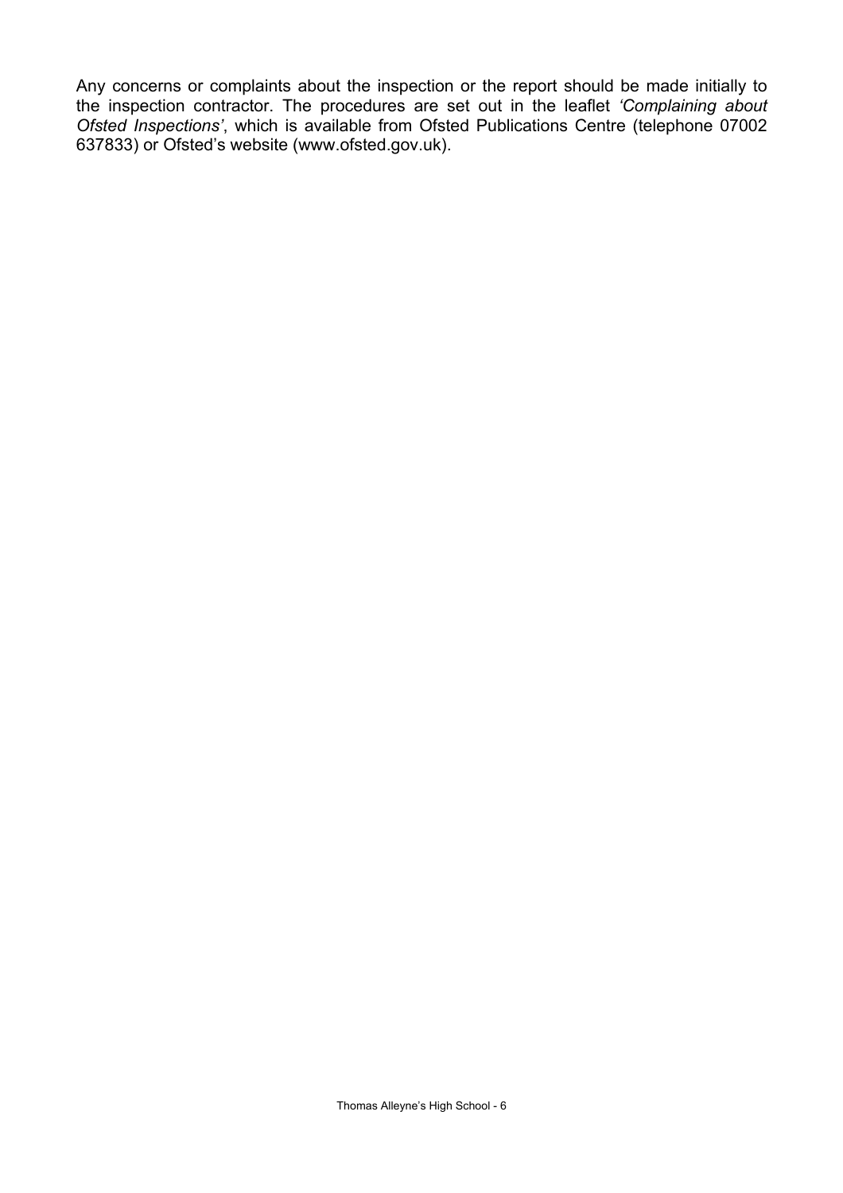Any concerns or complaints about the inspection or the report should be made initially to the inspection contractor. The procedures are set out in the leaflet *'Complaining about Ofsted Inspections'*, which is available from Ofsted Publications Centre (telephone 07002 637833) or Ofsted's website (www.ofsted.gov.uk).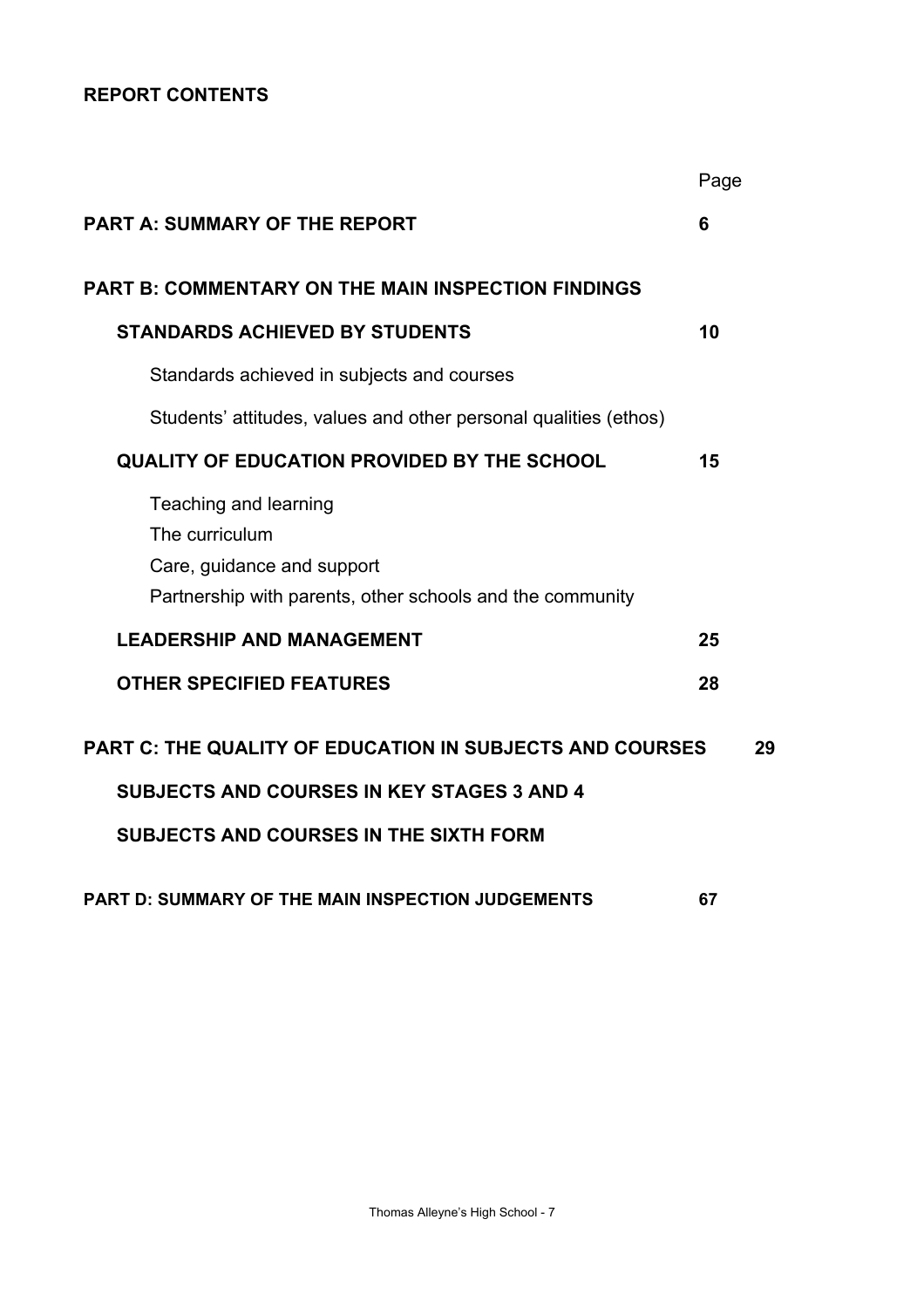**REPORT CONTENTS**

| | Page |
|---|---|
| **PART A: SUMMARY OF THE REPORT** | **6** |
| **PART B: COMMENTARY ON THE MAIN INSPECTION FINDINGS** | |
| **STANDARDS ACHIEVED BY STUDENTS** | **10** |
| Standards achieved in subjects and courses | |
| Students' attitudes, values and other personal qualities (ethos) | |
| **QUALITY OF EDUCATION PROVIDED BY THE SCHOOL** | **15** |
| Teaching and learning<br>The curriculum<br>Care, guidance and support<br>Partnership with parents, other schools and the community | |
| **LEADERSHIP AND MANAGEMENT** | **25** |
| **OTHER SPECIFIED FEATURES** | **28** |
| **PART C: THE QUALITY OF EDUCATION IN SUBJECTS AND COURSES** | **29** |
| **SUBJECTS AND COURSES IN KEY STAGES 3 AND 4** | |
| **SUBJECTS AND COURSES IN THE SIXTH FORM** | |
| **PART D: SUMMARY OF THE MAIN INSPECTION JUDGEMENTS** | **67** |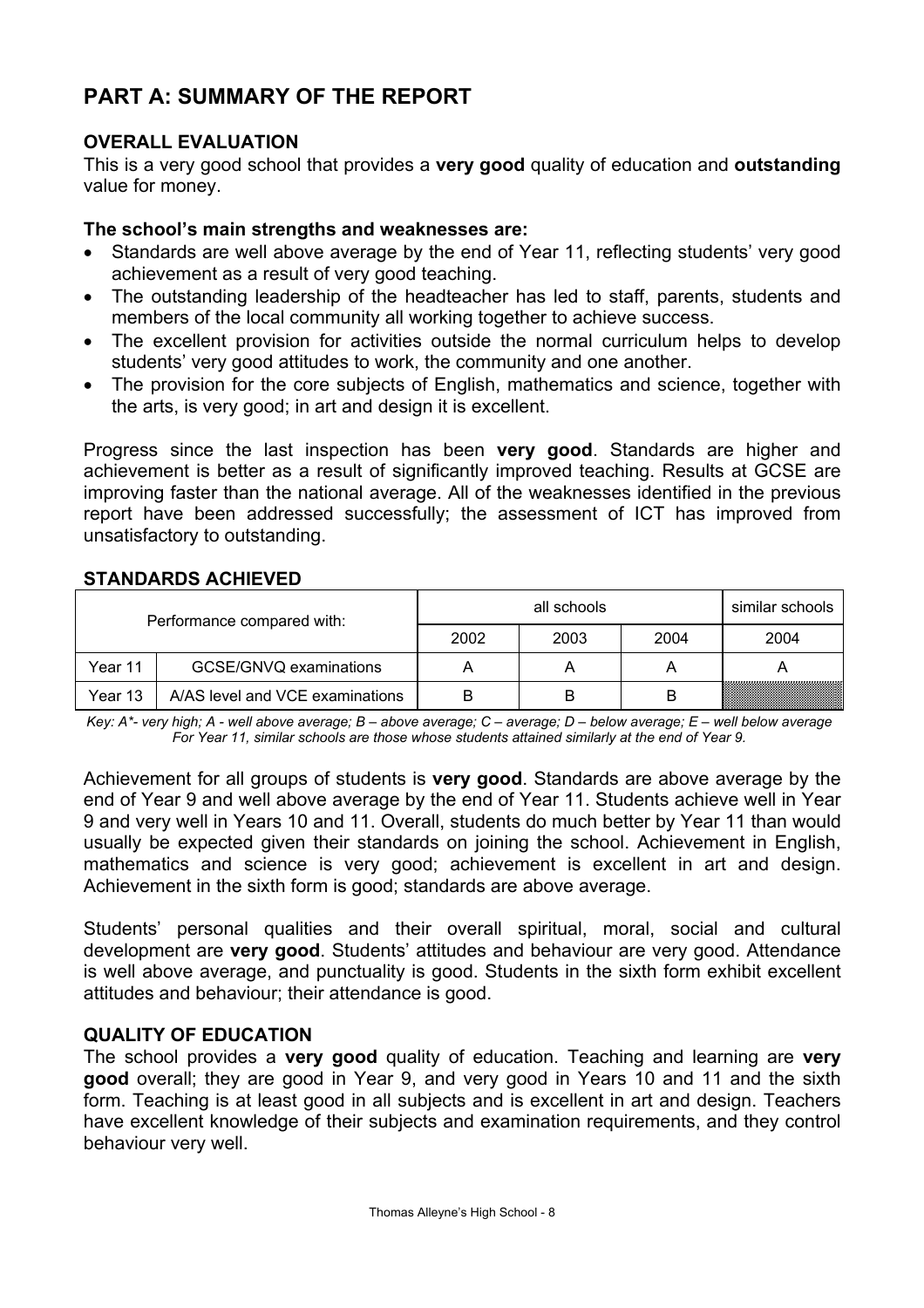# PART A: SUMMARY OF THE REPORT

### OVERALL EVALUATION

This is a very good school that provides a **very good** quality of education and **outstanding** value for money.

**The school's main strengths and weaknesses are:**

- Standards are well above average by the end of Year 11, reflecting students' very good achievement as a result of very good teaching.
- The outstanding leadership of the headteacher has led to staff, parents, students and members of the local community all working together to achieve success.
- The excellent provision for activities outside the normal curriculum helps to develop students' very good attitudes to work, the community and one another.
- The provision for the core subjects of English, mathematics and science, together with the arts, is very good; in art and design it is excellent.

Progress since the last inspection has been **very good**. Standards are higher and achievement is better as a result of significantly improved teaching. Results at GCSE are improving faster than the national average. All of the weaknesses identified in the previous report have been addressed successfully; the assessment of ICT has improved from unsatisfactory to outstanding.

### STANDARDS ACHIEVED

| Performance compared with: | | all schools | | | similar schools |
|---|---|---|---|---|---|
| | | 2002 | 2003 | 2004 | 2004 |
| Year 11 | GCSE/GNVQ examinations | A | A | A | A |
| Year 13 | A/AS level and VCE examinations | B | B | B | |

*Key: A\*- very high; A - well above average; B – above average; C – average; D – below average; E – well below average*
*For Year 11, similar schools are those whose students attained similarly at the end of Year 9.*

Achievement for all groups of students is **very good**. Standards are above average by the end of Year 9 and well above average by the end of Year 11. Students achieve well in Year 9 and very well in Years 10 and 11. Overall, students do much better by Year 11 than would usually be expected given their standards on joining the school. Achievement in English, mathematics and science is very good; achievement is excellent in art and design. Achievement in the sixth form is good; standards are above average.

Students' personal qualities and their overall spiritual, moral, social and cultural development are **very good**. Students' attitudes and behaviour are very good. Attendance is well above average, and punctuality is good. Students in the sixth form exhibit excellent attitudes and behaviour; their attendance is good.

### QUALITY OF EDUCATION

The school provides a **very good** quality of education. Teaching and learning are **very good** overall; they are good in Year 9, and very good in Years 10 and 11 and the sixth form. Teaching is at least good in all subjects and is excellent in art and design. Teachers have excellent knowledge of their subjects and examination requirements, and they control behaviour very well.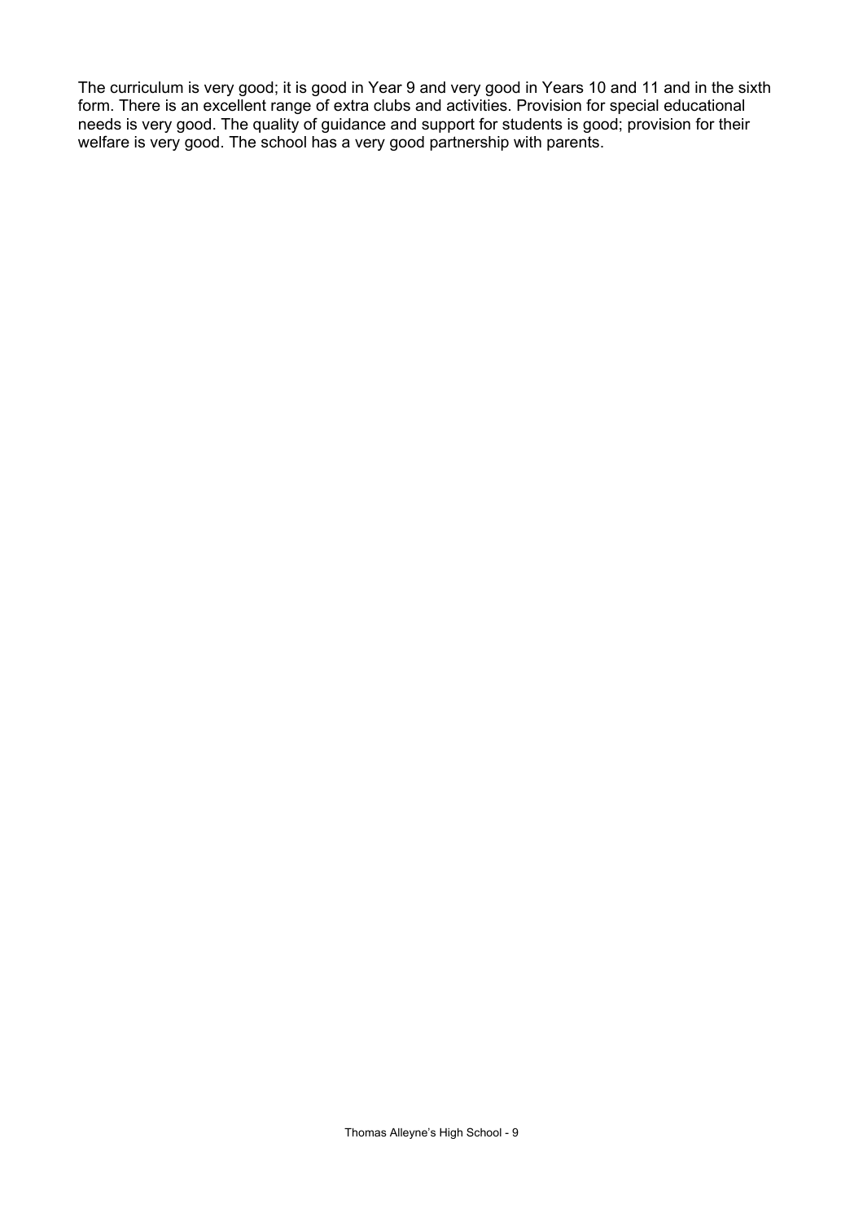The curriculum is very good; it is good in Year 9 and very good in Years 10 and 11 and in the sixth form. There is an excellent range of extra clubs and activities. Provision for special educational needs is very good. The quality of guidance and support for students is good; provision for their welfare is very good. The school has a very good partnership with parents.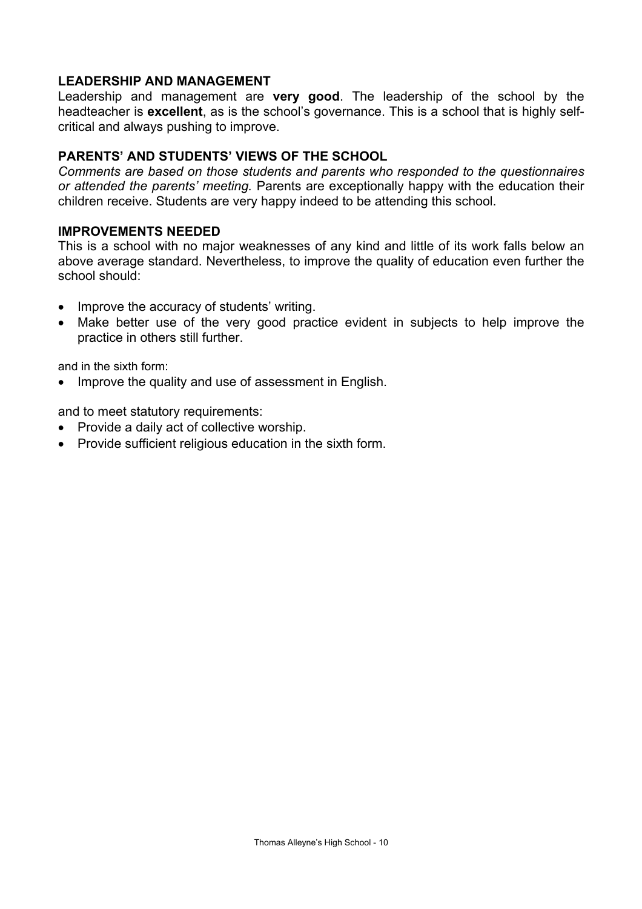### LEADERSHIP AND MANAGEMENT

Leadership and management are **very good**. The leadership of the school by the headteacher is **excellent**, as is the school's governance. This is a school that is highly self-critical and always pushing to improve.

### PARENTS' AND STUDENTS' VIEWS OF THE SCHOOL

*Comments are based on those students and parents who responded to the questionnaires or attended the parents' meeting.* Parents are exceptionally happy with the education their children receive. Students are very happy indeed to be attending this school.

### IMPROVEMENTS NEEDED

This is a school with no major weaknesses of any kind and little of its work falls below an above average standard. Nevertheless, to improve the quality of education even further the school should:

- Improve the accuracy of students' writing.
- Make better use of the very good practice evident in subjects to help improve the practice in others still further.

and in the sixth form:

- Improve the quality and use of assessment in English.

and to meet statutory requirements:

- Provide a daily act of collective worship.
- Provide sufficient religious education in the sixth form.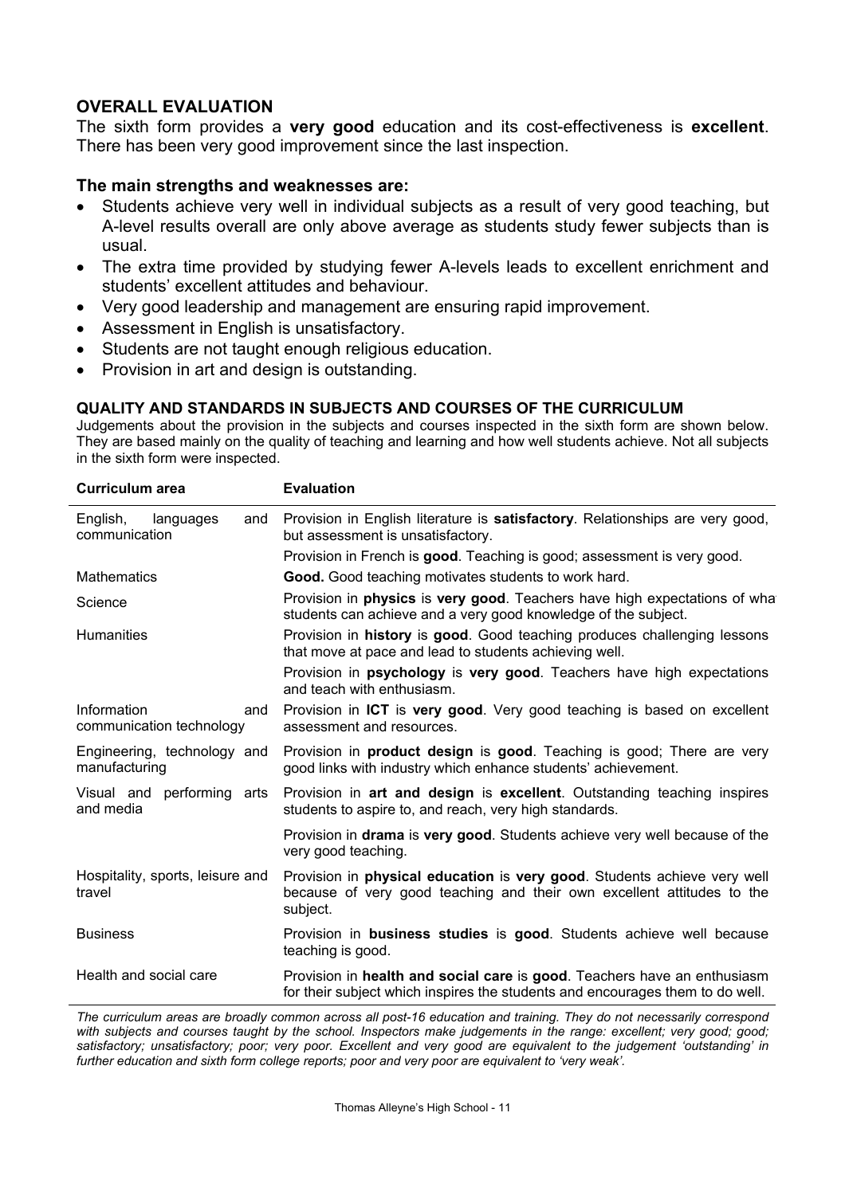## OVERALL EVALUATION

The sixth form provides a **very good** education and its cost-effectiveness is **excellent**. There has been very good improvement since the last inspection.

### The main strengths and weaknesses are:

- Students achieve very well in individual subjects as a result of very good teaching, but A-level results overall are only above average as students study fewer subjects than is usual.
- The extra time provided by studying fewer A-levels leads to excellent enrichment and students' excellent attitudes and behaviour.
- Very good leadership and management are ensuring rapid improvement.
- Assessment in English is unsatisfactory.
- Students are not taught enough religious education.
- Provision in art and design is outstanding.

### QUALITY AND STANDARDS IN SUBJECTS AND COURSES OF THE CURRICULUM

Judgements about the provision in the subjects and courses inspected in the sixth form are shown below. They are based mainly on the quality of teaching and learning and how well students achieve. Not all subjects in the sixth form were inspected.

| Curriculum area | Evaluation |
|---|---|
| English, languages and communication | Provision in English literature is **satisfactory**. Relationships are very good, but assessment is unsatisfactory. |
| | Provision in French is **good**. Teaching is good; assessment is very good. |
| Mathematics | **Good.** Good teaching motivates students to work hard. |
| Science | Provision in **physics** is **very good**. Teachers have high expectations of wha students can achieve and a very good knowledge of the subject. |
| Humanities | Provision in **history** is **good**. Good teaching produces challenging lessons that move at pace and lead to students achieving well. |
| | Provision in **psychology** is **very good**. Teachers have high expectations and teach with enthusiasm. |
| Information and communication technology | Provision in **ICT** is **very good**. Very good teaching is based on excellent assessment and resources. |
| Engineering, technology and manufacturing | Provision in **product design** is **good**. Teaching is good; There are very good links with industry which enhance students' achievement. |
| Visual and performing arts and media | Provision in **art and design** is **excellent**. Outstanding teaching inspires students to aspire to, and reach, very high standards. |
| | Provision in **drama** is **very good**. Students achieve very well because of the very good teaching. |
| Hospitality, sports, leisure and travel | Provision in **physical education** is **very good**. Students achieve very well because of very good teaching and their own excellent attitudes to the subject. |
| Business | Provision in **business studies** is **good**. Students achieve well because teaching is good. |
| Health and social care | Provision in **health and social care** is **good**. Teachers have an enthusiasm for their subject which inspires the students and encourages them to do well. |

*The curriculum areas are broadly common across all post-16 education and training. They do not necessarily correspond with subjects and courses taught by the school. Inspectors make judgements in the range: excellent; very good; good; satisfactory; unsatisfactory; poor; very poor. Excellent and very good are equivalent to the judgement 'outstanding' in further education and sixth form college reports; poor and very poor are equivalent to 'very weak'.*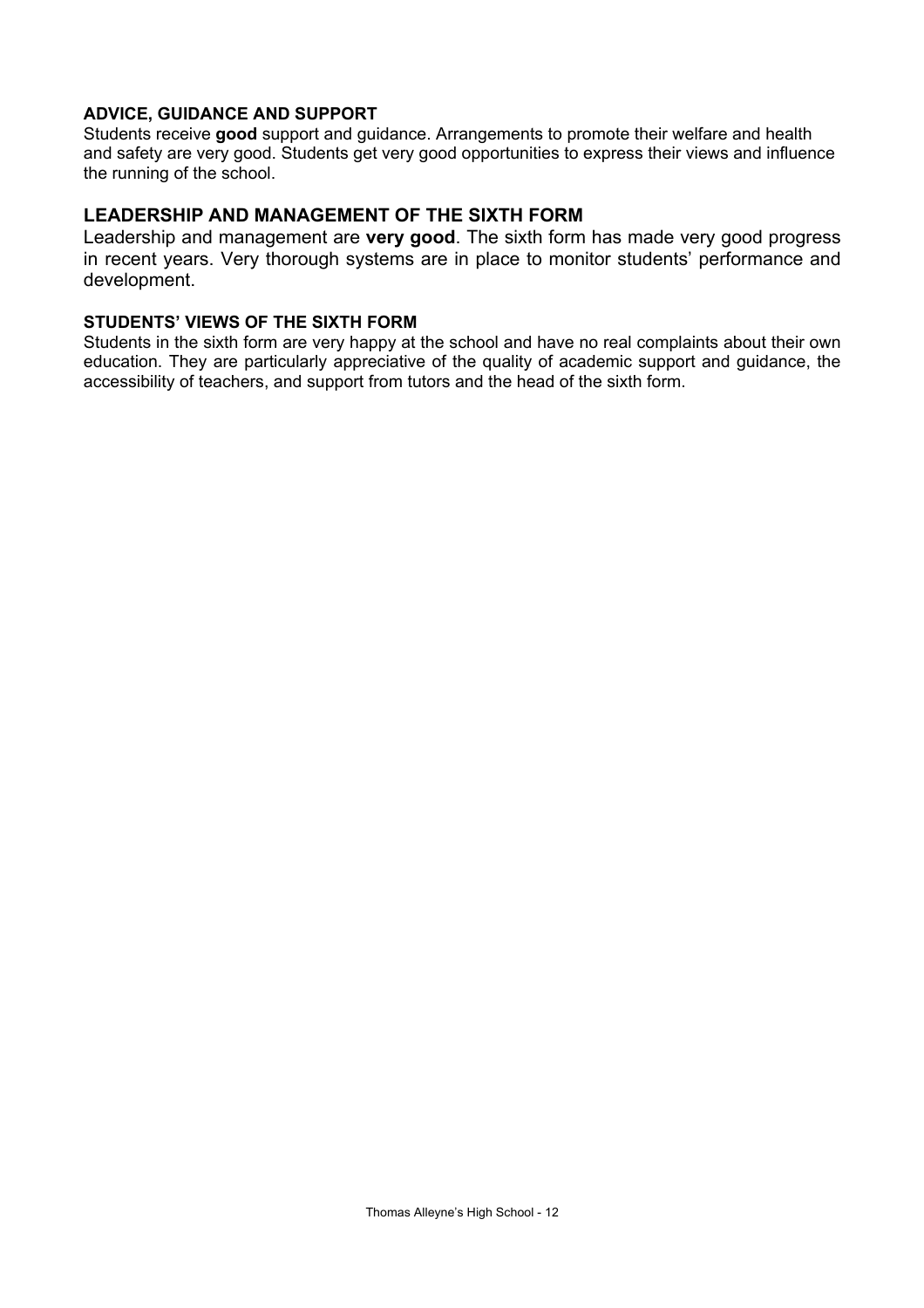### ADVICE, GUIDANCE AND SUPPORT

Students receive **good** support and guidance. Arrangements to promote their welfare and health and safety are very good. Students get very good opportunities to express their views and influence the running of the school.

## LEADERSHIP AND MANAGEMENT OF THE SIXTH FORM

Leadership and management are **very good**. The sixth form has made very good progress in recent years. Very thorough systems are in place to monitor students' performance and development.

### STUDENTS' VIEWS OF THE SIXTH FORM

Students in the sixth form are very happy at the school and have no real complaints about their own education. They are particularly appreciative of the quality of academic support and guidance, the accessibility of teachers, and support from tutors and the head of the sixth form.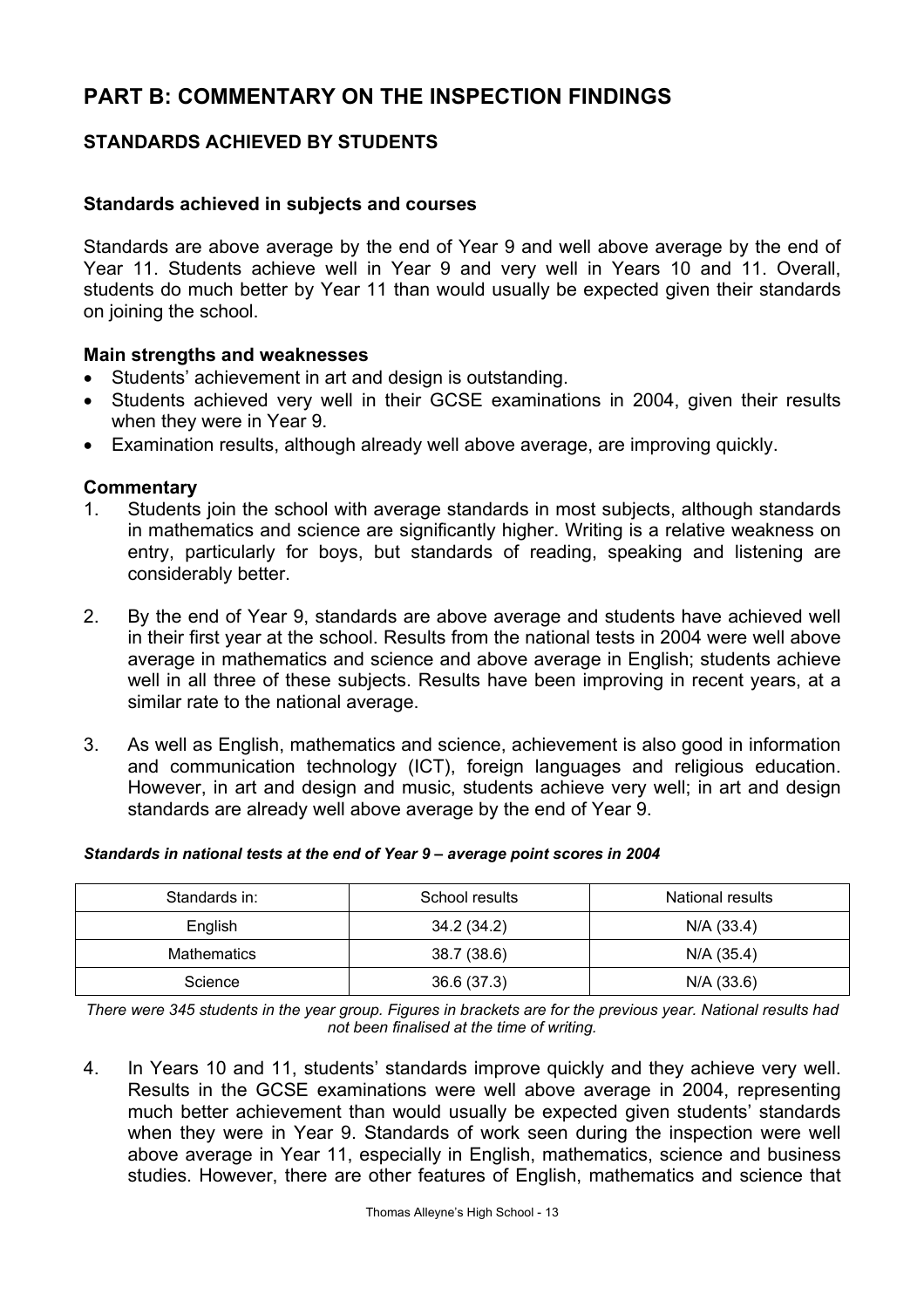# PART B: COMMENTARY ON THE INSPECTION FINDINGS

## STANDARDS ACHIEVED BY STUDENTS

### Standards achieved in subjects and courses

Standards are above average by the end of Year 9 and well above average by the end of Year 11. Students achieve well in Year 9 and very well in Years 10 and 11. Overall, students do much better by Year 11 than would usually be expected given their standards on joining the school.

#### Main strengths and weaknesses

- Students' achievement in art and design is outstanding.
- Students achieved very well in their GCSE examinations in 2004, given their results when they were in Year 9.
- Examination results, although already well above average, are improving quickly.

#### Commentary

1. Students join the school with average standards in most subjects, although standards in mathematics and science are significantly higher. Writing is a relative weakness on entry, particularly for boys, but standards of reading, speaking and listening are considerably better.

2. By the end of Year 9, standards are above average and students have achieved well in their first year at the school. Results from the national tests in 2004 were well above average in mathematics and science and above average in English; students achieve well in all three of these subjects. Results have been improving in recent years, at a similar rate to the national average.

3. As well as English, mathematics and science, achievement is also good in information and communication technology (ICT), foreign languages and religious education. However, in art and design and music, students achieve very well; in art and design standards are already well above average by the end of Year 9.

***Standards in national tests at the end of Year 9 – average point scores in 2004***

| Standards in: | School results | National results |
|---|---|---|
| English | 34.2 (34.2) | N/A (33.4) |
| Mathematics | 38.7 (38.6) | N/A (35.4) |
| Science | 36.6 (37.3) | N/A (33.6) |

*There were 345 students in the year group. Figures in brackets are for the previous year. National results had not been finalised at the time of writing.*

4. In Years 10 and 11, students' standards improve quickly and they achieve very well. Results in the GCSE examinations were well above average in 2004, representing much better achievement than would usually be expected given students' standards when they were in Year 9. Standards of work seen during the inspection were well above average in Year 11, especially in English, mathematics, science and business studies. However, there are other features of English, mathematics and science that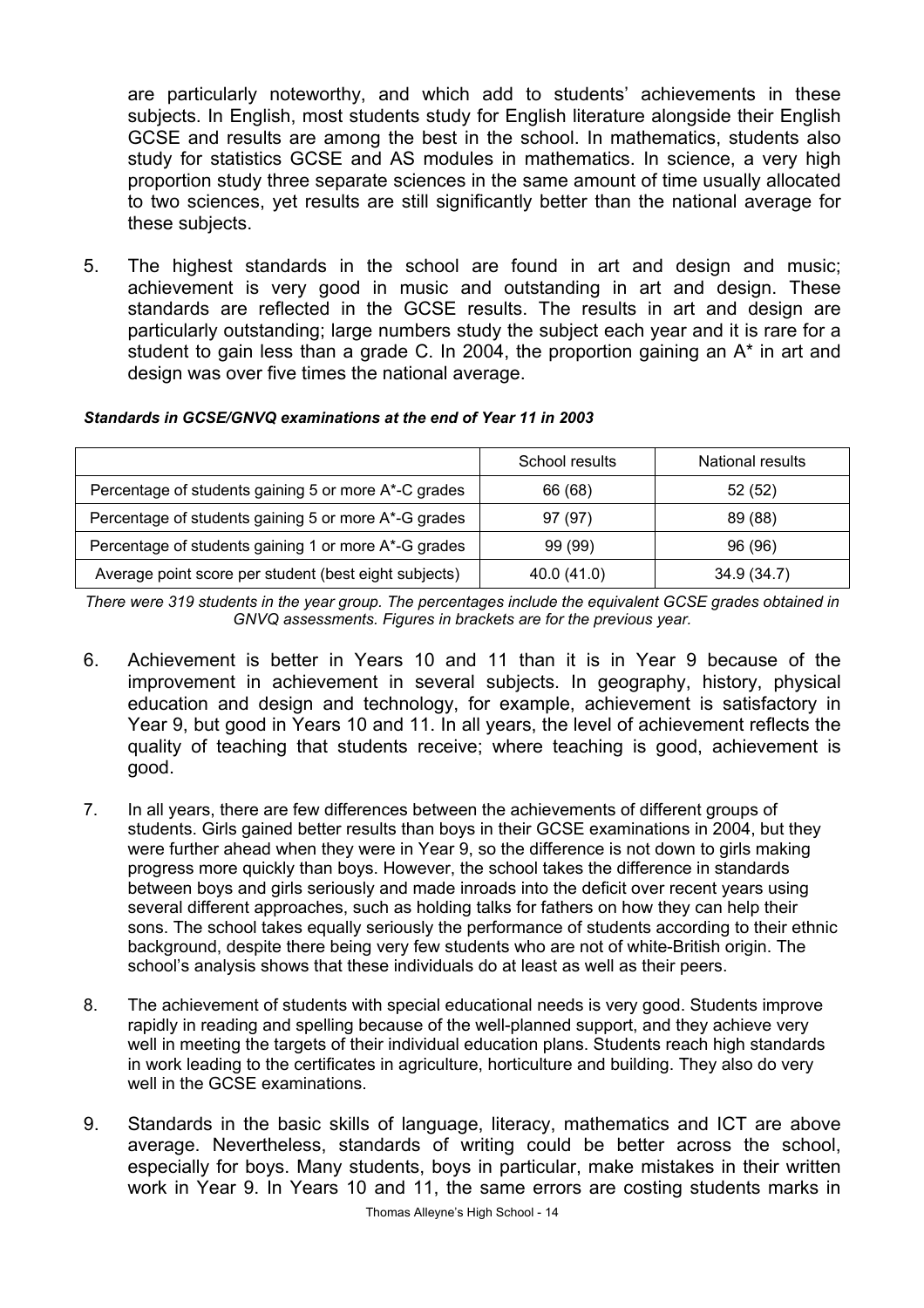are particularly noteworthy, and which add to students' achievements in these subjects. In English, most students study for English literature alongside their English GCSE and results are among the best in the school. In mathematics, students also study for statistics GCSE and AS modules in mathematics. In science, a very high proportion study three separate sciences in the same amount of time usually allocated to two sciences, yet results are still significantly better than the national average for these subjects.

5. The highest standards in the school are found in art and design and music; achievement is very good in music and outstanding in art and design. These standards are reflected in the GCSE results. The results in art and design are particularly outstanding; large numbers study the subject each year and it is rare for a student to gain less than a grade C. In 2004, the proportion gaining an A* in art and design was over five times the national average.

***Standards in GCSE/GNVQ examinations at the end of Year 11 in 2003***

| | School results | National results |
|---|---|---|
| Percentage of students gaining 5 or more A*-C grades | 66 (68) | 52 (52) |
| Percentage of students gaining 5 or more A*-G grades | 97 (97) | 89 (88) |
| Percentage of students gaining 1 or more A*-G grades | 99 (99) | 96 (96) |
| Average point score per student (best eight subjects) | 40.0 (41.0) | 34.9 (34.7) |

*There were 319 students in the year group. The percentages include the equivalent GCSE grades obtained in GNVQ assessments. Figures in brackets are for the previous year.*

6. Achievement is better in Years 10 and 11 than it is in Year 9 because of the improvement in achievement in several subjects. In geography, history, physical education and design and technology, for example, achievement is satisfactory in Year 9, but good in Years 10 and 11. In all years, the level of achievement reflects the quality of teaching that students receive; where teaching is good, achievement is good.

7. In all years, there are few differences between the achievements of different groups of students. Girls gained better results than boys in their GCSE examinations in 2004, but they were further ahead when they were in Year 9, so the difference is not down to girls making progress more quickly than boys. However, the school takes the difference in standards between boys and girls seriously and made inroads into the deficit over recent years using several different approaches, such as holding talks for fathers on how they can help their sons. The school takes equally seriously the performance of students according to their ethnic background, despite there being very few students who are not of white-British origin. The school's analysis shows that these individuals do at least as well as their peers.

8. The achievement of students with special educational needs is very good. Students improve rapidly in reading and spelling because of the well-planned support, and they achieve very well in meeting the targets of their individual education plans. Students reach high standards in work leading to the certificates in agriculture, horticulture and building. They also do very well in the GCSE examinations.

9. Standards in the basic skills of language, literacy, mathematics and ICT are above average. Nevertheless, standards of writing could be better across the school, especially for boys. Many students, boys in particular, make mistakes in their written work in Year 9. In Years 10 and 11, the same errors are costing students marks in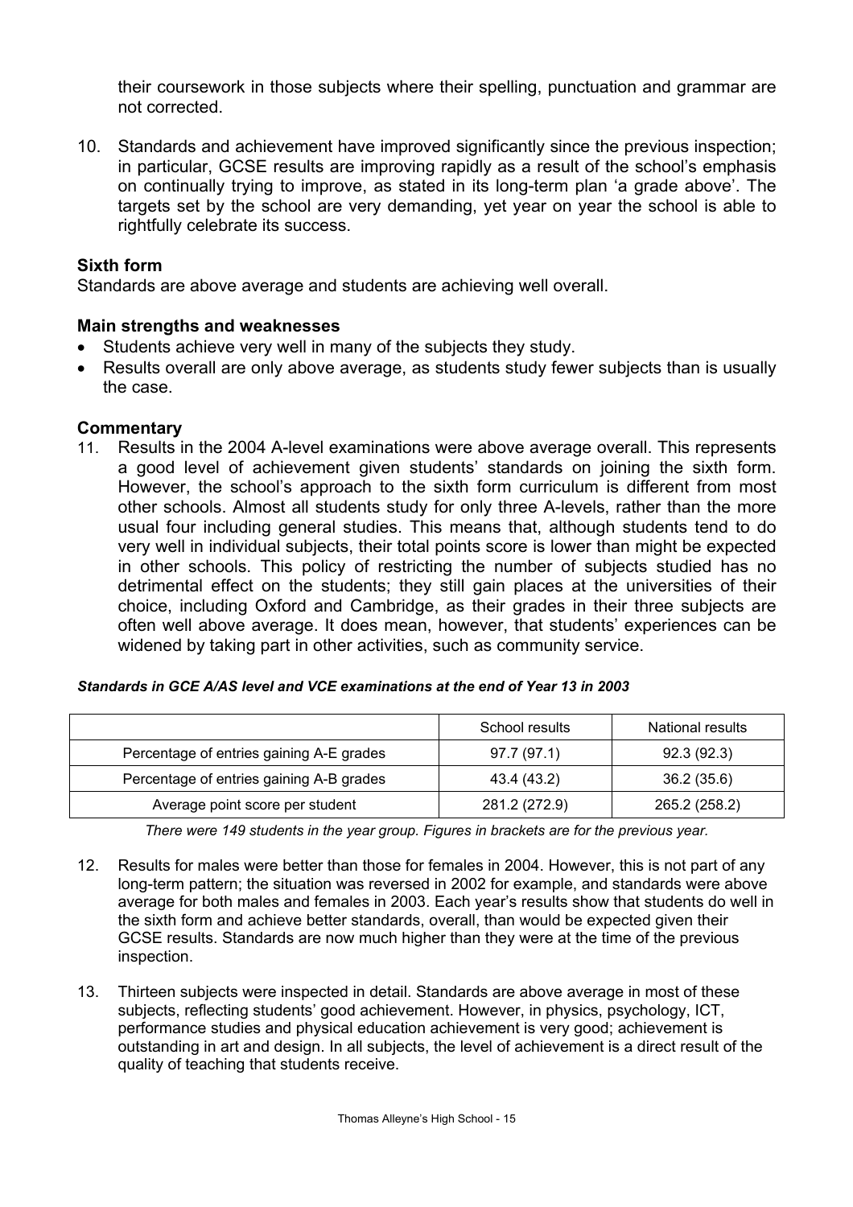their coursework in those subjects where their spelling, punctuation and grammar are not corrected.

10. Standards and achievement have improved significantly since the previous inspection; in particular, GCSE results are improving rapidly as a result of the school's emphasis on continually trying to improve, as stated in its long-term plan 'a grade above'. The targets set by the school are very demanding, yet year on year the school is able to rightfully celebrate its success.

### Sixth form

Standards are above average and students are achieving well overall.

### Main strengths and weaknesses

- Students achieve very well in many of the subjects they study.
- Results overall are only above average, as students study fewer subjects than is usually the case.

### Commentary

11. Results in the 2004 A-level examinations were above average overall. This represents a good level of achievement given students' standards on joining the sixth form. However, the school's approach to the sixth form curriculum is different from most other schools. Almost all students study for only three A-levels, rather than the more usual four including general studies. This means that, although students tend to do very well in individual subjects, their total points score is lower than might be expected in other schools. This policy of restricting the number of subjects studied has no detrimental effect on the students; they still gain places at the universities of their choice, including Oxford and Cambridge, as their grades in their three subjects are often well above average. It does mean, however, that students' experiences can be widened by taking part in other activities, such as community service.

***Standards in GCE A/AS level and VCE examinations at the end of Year 13 in 2003***

| | School results | National results |
|---|---|---|
| Percentage of entries gaining A-E grades | 97.7 (97.1) | 92.3 (92.3) |
| Percentage of entries gaining A-B grades | 43.4 (43.2) | 36.2 (35.6) |
| Average point score per student | 281.2 (272.9) | 265.2 (258.2) |

*There were 149 students in the year group. Figures in brackets are for the previous year.*

12. Results for males were better than those for females in 2004. However, this is not part of any long-term pattern; the situation was reversed in 2002 for example, and standards were above average for both males and females in 2003. Each year's results show that students do well in the sixth form and achieve better standards, overall, than would be expected given their GCSE results. Standards are now much higher than they were at the time of the previous inspection.

13. Thirteen subjects were inspected in detail. Standards are above average in most of these subjects, reflecting students' good achievement. However, in physics, psychology, ICT, performance studies and physical education achievement is very good; achievement is outstanding in art and design. In all subjects, the level of achievement is a direct result of the quality of teaching that students receive.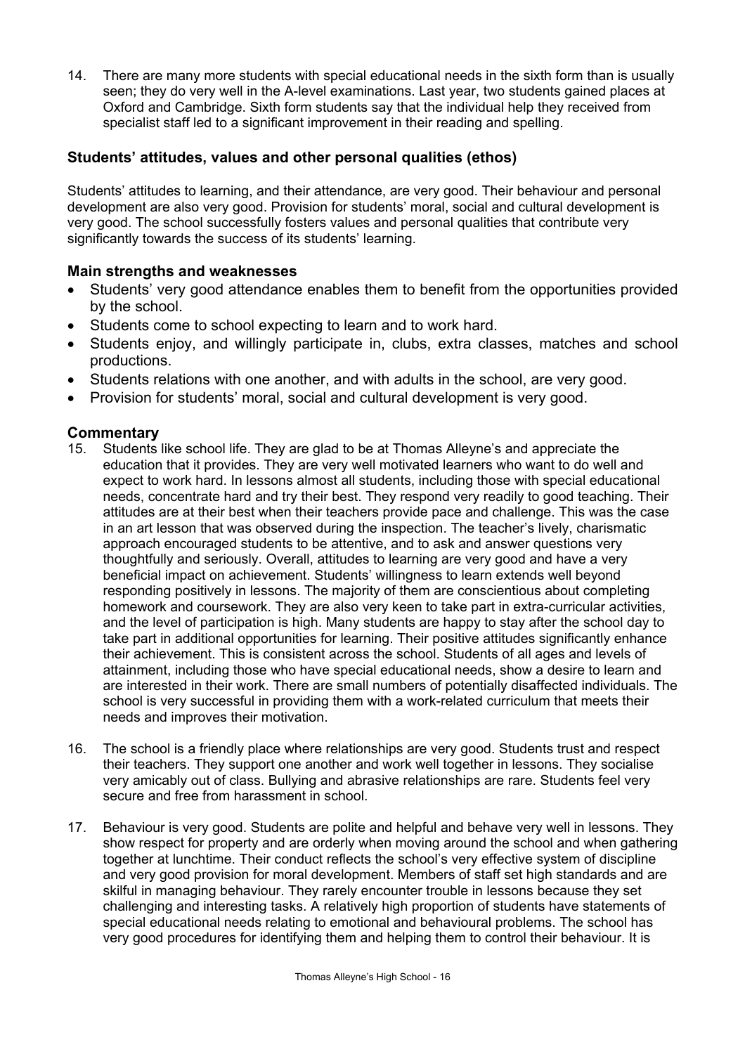14. There are many more students with special educational needs in the sixth form than is usually seen; they do very well in the A-level examinations. Last year, two students gained places at Oxford and Cambridge. Sixth form students say that the individual help they received from specialist staff led to a significant improvement in their reading and spelling.

### Students' attitudes, values and other personal qualities (ethos)

Students' attitudes to learning, and their attendance, are very good. Their behaviour and personal development are also very good. Provision for students' moral, social and cultural development is very good. The school successfully fosters values and personal qualities that contribute very significantly towards the success of its students' learning.

#### Main strengths and weaknesses

- Students' very good attendance enables them to benefit from the opportunities provided by the school.
- Students come to school expecting to learn and to work hard.
- Students enjoy, and willingly participate in, clubs, extra classes, matches and school productions.
- Students relations with one another, and with adults in the school, are very good.
- Provision for students' moral, social and cultural development is very good.

#### Commentary

15. Students like school life. They are glad to be at Thomas Alleyne's and appreciate the education that it provides. They are very well motivated learners who want to do well and expect to work hard. In lessons almost all students, including those with special educational needs, concentrate hard and try their best. They respond very readily to good teaching. Their attitudes are at their best when their teachers provide pace and challenge. This was the case in an art lesson that was observed during the inspection. The teacher's lively, charismatic approach encouraged students to be attentive, and to ask and answer questions very thoughtfully and seriously. Overall, attitudes to learning are very good and have a very beneficial impact on achievement. Students' willingness to learn extends well beyond responding positively in lessons. The majority of them are conscientious about completing homework and coursework. They are also very keen to take part in extra-curricular activities, and the level of participation is high. Many students are happy to stay after the school day to take part in additional opportunities for learning. Their positive attitudes significantly enhance their achievement. This is consistent across the school. Students of all ages and levels of attainment, including those who have special educational needs, show a desire to learn and are interested in their work. There are small numbers of potentially disaffected individuals. The school is very successful in providing them with a work-related curriculum that meets their needs and improves their motivation.

16. The school is a friendly place where relationships are very good. Students trust and respect their teachers. They support one another and work well together in lessons. They socialise very amicably out of class. Bullying and abrasive relationships are rare. Students feel very secure and free from harassment in school.

17. Behaviour is very good. Students are polite and helpful and behave very well in lessons. They show respect for property and are orderly when moving around the school and when gathering together at lunchtime. Their conduct reflects the school's very effective system of discipline and very good provision for moral development. Members of staff set high standards and are skilful in managing behaviour. They rarely encounter trouble in lessons because they set challenging and interesting tasks. A relatively high proportion of students have statements of special educational needs relating to emotional and behavioural problems. The school has very good procedures for identifying them and helping them to control their behaviour. It is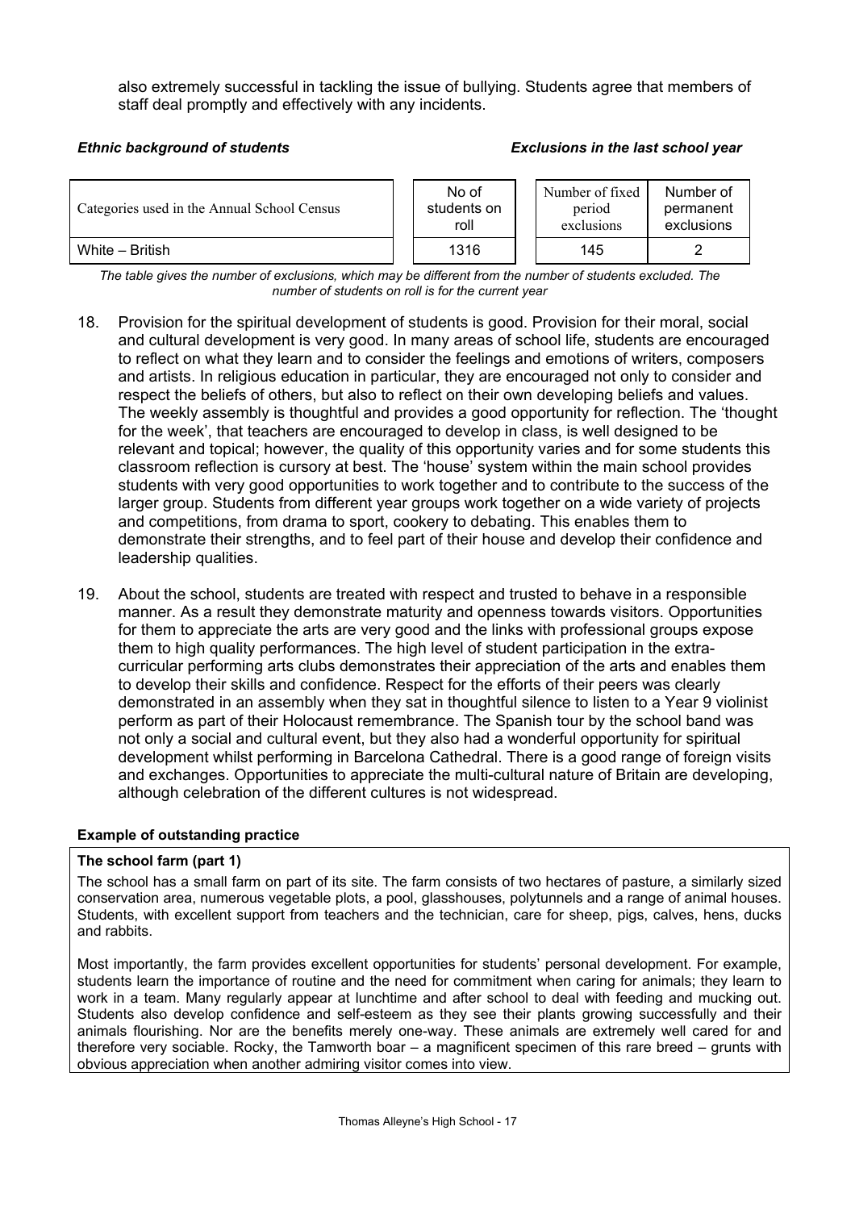also extremely successful in tackling the issue of bullying. Students agree that members of staff deal promptly and effectively with any incidents.

***Ethnic background of students*** ***Exclusions in the last school year***

| Categories used in the Annual School Census | No of students on roll | Number of fixed period exclusions | Number of permanent exclusions |
|---|---|---|---|
| White – British | 1316 | 145 | 2 |

*The table gives the number of exclusions, which may be different from the number of students excluded. The number of students on roll is for the current year*

18. Provision for the spiritual development of students is good. Provision for their moral, social and cultural development is very good. In many areas of school life, students are encouraged to reflect on what they learn and to consider the feelings and emotions of writers, composers and artists. In religious education in particular, they are encouraged not only to consider and respect the beliefs of others, but also to reflect on their own developing beliefs and values. The weekly assembly is thoughtful and provides a good opportunity for reflection. The 'thought for the week', that teachers are encouraged to develop in class, is well designed to be relevant and topical; however, the quality of this opportunity varies and for some students this classroom reflection is cursory at best. The 'house' system within the main school provides students with very good opportunities to work together and to contribute to the success of the larger group. Students from different year groups work together on a wide variety of projects and competitions, from drama to sport, cookery to debating. This enables them to demonstrate their strengths, and to feel part of their house and develop their confidence and leadership qualities.

19. About the school, students are treated with respect and trusted to behave in a responsible manner. As a result they demonstrate maturity and openness towards visitors. Opportunities for them to appreciate the arts are very good and the links with professional groups expose them to high quality performances. The high level of student participation in the extra-curricular performing arts clubs demonstrates their appreciation of the arts and enables them to develop their skills and confidence. Respect for the efforts of their peers was clearly demonstrated in an assembly when they sat in thoughtful silence to listen to a Year 9 violinist perform as part of their Holocaust remembrance. The Spanish tour by the school band was not only a social and cultural event, but they also had a wonderful opportunity for spiritual development whilst performing in Barcelona Cathedral. There is a good range of foreign visits and exchanges. Opportunities to appreciate the multi-cultural nature of Britain are developing, although celebration of the different cultures is not widespread.

**Example of outstanding practice**

**The school farm (part 1)**

The school has a small farm on part of its site. The farm consists of two hectares of pasture, a similarly sized conservation area, numerous vegetable plots, a pool, glasshouses, polytunnels and a range of animal houses. Students, with excellent support from teachers and the technician, care for sheep, pigs, calves, hens, ducks and rabbits.

Most importantly, the farm provides excellent opportunities for students' personal development. For example, students learn the importance of routine and the need for commitment when caring for animals; they learn to work in a team. Many regularly appear at lunchtime and after school to deal with feeding and mucking out. Students also develop confidence and self-esteem as they see their plants growing successfully and their animals flourishing. Nor are the benefits merely one-way. These animals are extremely well cared for and therefore very sociable. Rocky, the Tamworth boar – a magnificent specimen of this rare breed – grunts with obvious appreciation when another admiring visitor comes into view.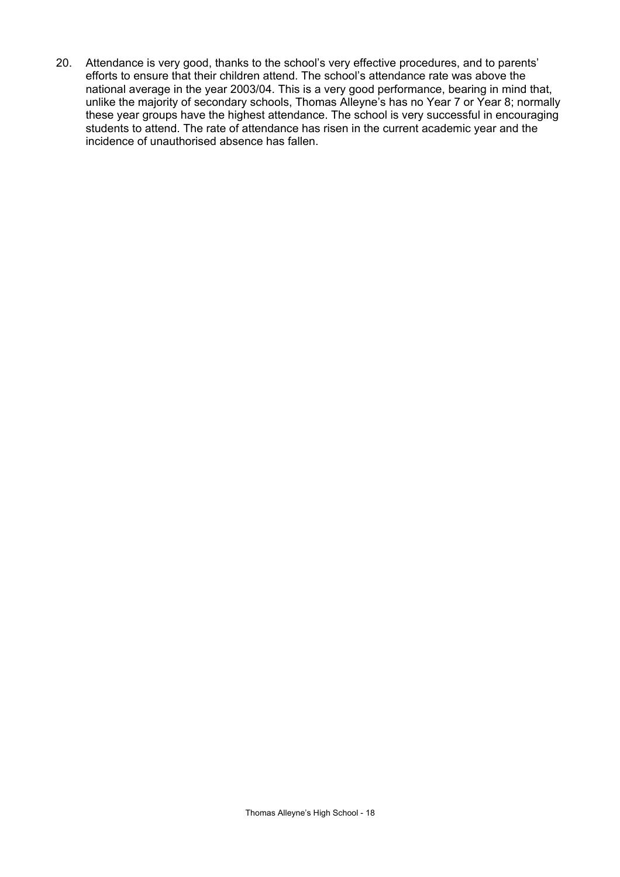20. Attendance is very good, thanks to the school's very effective procedures, and to parents' efforts to ensure that their children attend. The school's attendance rate was above the national average in the year 2003/04. This is a very good performance, bearing in mind that, unlike the majority of secondary schools, Thomas Alleyne's has no Year 7 or Year 8; normally these year groups have the highest attendance. The school is very successful in encouraging students to attend. The rate of attendance has risen in the current academic year and the incidence of unauthorised absence has fallen.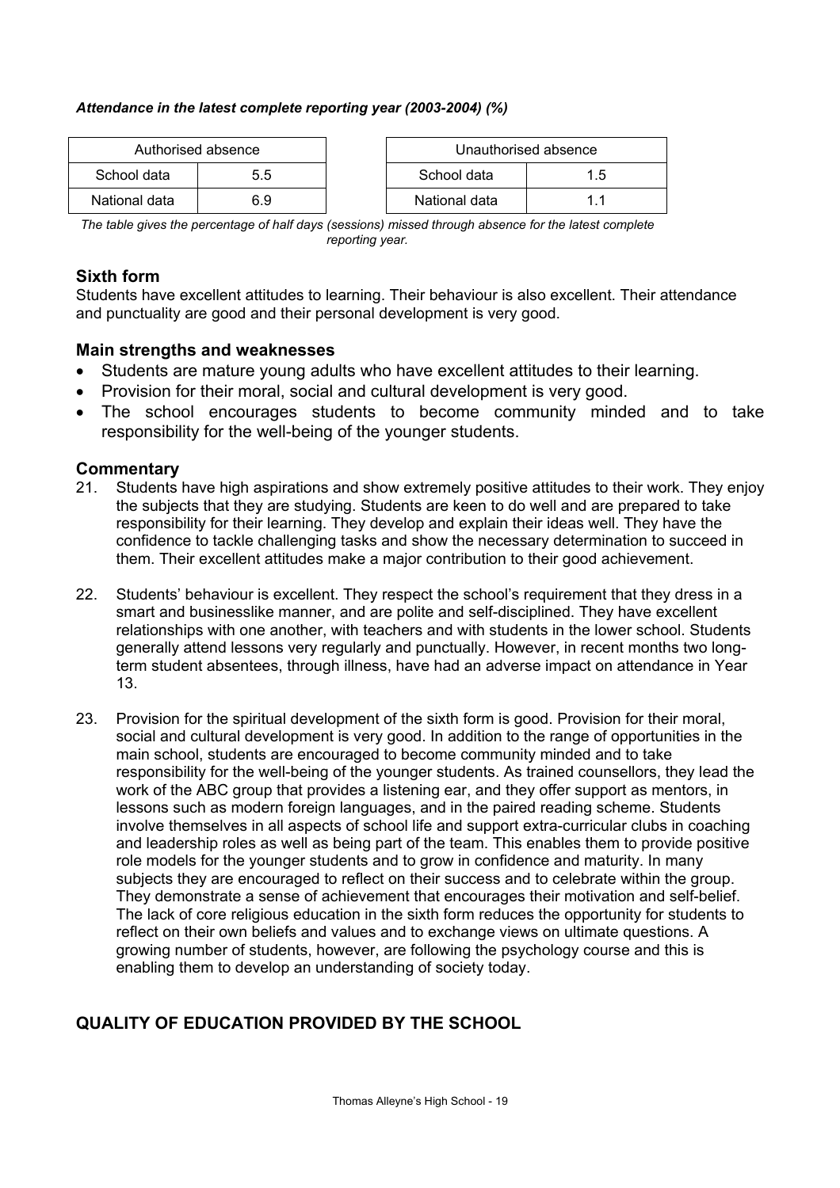***Attendance in the latest complete reporting year (2003-2004) (%)***

| Authorised absence | |
|---|---|
| School data | 5.5 |
| National data | 6.9 |

| Unauthorised absence | |
|---|---|
| School data | 1.5 |
| National data | 1.1 |

*The table gives the percentage of half days (sessions) missed through absence for the latest complete reporting year.*

### Sixth form

Students have excellent attitudes to learning. Their behaviour is also excellent. Their attendance and punctuality are good and their personal development is very good.

### Main strengths and weaknesses

- Students are mature young adults who have excellent attitudes to their learning.
- Provision for their moral, social and cultural development is very good.
- The school encourages students to become community minded and to take responsibility for the well-being of the younger students.

### Commentary

21. Students have high aspirations and show extremely positive attitudes to their work. They enjoy the subjects that they are studying. Students are keen to do well and are prepared to take responsibility for their learning. They develop and explain their ideas well. They have the confidence to tackle challenging tasks and show the necessary determination to succeed in them. Their excellent attitudes make a major contribution to their good achievement.

22. Students' behaviour is excellent. They respect the school's requirement that they dress in a smart and businesslike manner, and are polite and self-disciplined. They have excellent relationships with one another, with teachers and with students in the lower school. Students generally attend lessons very regularly and punctually. However, in recent months two long-term student absentees, through illness, have had an adverse impact on attendance in Year 13.

23. Provision for the spiritual development of the sixth form is good. Provision for their moral, social and cultural development is very good. In addition to the range of opportunities in the main school, students are encouraged to become community minded and to take responsibility for the well-being of the younger students. As trained counsellors, they lead the work of the ABC group that provides a listening ear, and they offer support as mentors, in lessons such as modern foreign languages, and in the paired reading scheme. Students involve themselves in all aspects of school life and support extra-curricular clubs in coaching and leadership roles as well as being part of the team. This enables them to provide positive role models for the younger students and to grow in confidence and maturity. In many subjects they are encouraged to reflect on their success and to celebrate within the group. They demonstrate a sense of achievement that encourages their motivation and self-belief. The lack of core religious education in the sixth form reduces the opportunity for students to reflect on their own beliefs and values and to exchange views on ultimate questions. A growing number of students, however, are following the psychology course and this is enabling them to develop an understanding of society today.

## QUALITY OF EDUCATION PROVIDED BY THE SCHOOL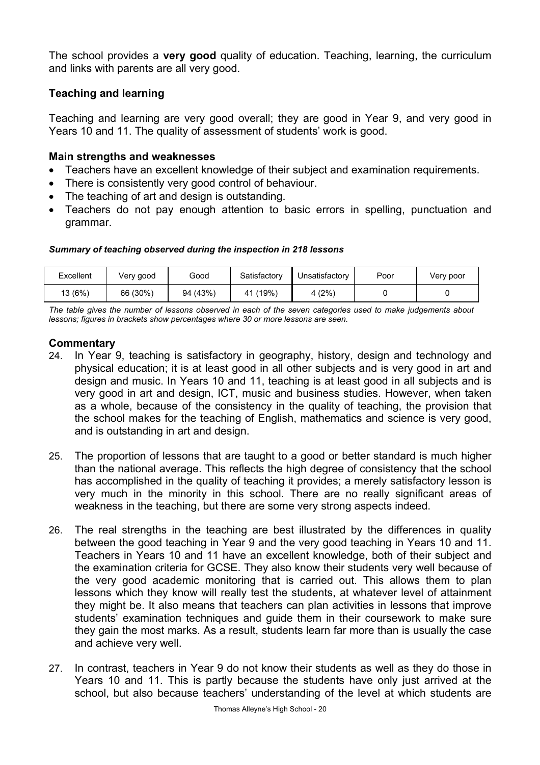The school provides a **very good** quality of education. Teaching, learning, the curriculum and links with parents are all very good.

### Teaching and learning

Teaching and learning are very good overall; they are good in Year 9, and very good in Years 10 and 11. The quality of assessment of students' work is good.

#### Main strengths and weaknesses

- Teachers have an excellent knowledge of their subject and examination requirements.
- There is consistently very good control of behaviour.
- The teaching of art and design is outstanding.
- Teachers do not pay enough attention to basic errors in spelling, punctuation and grammar.

***Summary of teaching observed during the inspection in 218 lessons***

| Excellent | Very good | Good | Satisfactory | Unsatisfactory | Poor | Very poor |
|---|---|---|---|---|---|---|
| 13 (6%) | 66 (30%) | 94 (43%) | 41 (19%) | 4 (2%) | 0 | 0 |

*The table gives the number of lessons observed in each of the seven categories used to make judgements about lessons; figures in brackets show percentages where 30 or more lessons are seen.*

#### Commentary

24. In Year 9, teaching is satisfactory in geography, history, design and technology and physical education; it is at least good in all other subjects and is very good in art and design and music. In Years 10 and 11, teaching is at least good in all subjects and is very good in art and design, ICT, music and business studies. However, when taken as a whole, because of the consistency in the quality of teaching, the provision that the school makes for the teaching of English, mathematics and science is very good, and is outstanding in art and design.

25. The proportion of lessons that are taught to a good or better standard is much higher than the national average. This reflects the high degree of consistency that the school has accomplished in the quality of teaching it provides; a merely satisfactory lesson is very much in the minority in this school. There are no really significant areas of weakness in the teaching, but there are some very strong aspects indeed.

26. The real strengths in the teaching are best illustrated by the differences in quality between the good teaching in Year 9 and the very good teaching in Years 10 and 11. Teachers in Years 10 and 11 have an excellent knowledge, both of their subject and the examination criteria for GCSE. They also know their students very well because of the very good academic monitoring that is carried out. This allows them to plan lessons which they know will really test the students, at whatever level of attainment they might be. It also means that teachers can plan activities in lessons that improve students' examination techniques and guide them in their coursework to make sure they gain the most marks. As a result, students learn far more than is usually the case and achieve very well.

27. In contrast, teachers in Year 9 do not know their students as well as they do those in Years 10 and 11. This is partly because the students have only just arrived at the school, but also because teachers' understanding of the level at which students are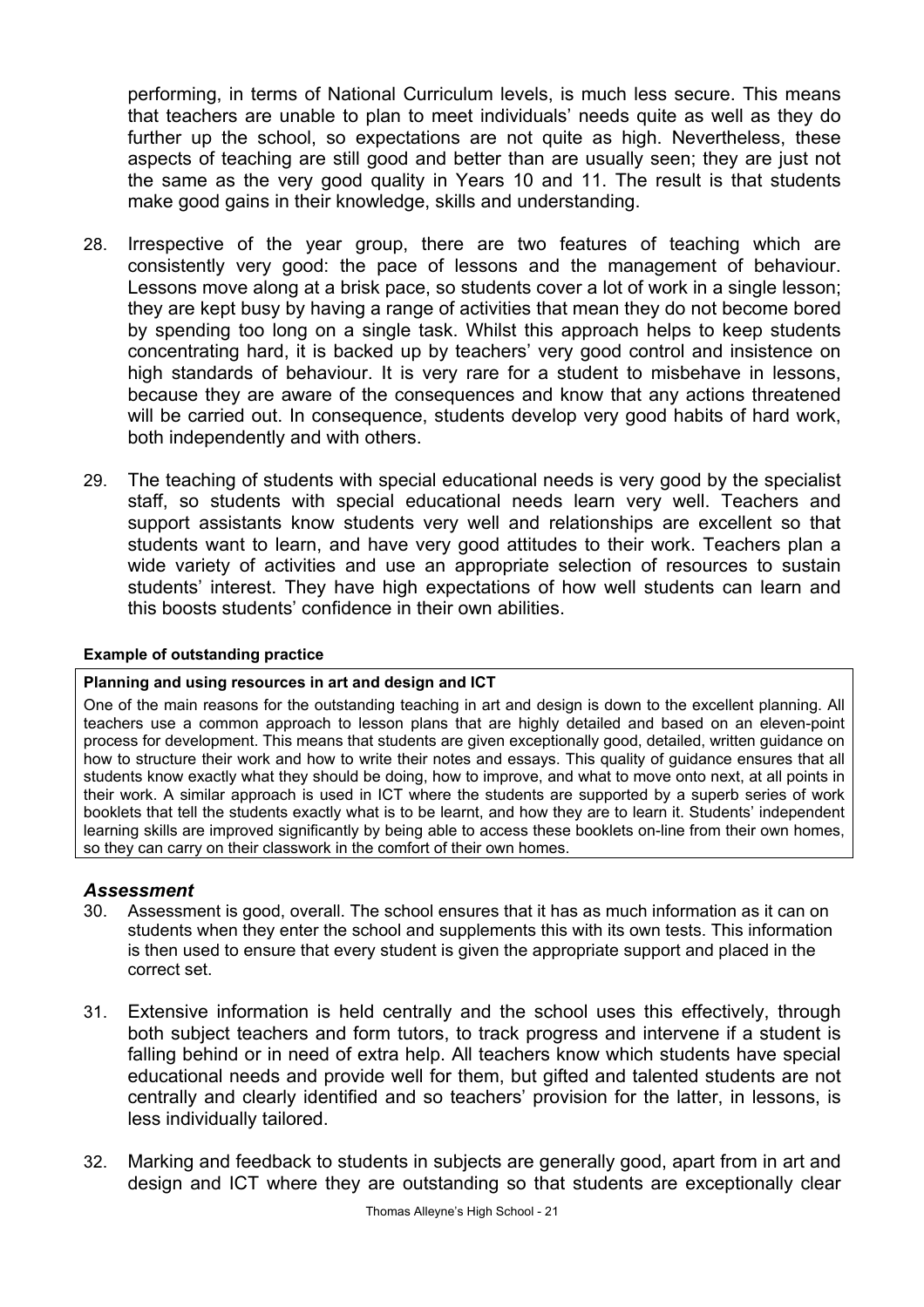performing, in terms of National Curriculum levels, is much less secure. This means that teachers are unable to plan to meet individuals' needs quite as well as they do further up the school, so expectations are not quite as high. Nevertheless, these aspects of teaching are still good and better than are usually seen; they are just not the same as the very good quality in Years 10 and 11. The result is that students make good gains in their knowledge, skills and understanding.

28. Irrespective of the year group, there are two features of teaching which are consistently very good: the pace of lessons and the management of behaviour. Lessons move along at a brisk pace, so students cover a lot of work in a single lesson; they are kept busy by having a range of activities that mean they do not become bored by spending too long on a single task. Whilst this approach helps to keep students concentrating hard, it is backed up by teachers' very good control and insistence on high standards of behaviour. It is very rare for a student to misbehave in lessons, because they are aware of the consequences and know that any actions threatened will be carried out. In consequence, students develop very good habits of hard work, both independently and with others.

29. The teaching of students with special educational needs is very good by the specialist staff, so students with special educational needs learn very well. Teachers and support assistants know students very well and relationships are excellent so that students want to learn, and have very good attitudes to their work. Teachers plan a wide variety of activities and use an appropriate selection of resources to sustain students' interest. They have high expectations of how well students can learn and this boosts students' confidence in their own abilities.

**Example of outstanding practice**

**Planning and using resources in art and design and ICT**

One of the main reasons for the outstanding teaching in art and design is down to the excellent planning. All teachers use a common approach to lesson plans that are highly detailed and based on an eleven-point process for development. This means that students are given exceptionally good, detailed, written guidance on how to structure their work and how to write their notes and essays. This quality of guidance ensures that all students know exactly what they should be doing, how to improve, and what to move onto next, at all points in their work. A similar approach is used in ICT where the students are supported by a superb series of work booklets that tell the students exactly what is to be learnt, and how they are to learn it. Students' independent learning skills are improved significantly by being able to access these booklets on-line from their own homes, so they can carry on their classwork in the comfort of their own homes.

### *Assessment*

30. Assessment is good, overall. The school ensures that it has as much information as it can on students when they enter the school and supplements this with its own tests. This information is then used to ensure that every student is given the appropriate support and placed in the correct set.

31. Extensive information is held centrally and the school uses this effectively, through both subject teachers and form tutors, to track progress and intervene if a student is falling behind or in need of extra help. All teachers know which students have special educational needs and provide well for them, but gifted and talented students are not centrally and clearly identified and so teachers' provision for the latter, in lessons, is less individually tailored.

32. Marking and feedback to students in subjects are generally good, apart from in art and design and ICT where they are outstanding so that students are exceptionally clear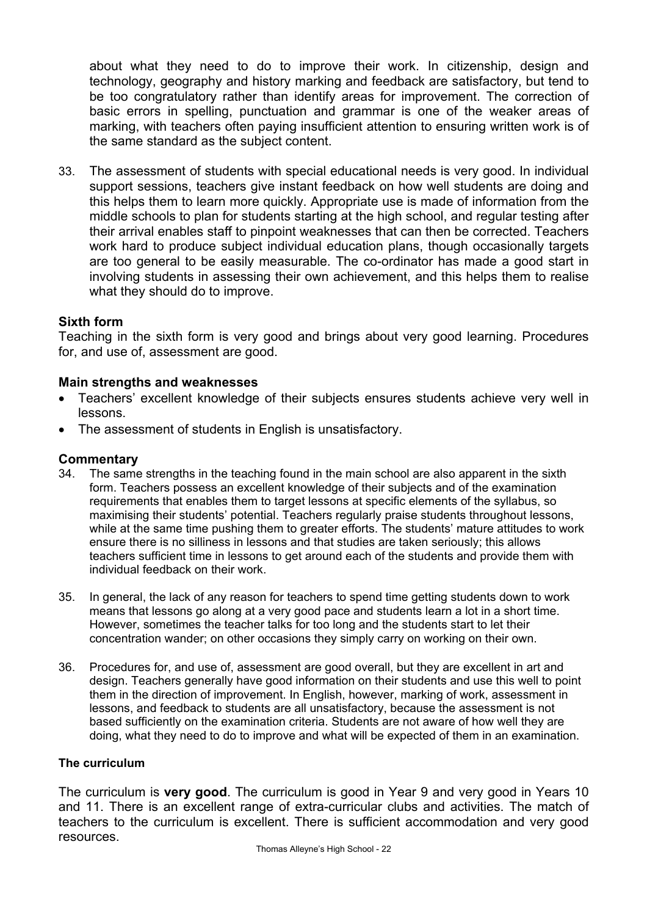about what they need to do to improve their work. In citizenship, design and technology, geography and history marking and feedback are satisfactory, but tend to be too congratulatory rather than identify areas for improvement. The correction of basic errors in spelling, punctuation and grammar is one of the weaker areas of marking, with teachers often paying insufficient attention to ensuring written work is of the same standard as the subject content.

33. The assessment of students with special educational needs is very good. In individual support sessions, teachers give instant feedback on how well students are doing and this helps them to learn more quickly. Appropriate use is made of information from the middle schools to plan for students starting at the high school, and regular testing after their arrival enables staff to pinpoint weaknesses that can then be corrected. Teachers work hard to produce subject individual education plans, though occasionally targets are too general to be easily measurable. The co-ordinator has made a good start in involving students in assessing their own achievement, and this helps them to realise what they should do to improve.

### Sixth form

Teaching in the sixth form is very good and brings about very good learning. Procedures for, and use of, assessment are good.

### Main strengths and weaknesses

- Teachers' excellent knowledge of their subjects ensures students achieve very well in lessons.
- The assessment of students in English is unsatisfactory.

### Commentary

34. The same strengths in the teaching found in the main school are also apparent in the sixth form. Teachers possess an excellent knowledge of their subjects and of the examination requirements that enables them to target lessons at specific elements of the syllabus, so maximising their students' potential. Teachers regularly praise students throughout lessons, while at the same time pushing them to greater efforts. The students' mature attitudes to work ensure there is no silliness in lessons and that studies are taken seriously; this allows teachers sufficient time in lessons to get around each of the students and provide them with individual feedback on their work.

35. In general, the lack of any reason for teachers to spend time getting students down to work means that lessons go along at a very good pace and students learn a lot in a short time. However, sometimes the teacher talks for too long and the students start to let their concentration wander; on other occasions they simply carry on working on their own.

36. Procedures for, and use of, assessment are good overall, but they are excellent in art and design. Teachers generally have good information on their students and use this well to point them in the direction of improvement. In English, however, marking of work, assessment in lessons, and feedback to students are all unsatisfactory, because the assessment is not based sufficiently on the examination criteria. Students are not aware of how well they are doing, what they need to do to improve and what will be expected of them in an examination.

#### The curriculum

The curriculum is **very good**. The curriculum is good in Year 9 and very good in Years 10 and 11. There is an excellent range of extra-curricular clubs and activities. The match of teachers to the curriculum is excellent. There is sufficient accommodation and very good resources.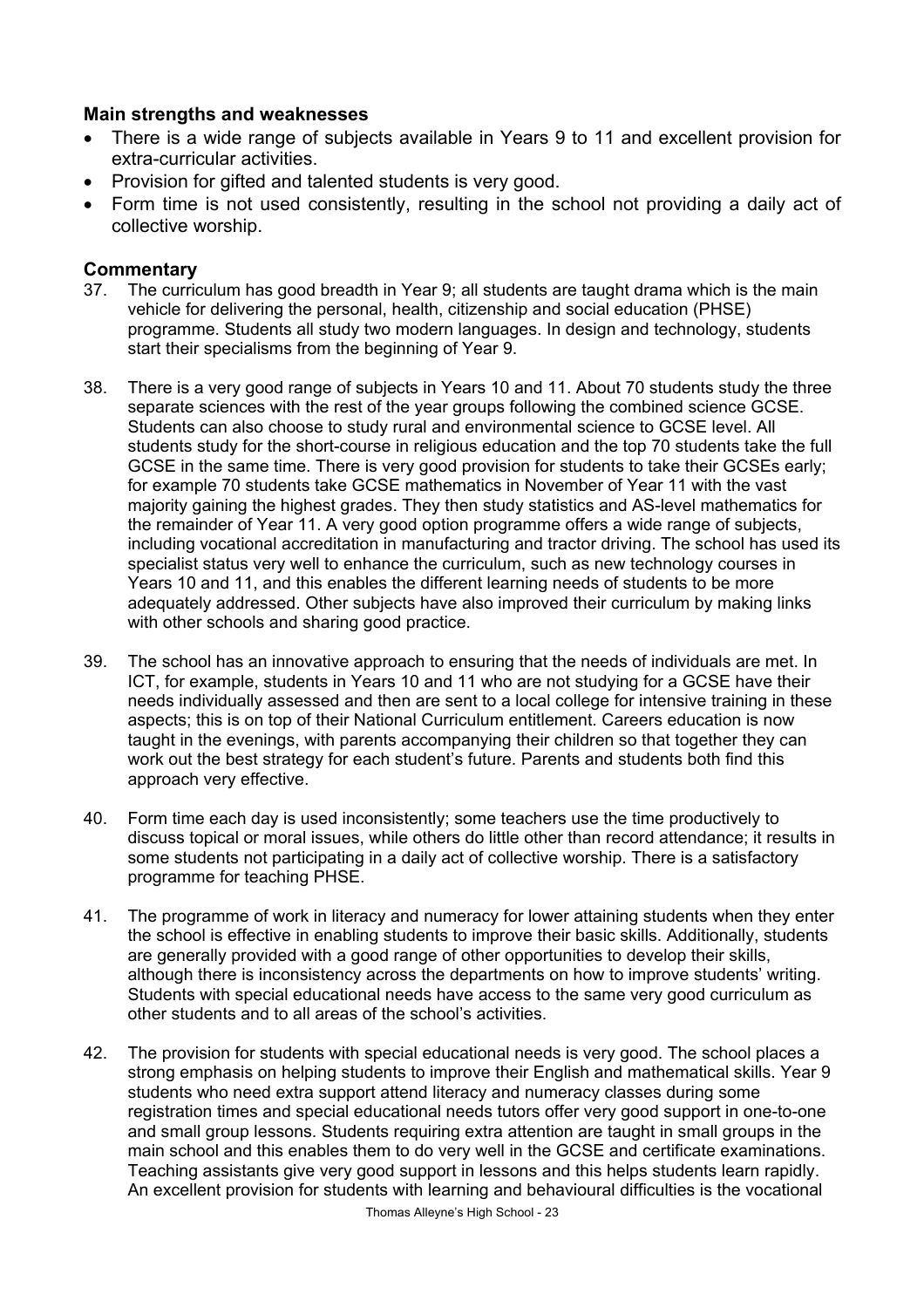## Main strengths and weaknesses

- There is a wide range of subjects available in Years 9 to 11 and excellent provision for extra-curricular activities.
- Provision for gifted and talented students is very good.
- Form time is not used consistently, resulting in the school not providing a daily act of collective worship.

## Commentary

37. The curriculum has good breadth in Year 9; all students are taught drama which is the main vehicle for delivering the personal, health, citizenship and social education (PHSE) programme. Students all study two modern languages. In design and technology, students start their specialisms from the beginning of Year 9.

38. There is a very good range of subjects in Years 10 and 11. About 70 students study the three separate sciences with the rest of the year groups following the combined science GCSE. Students can also choose to study rural and environmental science to GCSE level. All students study for the short-course in religious education and the top 70 students take the full GCSE in the same time. There is very good provision for students to take their GCSEs early; for example 70 students take GCSE mathematics in November of Year 11 with the vast majority gaining the highest grades. They then study statistics and AS-level mathematics for the remainder of Year 11. A very good option programme offers a wide range of subjects, including vocational accreditation in manufacturing and tractor driving. The school has used its specialist status very well to enhance the curriculum, such as new technology courses in Years 10 and 11, and this enables the different learning needs of students to be more adequately addressed. Other subjects have also improved their curriculum by making links with other schools and sharing good practice.

39. The school has an innovative approach to ensuring that the needs of individuals are met. In ICT, for example, students in Years 10 and 11 who are not studying for a GCSE have their needs individually assessed and then are sent to a local college for intensive training in these aspects; this is on top of their National Curriculum entitlement. Careers education is now taught in the evenings, with parents accompanying their children so that together they can work out the best strategy for each student's future. Parents and students both find this approach very effective.

40. Form time each day is used inconsistently; some teachers use the time productively to discuss topical or moral issues, while others do little other than record attendance; it results in some students not participating in a daily act of collective worship. There is a satisfactory programme for teaching PHSE.

41. The programme of work in literacy and numeracy for lower attaining students when they enter the school is effective in enabling students to improve their basic skills. Additionally, students are generally provided with a good range of other opportunities to develop their skills, although there is inconsistency across the departments on how to improve students' writing. Students with special educational needs have access to the same very good curriculum as other students and to all areas of the school's activities.

42. The provision for students with special educational needs is very good. The school places a strong emphasis on helping students to improve their English and mathematical skills. Year 9 students who need extra support attend literacy and numeracy classes during some registration times and special educational needs tutors offer very good support in one-to-one and small group lessons. Students requiring extra attention are taught in small groups in the main school and this enables them to do very well in the GCSE and certificate examinations. Teaching assistants give very good support in lessons and this helps students learn rapidly. An excellent provision for students with learning and behavioural difficulties is the vocational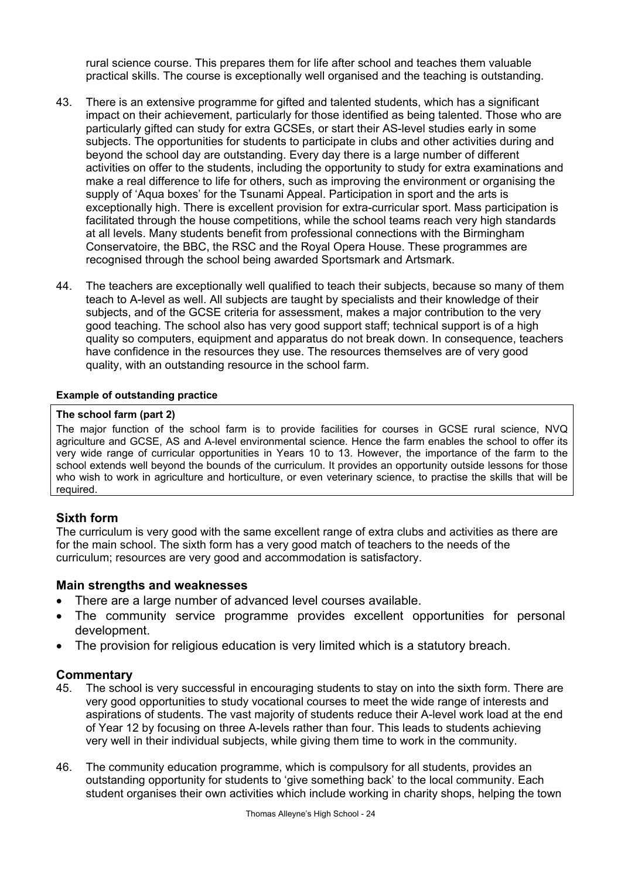rural science course. This prepares them for life after school and teaches them valuable practical skills. The course is exceptionally well organised and the teaching is outstanding.

43. There is an extensive programme for gifted and talented students, which has a significant impact on their achievement, particularly for those identified as being talented. Those who are particularly gifted can study for extra GCSEs, or start their AS-level studies early in some subjects. The opportunities for students to participate in clubs and other activities during and beyond the school day are outstanding. Every day there is a large number of different activities on offer to the students, including the opportunity to study for extra examinations and make a real difference to life for others, such as improving the environment or organising the supply of 'Aqua boxes' for the Tsunami Appeal. Participation in sport and the arts is exceptionally high. There is excellent provision for extra-curricular sport. Mass participation is facilitated through the house competitions, while the school teams reach very high standards at all levels. Many students benefit from professional connections with the Birmingham Conservatoire, the BBC, the RSC and the Royal Opera House. These programmes are recognised through the school being awarded Sportsmark and Artsmark.

44. The teachers are exceptionally well qualified to teach their subjects, because so many of them teach to A-level as well. All subjects are taught by specialists and their knowledge of their subjects, and of the GCSE criteria for assessment, makes a major contribution to the very good teaching. The school also has very good support staff; technical support is of a high quality so computers, equipment and apparatus do not break down. In consequence, teachers have confidence in the resources they use. The resources themselves are of very good quality, with an outstanding resource in the school farm.

**Example of outstanding practice**

**The school farm (part 2)**

The major function of the school farm is to provide facilities for courses in GCSE rural science, NVQ agriculture and GCSE, AS and A-level environmental science. Hence the farm enables the school to offer its very wide range of curricular opportunities in Years 10 to 13. However, the importance of the farm to the school extends well beyond the bounds of the curriculum. It provides an opportunity outside lessons for those who wish to work in agriculture and horticulture, or even veterinary science, to practise the skills that will be required.

## Sixth form

The curriculum is very good with the same excellent range of extra clubs and activities as there are for the main school. The sixth form has a very good match of teachers to the needs of the curriculum; resources are very good and accommodation is satisfactory.

### Main strengths and weaknesses

- There are a large number of advanced level courses available.
- The community service programme provides excellent opportunities for personal development.
- The provision for religious education is very limited which is a statutory breach.

### Commentary

45. The school is very successful in encouraging students to stay on into the sixth form. There are very good opportunities to study vocational courses to meet the wide range of interests and aspirations of students. The vast majority of students reduce their A-level work load at the end of Year 12 by focusing on three A-levels rather than four. This leads to students achieving very well in their individual subjects, while giving them time to work in the community.

46. The community education programme, which is compulsory for all students, provides an outstanding opportunity for students to 'give something back' to the local community. Each student organises their own activities which include working in charity shops, helping the town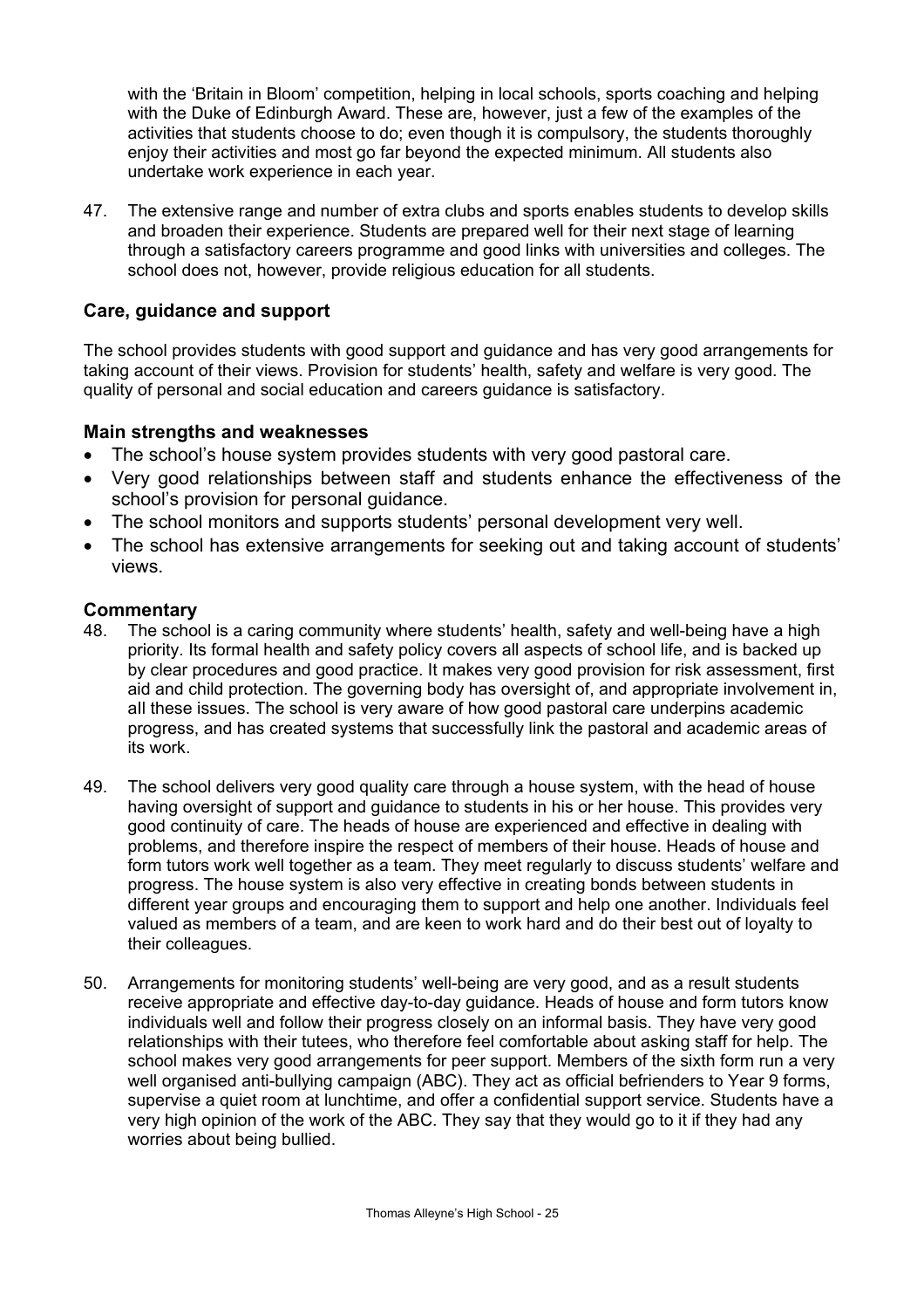with the 'Britain in Bloom' competition, helping in local schools, sports coaching and helping with the Duke of Edinburgh Award. These are, however, just a few of the examples of the activities that students choose to do; even though it is compulsory, the students thoroughly enjoy their activities and most go far beyond the expected minimum. All students also undertake work experience in each year.

47. The extensive range and number of extra clubs and sports enables students to develop skills and broaden their experience. Students are prepared well for their next stage of learning through a satisfactory careers programme and good links with universities and colleges. The school does not, however, provide religious education for all students.

## Care, guidance and support

The school provides students with good support and guidance and has very good arrangements for taking account of their views. Provision for students' health, safety and welfare is very good. The quality of personal and social education and careers guidance is satisfactory.

### Main strengths and weaknesses

- The school's house system provides students with very good pastoral care.
- Very good relationships between staff and students enhance the effectiveness of the school's provision for personal guidance.
- The school monitors and supports students' personal development very well.
- The school has extensive arrangements for seeking out and taking account of students' views.

### Commentary

48. The school is a caring community where students' health, safety and well-being have a high priority. Its formal health and safety policy covers all aspects of school life, and is backed up by clear procedures and good practice. It makes very good provision for risk assessment, first aid and child protection. The governing body has oversight of, and appropriate involvement in, all these issues. The school is very aware of how good pastoral care underpins academic progress, and has created systems that successfully link the pastoral and academic areas of its work.

49. The school delivers very good quality care through a house system, with the head of house having oversight of support and guidance to students in his or her house. This provides very good continuity of care. The heads of house are experienced and effective in dealing with problems, and therefore inspire the respect of members of their house. Heads of house and form tutors work well together as a team. They meet regularly to discuss students' welfare and progress. The house system is also very effective in creating bonds between students in different year groups and encouraging them to support and help one another. Individuals feel valued as members of a team, and are keen to work hard and do their best out of loyalty to their colleagues.

50. Arrangements for monitoring students' well-being are very good, and as a result students receive appropriate and effective day-to-day guidance. Heads of house and form tutors know individuals well and follow their progress closely on an informal basis. They have very good relationships with their tutees, who therefore feel comfortable about asking staff for help. The school makes very good arrangements for peer support. Members of the sixth form run a very well organised anti-bullying campaign (ABC). They act as official befrienders to Year 9 forms, supervise a quiet room at lunchtime, and offer a confidential support service. Students have a very high opinion of the work of the ABC. They say that they would go to it if they had any worries about being bullied.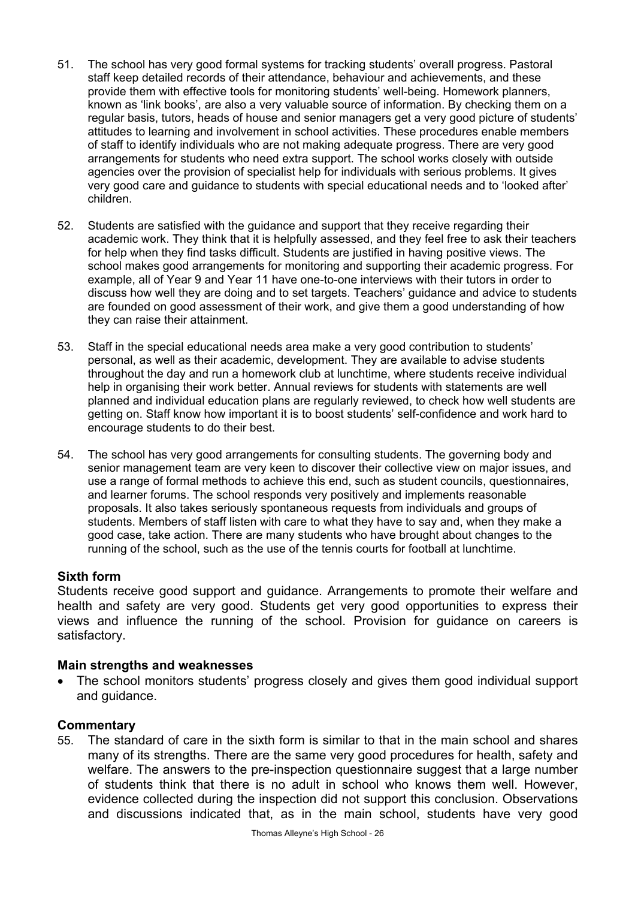51. The school has very good formal systems for tracking students' overall progress. Pastoral staff keep detailed records of their attendance, behaviour and achievements, and these provide them with effective tools for monitoring students' well-being. Homework planners, known as 'link books', are also a very valuable source of information. By checking them on a regular basis, tutors, heads of house and senior managers get a very good picture of students' attitudes to learning and involvement in school activities. These procedures enable members of staff to identify individuals who are not making adequate progress. There are very good arrangements for students who need extra support. The school works closely with outside agencies over the provision of specialist help for individuals with serious problems. It gives very good care and guidance to students with special educational needs and to 'looked after' children.

52. Students are satisfied with the guidance and support that they receive regarding their academic work. They think that it is helpfully assessed, and they feel free to ask their teachers for help when they find tasks difficult. Students are justified in having positive views. The school makes good arrangements for monitoring and supporting their academic progress. For example, all of Year 9 and Year 11 have one-to-one interviews with their tutors in order to discuss how well they are doing and to set targets. Teachers' guidance and advice to students are founded on good assessment of their work, and give them a good understanding of how they can raise their attainment.

53. Staff in the special educational needs area make a very good contribution to students' personal, as well as their academic, development. They are available to advise students throughout the day and run a homework club at lunchtime, where students receive individual help in organising their work better. Annual reviews for students with statements are well planned and individual education plans are regularly reviewed, to check how well students are getting on. Staff know how important it is to boost students' self-confidence and work hard to encourage students to do their best.

54. The school has very good arrangements for consulting students. The governing body and senior management team are very keen to discover their collective view on major issues, and use a range of formal methods to achieve this end, such as student councils, questionnaires, and learner forums. The school responds very positively and implements reasonable proposals. It also takes seriously spontaneous requests from individuals and groups of students. Members of staff listen with care to what they have to say and, when they make a good case, take action. There are many students who have brought about changes to the running of the school, such as the use of the tennis courts for football at lunchtime.

### Sixth form

Students receive good support and guidance. Arrangements to promote their welfare and health and safety are very good. Students get very good opportunities to express their views and influence the running of the school. Provision for guidance on careers is satisfactory.

### Main strengths and weaknesses

- The school monitors students' progress closely and gives them good individual support and guidance.

### Commentary

55. The standard of care in the sixth form is similar to that in the main school and shares many of its strengths. There are the same very good procedures for health, safety and welfare. The answers to the pre-inspection questionnaire suggest that a large number of students think that there is no adult in school who knows them well. However, evidence collected during the inspection did not support this conclusion. Observations and discussions indicated that, as in the main school, students have very good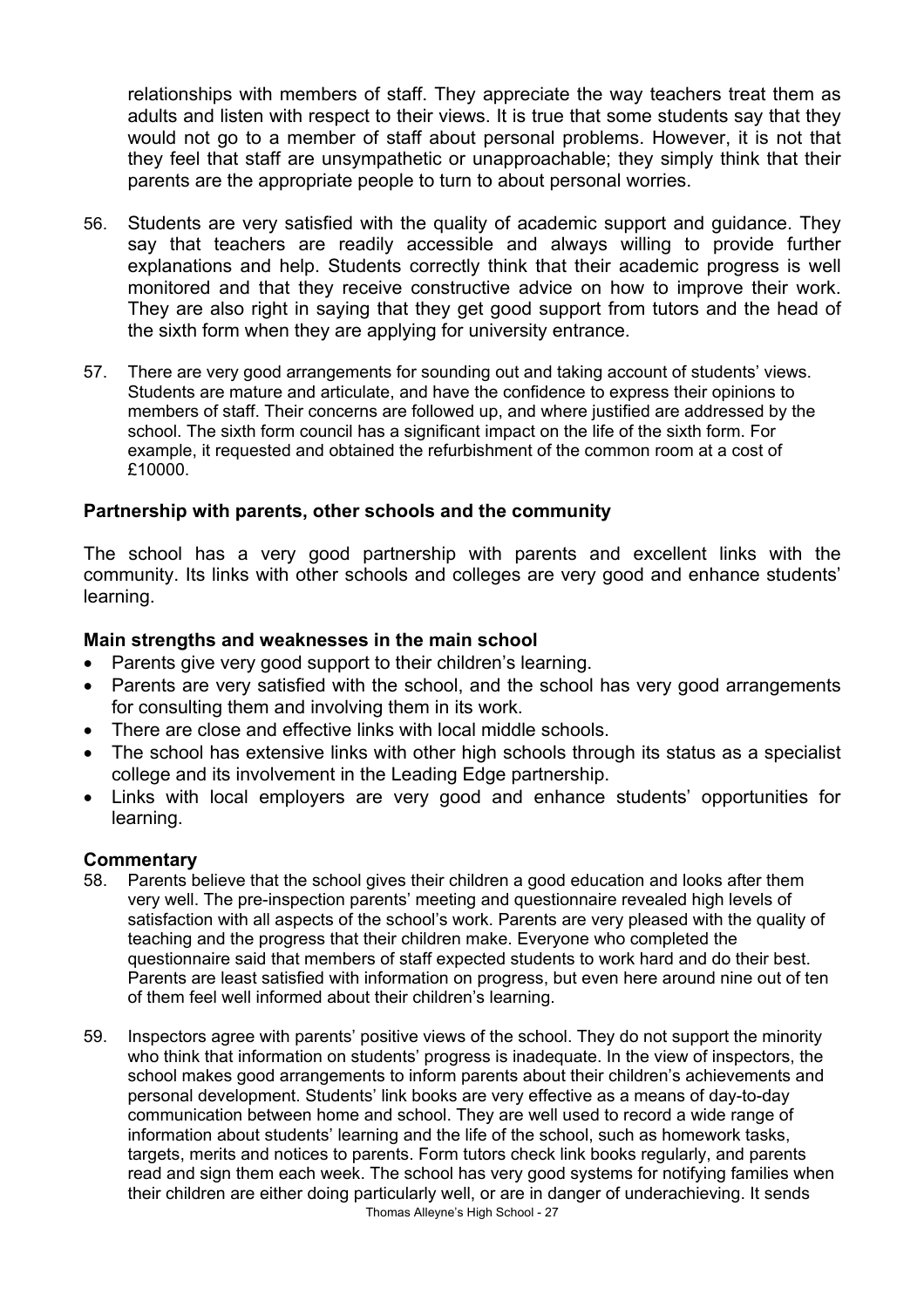relationships with members of staff. They appreciate the way teachers treat them as adults and listen with respect to their views. It is true that some students say that they would not go to a member of staff about personal problems. However, it is not that they feel that staff are unsympathetic or unapproachable; they simply think that their parents are the appropriate people to turn to about personal worries.

56. Students are very satisfied with the quality of academic support and guidance. They say that teachers are readily accessible and always willing to provide further explanations and help. Students correctly think that their academic progress is well monitored and that they receive constructive advice on how to improve their work. They are also right in saying that they get good support from tutors and the head of the sixth form when they are applying for university entrance.

57. There are very good arrangements for sounding out and taking account of students' views. Students are mature and articulate, and have the confidence to express their opinions to members of staff. Their concerns are followed up, and where justified are addressed by the school. The sixth form council has a significant impact on the life of the sixth form. For example, it requested and obtained the refurbishment of the common room at a cost of £10000.

### Partnership with parents, other schools and the community

The school has a very good partnership with parents and excellent links with the community. Its links with other schools and colleges are very good and enhance students' learning.

### Main strengths and weaknesses in the main school

- Parents give very good support to their children's learning.
- Parents are very satisfied with the school, and the school has very good arrangements for consulting them and involving them in its work.
- There are close and effective links with local middle schools.
- The school has extensive links with other high schools through its status as a specialist college and its involvement in the Leading Edge partnership.
- Links with local employers are very good and enhance students' opportunities for learning.

### Commentary

58. Parents believe that the school gives their children a good education and looks after them very well. The pre-inspection parents' meeting and questionnaire revealed high levels of satisfaction with all aspects of the school's work. Parents are very pleased with the quality of teaching and the progress that their children make. Everyone who completed the questionnaire said that members of staff expected students to work hard and do their best. Parents are least satisfied with information on progress, but even here around nine out of ten of them feel well informed about their children's learning.

59. Inspectors agree with parents' positive views of the school. They do not support the minority who think that information on students' progress is inadequate. In the view of inspectors, the school makes good arrangements to inform parents about their children's achievements and personal development. Students' link books are very effective as a means of day-to-day communication between home and school. They are well used to record a wide range of information about students' learning and the life of the school, such as homework tasks, targets, merits and notices to parents. Form tutors check link books regularly, and parents read and sign them each week. The school has very good systems for notifying families when their children are either doing particularly well, or are in danger of underachieving. It sends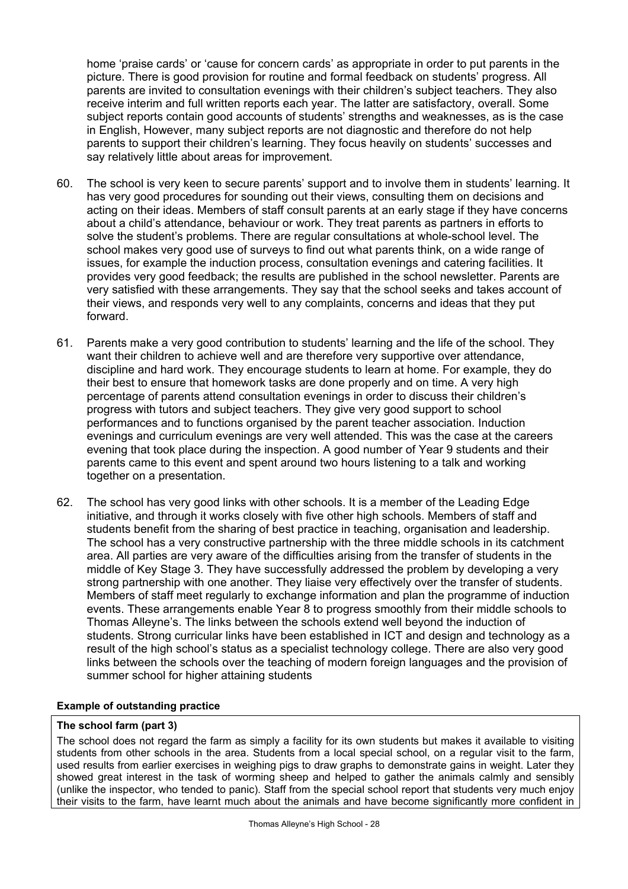home 'praise cards' or 'cause for concern cards' as appropriate in order to put parents in the picture. There is good provision for routine and formal feedback on students' progress. All parents are invited to consultation evenings with their children's subject teachers. They also receive interim and full written reports each year. The latter are satisfactory, overall. Some subject reports contain good accounts of students' strengths and weaknesses, as is the case in English, However, many subject reports are not diagnostic and therefore do not help parents to support their children's learning. They focus heavily on students' successes and say relatively little about areas for improvement.

60. The school is very keen to secure parents' support and to involve them in students' learning. It has very good procedures for sounding out their views, consulting them on decisions and acting on their ideas. Members of staff consult parents at an early stage if they have concerns about a child's attendance, behaviour or work. They treat parents as partners in efforts to solve the student's problems. There are regular consultations at whole-school level. The school makes very good use of surveys to find out what parents think, on a wide range of issues, for example the induction process, consultation evenings and catering facilities. It provides very good feedback; the results are published in the school newsletter. Parents are very satisfied with these arrangements. They say that the school seeks and takes account of their views, and responds very well to any complaints, concerns and ideas that they put forward.

61. Parents make a very good contribution to students' learning and the life of the school. They want their children to achieve well and are therefore very supportive over attendance, discipline and hard work. They encourage students to learn at home. For example, they do their best to ensure that homework tasks are done properly and on time. A very high percentage of parents attend consultation evenings in order to discuss their children's progress with tutors and subject teachers. They give very good support to school performances and to functions organised by the parent teacher association. Induction evenings and curriculum evenings are very well attended. This was the case at the careers evening that took place during the inspection. A good number of Year 9 students and their parents came to this event and spent around two hours listening to a talk and working together on a presentation.

62. The school has very good links with other schools. It is a member of the Leading Edge initiative, and through it works closely with five other high schools. Members of staff and students benefit from the sharing of best practice in teaching, organisation and leadership. The school has a very constructive partnership with the three middle schools in its catchment area. All parties are very aware of the difficulties arising from the transfer of students in the middle of Key Stage 3. They have successfully addressed the problem by developing a very strong partnership with one another. They liaise very effectively over the transfer of students. Members of staff meet regularly to exchange information and plan the programme of induction events. These arrangements enable Year 8 to progress smoothly from their middle schools to Thomas Alleyne's. The links between the schools extend well beyond the induction of students. Strong curricular links have been established in ICT and design and technology as a result of the high school's status as a specialist technology college. There are also very good links between the schools over the teaching of modern foreign languages and the provision of summer school for higher attaining students

**Example of outstanding practice**

**The school farm (part 3)**

The school does not regard the farm as simply a facility for its own students but makes it available to visiting students from other schools in the area. Students from a local special school, on a regular visit to the farm, used results from earlier exercises in weighing pigs to draw graphs to demonstrate gains in weight. Later they showed great interest in the task of worming sheep and helped to gather the animals calmly and sensibly (unlike the inspector, who tended to panic). Staff from the special school report that students very much enjoy their visits to the farm, have learnt much about the animals and have become significantly more confident in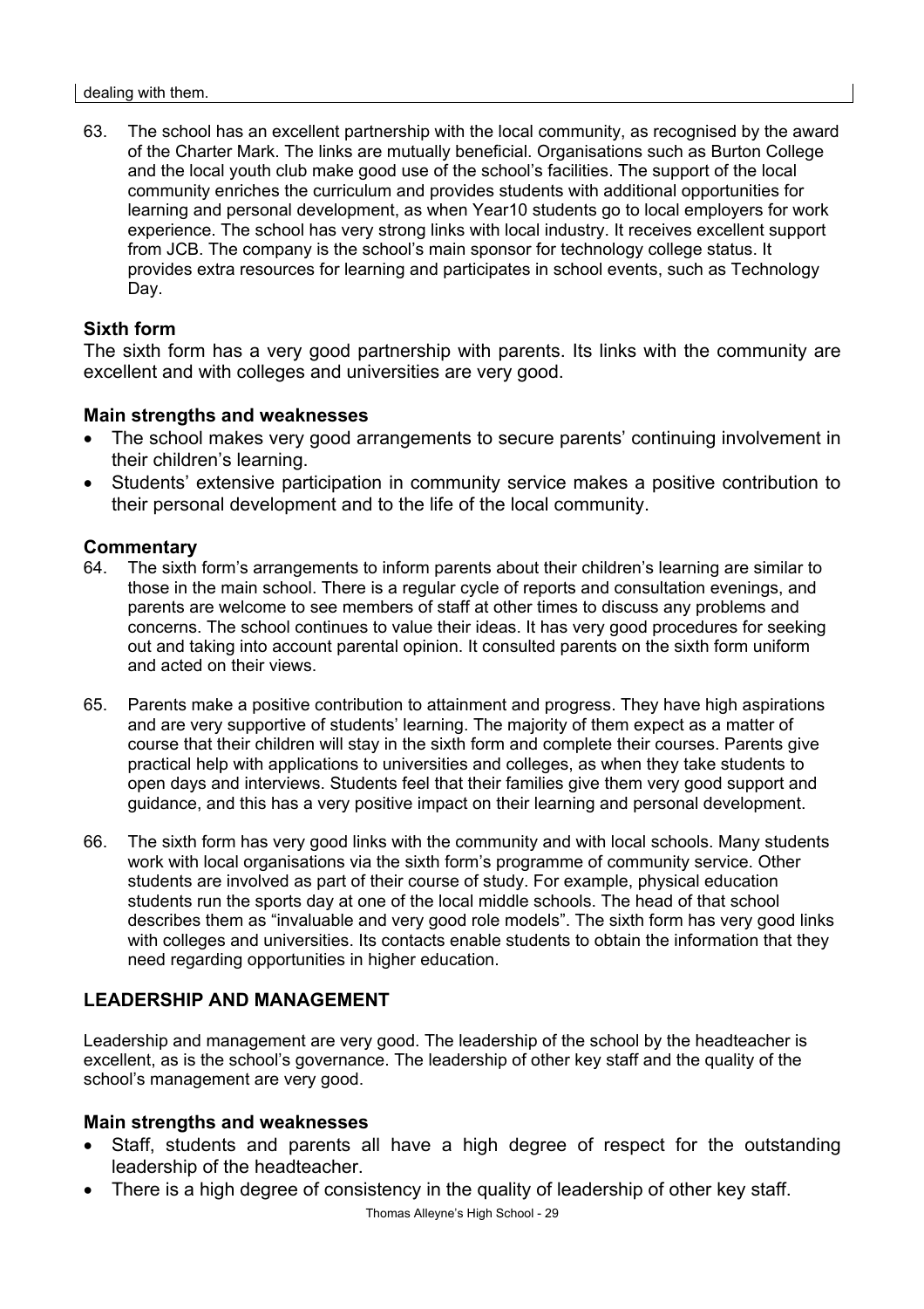dealing with them.

63. The school has an excellent partnership with the local community, as recognised by the award of the Charter Mark. The links are mutually beneficial. Organisations such as Burton College and the local youth club make good use of the school's facilities. The support of the local community enriches the curriculum and provides students with additional opportunities for learning and personal development, as when Year10 students go to local employers for work experience. The school has very strong links with local industry. It receives excellent support from JCB. The company is the school's main sponsor for technology college status. It provides extra resources for learning and participates in school events, such as Technology Day.

### Sixth form

The sixth form has a very good partnership with parents. Its links with the community are excellent and with colleges and universities are very good.

### Main strengths and weaknesses

- The school makes very good arrangements to secure parents' continuing involvement in their children's learning.
- Students' extensive participation in community service makes a positive contribution to their personal development and to the life of the local community.

### Commentary

64. The sixth form's arrangements to inform parents about their children's learning are similar to those in the main school. There is a regular cycle of reports and consultation evenings, and parents are welcome to see members of staff at other times to discuss any problems and concerns. The school continues to value their ideas. It has very good procedures for seeking out and taking into account parental opinion. It consulted parents on the sixth form uniform and acted on their views.

65. Parents make a positive contribution to attainment and progress. They have high aspirations and are very supportive of students' learning. The majority of them expect as a matter of course that their children will stay in the sixth form and complete their courses. Parents give practical help with applications to universities and colleges, as when they take students to open days and interviews. Students feel that their families give them very good support and guidance, and this has a very positive impact on their learning and personal development.

66. The sixth form has very good links with the community and with local schools. Many students work with local organisations via the sixth form's programme of community service. Other students are involved as part of their course of study. For example, physical education students run the sports day at one of the local middle schools. The head of that school describes them as "invaluable and very good role models". The sixth form has very good links with colleges and universities. Its contacts enable students to obtain the information that they need regarding opportunities in higher education.

## LEADERSHIP AND MANAGEMENT

Leadership and management are very good. The leadership of the school by the headteacher is excellent, as is the school's governance. The leadership of other key staff and the quality of the school's management are very good.

### Main strengths and weaknesses

- Staff, students and parents all have a high degree of respect for the outstanding leadership of the headteacher.
- There is a high degree of consistency in the quality of leadership of other key staff.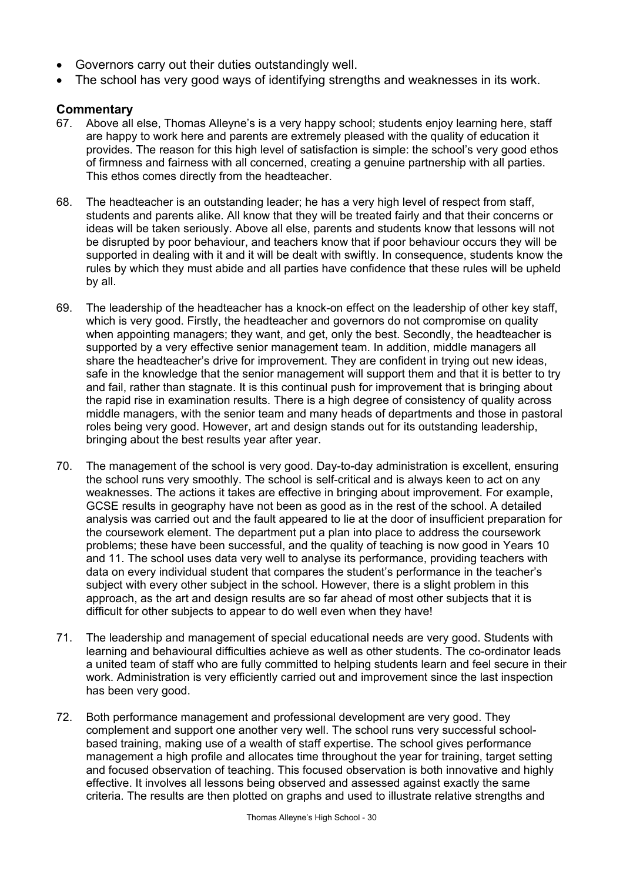- Governors carry out their duties outstandingly well.
- The school has very good ways of identifying strengths and weaknesses in its work.

### Commentary

67. Above all else, Thomas Alleyne's is a very happy school; students enjoy learning here, staff are happy to work here and parents are extremely pleased with the quality of education it provides. The reason for this high level of satisfaction is simple: the school's very good ethos of firmness and fairness with all concerned, creating a genuine partnership with all parties. This ethos comes directly from the headteacher.

68. The headteacher is an outstanding leader; he has a very high level of respect from staff, students and parents alike. All know that they will be treated fairly and that their concerns or ideas will be taken seriously. Above all else, parents and students know that lessons will not be disrupted by poor behaviour, and teachers know that if poor behaviour occurs they will be supported in dealing with it and it will be dealt with swiftly. In consequence, students know the rules by which they must abide and all parties have confidence that these rules will be upheld by all.

69. The leadership of the headteacher has a knock-on effect on the leadership of other key staff, which is very good. Firstly, the headteacher and governors do not compromise on quality when appointing managers; they want, and get, only the best. Secondly, the headteacher is supported by a very effective senior management team. In addition, middle managers all share the headteacher's drive for improvement. They are confident in trying out new ideas, safe in the knowledge that the senior management will support them and that it is better to try and fail, rather than stagnate. It is this continual push for improvement that is bringing about the rapid rise in examination results. There is a high degree of consistency of quality across middle managers, with the senior team and many heads of departments and those in pastoral roles being very good. However, art and design stands out for its outstanding leadership, bringing about the best results year after year.

70. The management of the school is very good. Day-to-day administration is excellent, ensuring the school runs very smoothly. The school is self-critical and is always keen to act on any weaknesses. The actions it takes are effective in bringing about improvement. For example, GCSE results in geography have not been as good as in the rest of the school. A detailed analysis was carried out and the fault appeared to lie at the door of insufficient preparation for the coursework element. The department put a plan into place to address the coursework problems; these have been successful, and the quality of teaching is now good in Years 10 and 11. The school uses data very well to analyse its performance, providing teachers with data on every individual student that compares the student's performance in the teacher's subject with every other subject in the school. However, there is a slight problem in this approach, as the art and design results are so far ahead of most other subjects that it is difficult for other subjects to appear to do well even when they have!

71. The leadership and management of special educational needs are very good. Students with learning and behavioural difficulties achieve as well as other students. The co-ordinator leads a united team of staff who are fully committed to helping students learn and feel secure in their work. Administration is very efficiently carried out and improvement since the last inspection has been very good.

72. Both performance management and professional development are very good. They complement and support one another very well. The school runs very successful school-based training, making use of a wealth of staff expertise. The school gives performance management a high profile and allocates time throughout the year for training, target setting and focused observation of teaching. This focused observation is both innovative and highly effective. It involves all lessons being observed and assessed against exactly the same criteria. The results are then plotted on graphs and used to illustrate relative strengths and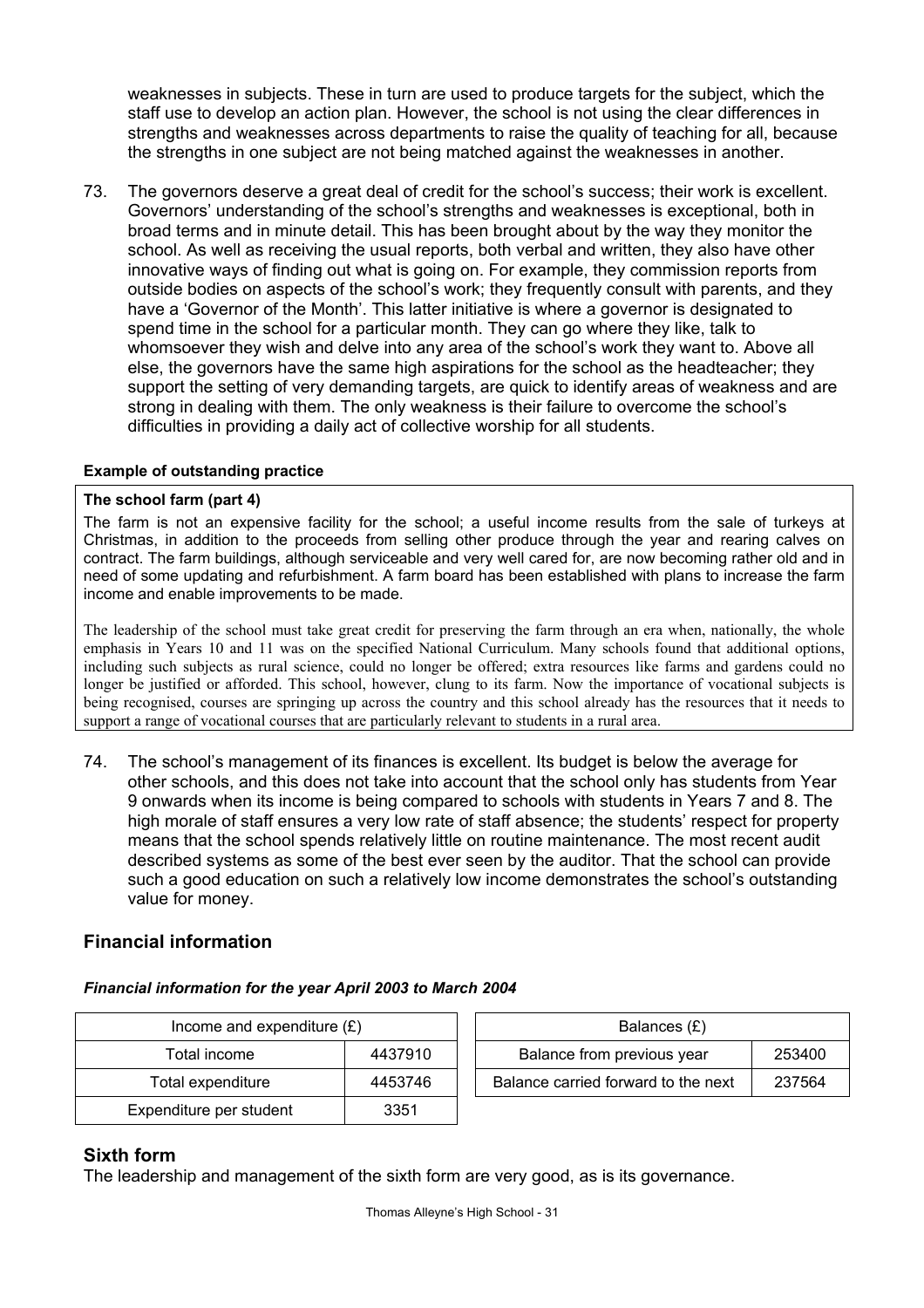weaknesses in subjects. These in turn are used to produce targets for the subject, which the staff use to develop an action plan. However, the school is not using the clear differences in strengths and weaknesses across departments to raise the quality of teaching for all, because the strengths in one subject are not being matched against the weaknesses in another.

73. The governors deserve a great deal of credit for the school's success; their work is excellent. Governors' understanding of the school's strengths and weaknesses is exceptional, both in broad terms and in minute detail. This has been brought about by the way they monitor the school. As well as receiving the usual reports, both verbal and written, they also have other innovative ways of finding out what is going on. For example, they commission reports from outside bodies on aspects of the school's work; they frequently consult with parents, and they have a 'Governor of the Month'. This latter initiative is where a governor is designated to spend time in the school for a particular month. They can go where they like, talk to whomsoever they wish and delve into any area of the school's work they want to. Above all else, the governors have the same high aspirations for the school as the headteacher; they support the setting of very demanding targets, are quick to identify areas of weakness and are strong in dealing with them. The only weakness is their failure to overcome the school's difficulties in providing a daily act of collective worship for all students.

**Example of outstanding practice**

**The school farm (part 4)**

The farm is not an expensive facility for the school; a useful income results from the sale of turkeys at Christmas, in addition to the proceeds from selling other produce through the year and rearing calves on contract. The farm buildings, although serviceable and very well cared for, are now becoming rather old and in need of some updating and refurbishment. A farm board has been established with plans to increase the farm income and enable improvements to be made.

The leadership of the school must take great credit for preserving the farm through an era when, nationally, the whole emphasis in Years 10 and 11 was on the specified National Curriculum. Many schools found that additional options, including such subjects as rural science, could no longer be offered; extra resources like farms and gardens could no longer be justified or afforded. This school, however, clung to its farm. Now the importance of vocational subjects is being recognised, courses are springing up across the country and this school already has the resources that it needs to support a range of vocational courses that are particularly relevant to students in a rural area.

74. The school's management of its finances is excellent. Its budget is below the average for other schools, and this does not take into account that the school only has students from Year 9 onwards when its income is being compared to schools with students in Years 7 and 8. The high morale of staff ensures a very low rate of staff absence; the students' respect for property means that the school spends relatively little on routine maintenance. The most recent audit described systems as some of the best ever seen by the auditor. That the school can provide such a good education on such a relatively low income demonstrates the school's outstanding value for money.

## Financial information

***Financial information for the year April 2003 to March 2004***

| Income and expenditure (£) | |
|---|---|
| Total income | 4437910 |
| Total expenditure | 4453746 |
| Expenditure per student | 3351 |

| Balances (£) | |
|---|---|
| Balance from previous year | 253400 |
| Balance carried forward to the next | 237564 |

## Sixth form

The leadership and management of the sixth form are very good, as is its governance.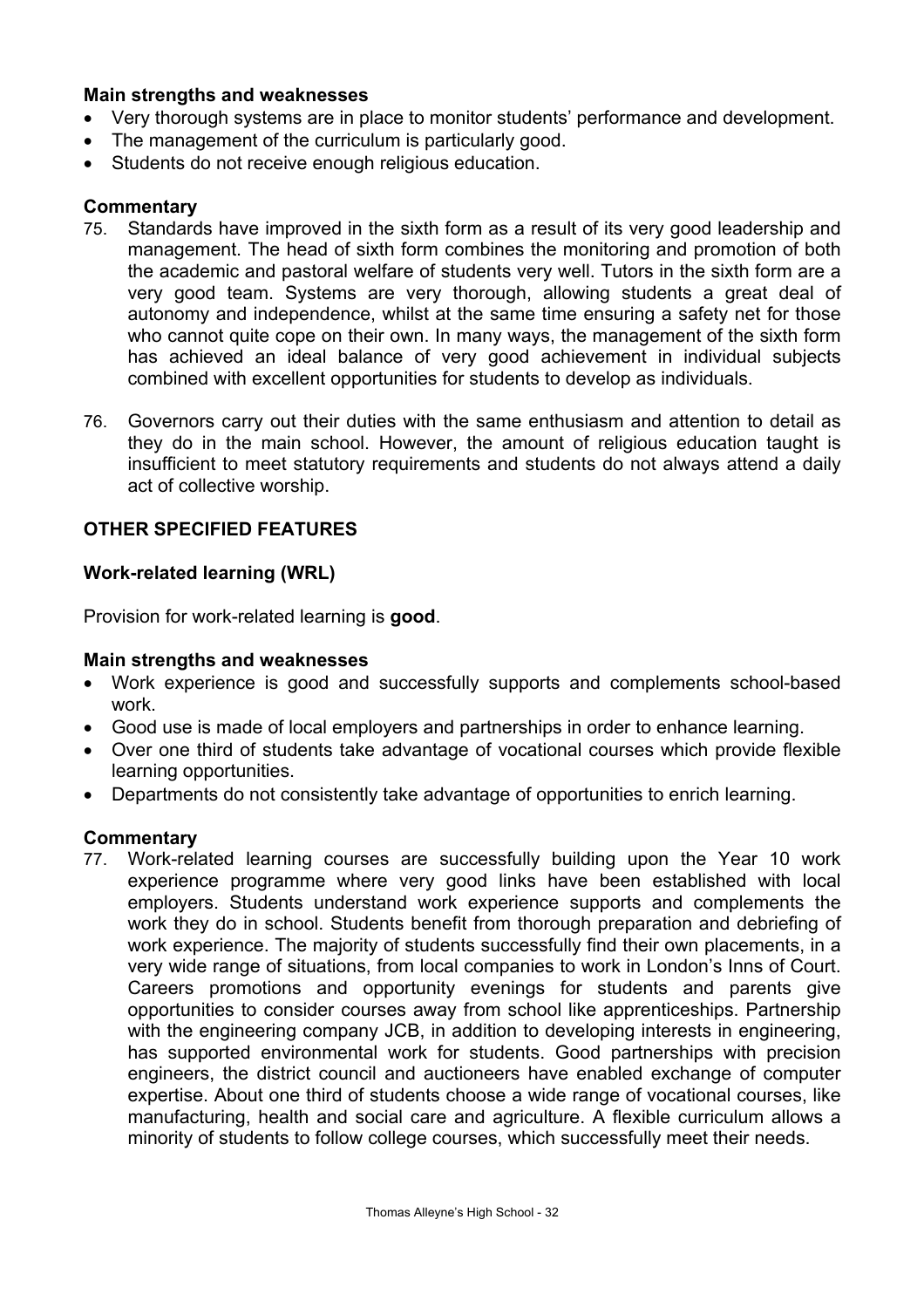### Main strengths and weaknesses

- Very thorough systems are in place to monitor students' performance and development.
- The management of the curriculum is particularly good.
- Students do not receive enough religious education.

### Commentary

75. Standards have improved in the sixth form as a result of its very good leadership and management. The head of sixth form combines the monitoring and promotion of both the academic and pastoral welfare of students very well. Tutors in the sixth form are a very good team. Systems are very thorough, allowing students a great deal of autonomy and independence, whilst at the same time ensuring a safety net for those who cannot quite cope on their own. In many ways, the management of the sixth form has achieved an ideal balance of very good achievement in individual subjects combined with excellent opportunities for students to develop as individuals.

76. Governors carry out their duties with the same enthusiasm and attention to detail as they do in the main school. However, the amount of religious education taught is insufficient to meet statutory requirements and students do not always attend a daily act of collective worship.

## OTHER SPECIFIED FEATURES

### Work-related learning (WRL)

Provision for work-related learning is **good**.

### Main strengths and weaknesses

- Work experience is good and successfully supports and complements school-based work.
- Good use is made of local employers and partnerships in order to enhance learning.
- Over one third of students take advantage of vocational courses which provide flexible learning opportunities.
- Departments do not consistently take advantage of opportunities to enrich learning.

### Commentary

77. Work-related learning courses are successfully building upon the Year 10 work experience programme where very good links have been established with local employers. Students understand work experience supports and complements the work they do in school. Students benefit from thorough preparation and debriefing of work experience. The majority of students successfully find their own placements, in a very wide range of situations, from local companies to work in London's Inns of Court. Careers promotions and opportunity evenings for students and parents give opportunities to consider courses away from school like apprenticeships. Partnership with the engineering company JCB, in addition to developing interests in engineering, has supported environmental work for students. Good partnerships with precision engineers, the district council and auctioneers have enabled exchange of computer expertise. About one third of students choose a wide range of vocational courses, like manufacturing, health and social care and agriculture. A flexible curriculum allows a minority of students to follow college courses, which successfully meet their needs.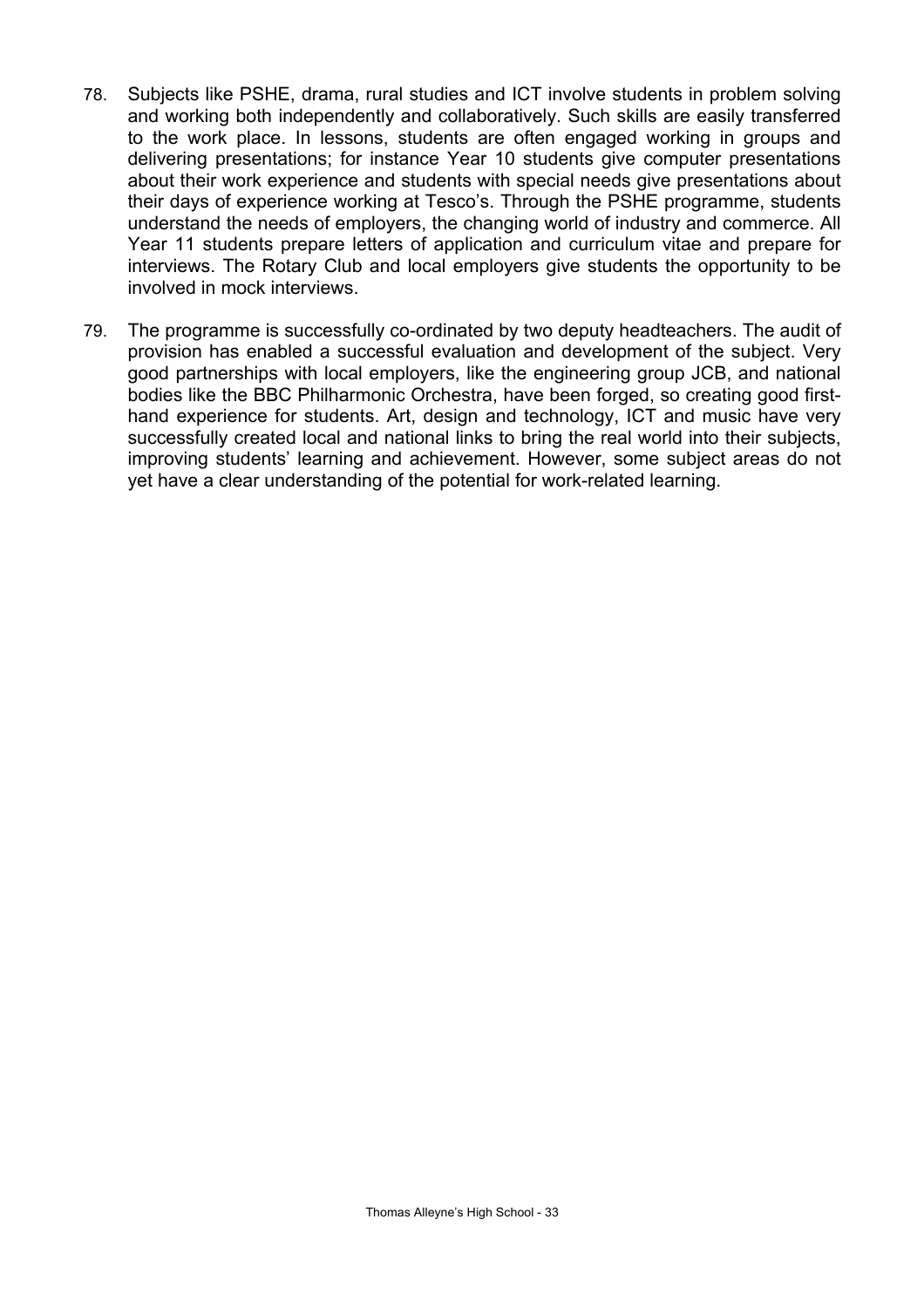78. Subjects like PSHE, drama, rural studies and ICT involve students in problem solving and working both independently and collaboratively. Such skills are easily transferred to the work place. In lessons, students are often engaged working in groups and delivering presentations; for instance Year 10 students give computer presentations about their work experience and students with special needs give presentations about their days of experience working at Tesco's. Through the PSHE programme, students understand the needs of employers, the changing world of industry and commerce. All Year 11 students prepare letters of application and curriculum vitae and prepare for interviews. The Rotary Club and local employers give students the opportunity to be involved in mock interviews.

79. The programme is successfully co-ordinated by two deputy headteachers. The audit of provision has enabled a successful evaluation and development of the subject. Very good partnerships with local employers, like the engineering group JCB, and national bodies like the BBC Philharmonic Orchestra, have been forged, so creating good first-hand experience for students. Art, design and technology, ICT and music have very successfully created local and national links to bring the real world into their subjects, improving students' learning and achievement. However, some subject areas do not yet have a clear understanding of the potential for work-related learning.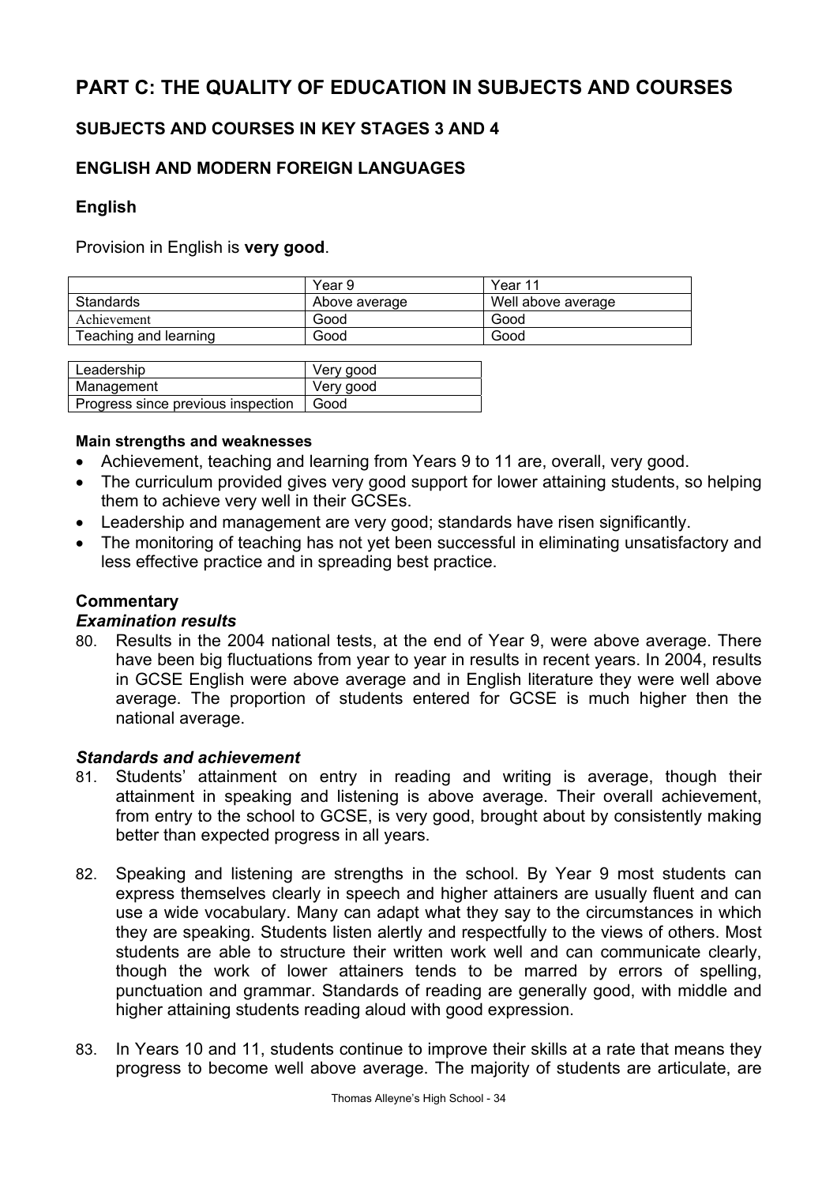# PART C: THE QUALITY OF EDUCATION IN SUBJECTS AND COURSES

## SUBJECTS AND COURSES IN KEY STAGES 3 AND 4

## ENGLISH AND MODERN FOREIGN LANGUAGES

### English

Provision in English is **very good**.

| | Year 9 | Year 11 |
|---|---|---|
| Standards | Above average | Well above average |
| Achievement | Good | Good |
| Teaching and learning | Good | Good |

| | |
|---|---|
| Leadership | Very good |
| Management | Very good |
| Progress since previous inspection | Good |

**Main strengths and weaknesses**

- Achievement, teaching and learning from Years 9 to 11 are, overall, very good.
- The curriculum provided gives very good support for lower attaining students, so helping them to achieve very well in their GCSEs.
- Leadership and management are very good; standards have risen significantly.
- The monitoring of teaching has not yet been successful in eliminating unsatisfactory and less effective practice and in spreading best practice.

**Commentary**

***Examination results***

80. Results in the 2004 national tests, at the end of Year 9, were above average. There have been big fluctuations from year to year in results in recent years. In 2004, results in GCSE English were above average and in English literature they were well above average. The proportion of students entered for GCSE is much higher then the national average.

***Standards and achievement***

81. Students' attainment on entry in reading and writing is average, though their attainment in speaking and listening is above average. Their overall achievement, from entry to the school to GCSE, is very good, brought about by consistently making better than expected progress in all years.

82. Speaking and listening are strengths in the school. By Year 9 most students can express themselves clearly in speech and higher attainers are usually fluent and can use a wide vocabulary. Many can adapt what they say to the circumstances in which they are speaking. Students listen alertly and respectfully to the views of others. Most students are able to structure their written work well and can communicate clearly, though the work of lower attainers tends to be marred by errors of spelling, punctuation and grammar. Standards of reading are generally good, with middle and higher attaining students reading aloud with good expression.

83. In Years 10 and 11, students continue to improve their skills at a rate that means they progress to become well above average. The majority of students are articulate, are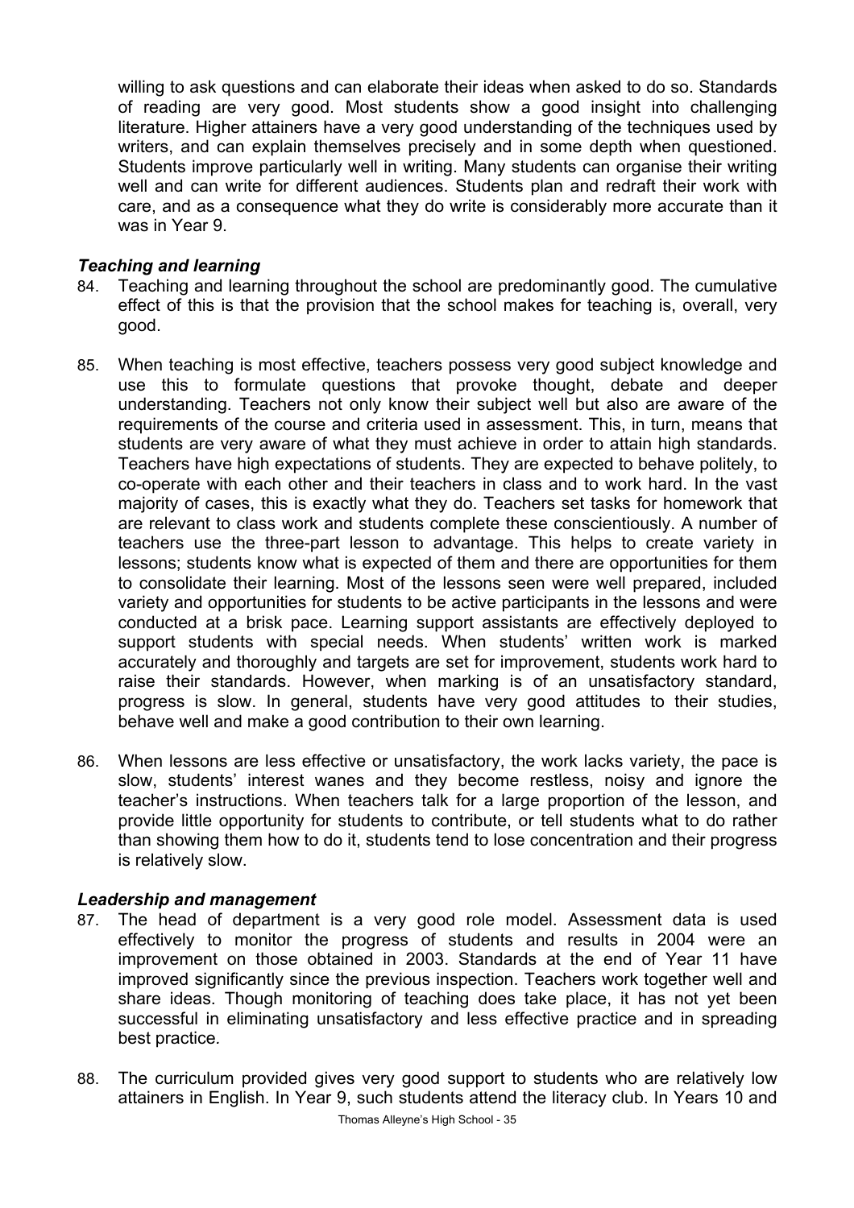willing to ask questions and can elaborate their ideas when asked to do so. Standards of reading are very good. Most students show a good insight into challenging literature. Higher attainers have a very good understanding of the techniques used by writers, and can explain themselves precisely and in some depth when questioned. Students improve particularly well in writing. Many students can organise their writing well and can write for different audiences. Students plan and redraft their work with care, and as a consequence what they do write is considerably more accurate than it was in Year 9.

### *Teaching and learning*

84. Teaching and learning throughout the school are predominantly good. The cumulative effect of this is that the provision that the school makes for teaching is, overall, very good.

85. When teaching is most effective, teachers possess very good subject knowledge and use this to formulate questions that provoke thought, debate and deeper understanding. Teachers not only know their subject well but also are aware of the requirements of the course and criteria used in assessment. This, in turn, means that students are very aware of what they must achieve in order to attain high standards. Teachers have high expectations of students. They are expected to behave politely, to co-operate with each other and their teachers in class and to work hard. In the vast majority of cases, this is exactly what they do. Teachers set tasks for homework that are relevant to class work and students complete these conscientiously. A number of teachers use the three-part lesson to advantage. This helps to create variety in lessons; students know what is expected of them and there are opportunities for them to consolidate their learning. Most of the lessons seen were well prepared, included variety and opportunities for students to be active participants in the lessons and were conducted at a brisk pace. Learning support assistants are effectively deployed to support students with special needs. When students' written work is marked accurately and thoroughly and targets are set for improvement, students work hard to raise their standards. However, when marking is of an unsatisfactory standard, progress is slow. In general, students have very good attitudes to their studies, behave well and make a good contribution to their own learning.

86. When lessons are less effective or unsatisfactory, the work lacks variety, the pace is slow, students' interest wanes and they become restless, noisy and ignore the teacher's instructions. When teachers talk for a large proportion of the lesson, and provide little opportunity for students to contribute, or tell students what to do rather than showing them how to do it, students tend to lose concentration and their progress is relatively slow.

### *Leadership and management*

87. The head of department is a very good role model. Assessment data is used effectively to monitor the progress of students and results in 2004 were an improvement on those obtained in 2003. Standards at the end of Year 11 have improved significantly since the previous inspection. Teachers work together well and share ideas. Though monitoring of teaching does take place, it has not yet been successful in eliminating unsatisfactory and less effective practice and in spreading best practice.

88. The curriculum provided gives very good support to students who are relatively low attainers in English. In Year 9, such students attend the literacy club. In Years 10 and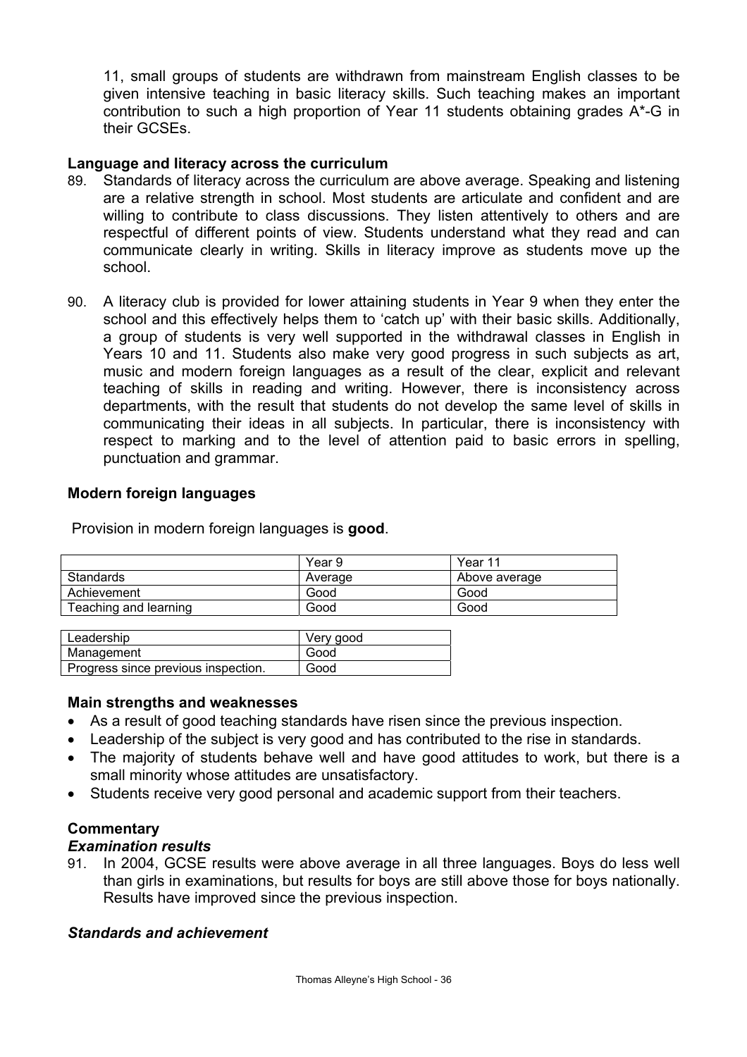11, small groups of students are withdrawn from mainstream English classes to be given intensive teaching in basic literacy skills. Such teaching makes an important contribution to such a high proportion of Year 11 students obtaining grades A*-G in their GCSEs.

### Language and literacy across the curriculum

89. Standards of literacy across the curriculum are above average. Speaking and listening are a relative strength in school. Most students are articulate and confident and are willing to contribute to class discussions. They listen attentively to others and are respectful of different points of view. Students understand what they read and can communicate clearly in writing. Skills in literacy improve as students move up the school.

90. A literacy club is provided for lower attaining students in Year 9 when they enter the school and this effectively helps them to 'catch up' with their basic skills. Additionally, a group of students is very well supported in the withdrawal classes in English in Years 10 and 11. Students also make very good progress in such subjects as art, music and modern foreign languages as a result of the clear, explicit and relevant teaching of skills in reading and writing. However, there is inconsistency across departments, with the result that students do not develop the same level of skills in communicating their ideas in all subjects. In particular, there is inconsistency with respect to marking and to the level of attention paid to basic errors in spelling, punctuation and grammar.

### Modern foreign languages

Provision in modern foreign languages is **good**.

| | Year 9 | Year 11 |
|---|---|---|
| Standards | Average | Above average |
| Achievement | Good | Good |
| Teaching and learning | Good | Good |

| | |
|---|---|
| Leadership | Very good |
| Management | Good |
| Progress since previous inspection. | Good |

### Main strengths and weaknesses

- As a result of good teaching standards have risen since the previous inspection.
- Leadership of the subject is very good and has contributed to the rise in standards.
- The majority of students behave well and have good attitudes to work, but there is a small minority whose attitudes are unsatisfactory.
- Students receive very good personal and academic support from their teachers.

### Commentary

#### *Examination results*

91. In 2004, GCSE results were above average in all three languages. Boys do less well than girls in examinations, but results for boys are still above those for boys nationally. Results have improved since the previous inspection.

#### *Standards and achievement*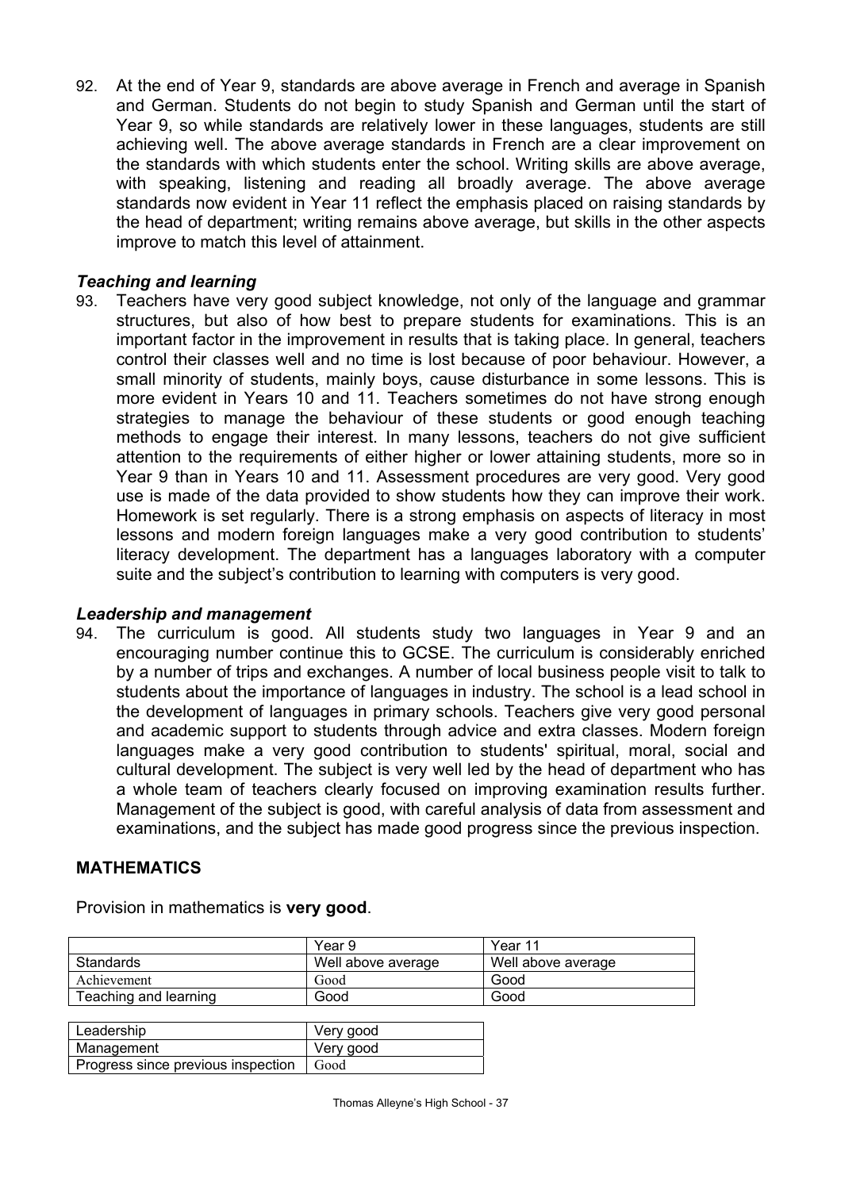92. At the end of Year 9, standards are above average in French and average in Spanish and German. Students do not begin to study Spanish and German until the start of Year 9, so while standards are relatively lower in these languages, students are still achieving well. The above average standards in French are a clear improvement on the standards with which students enter the school. Writing skills are above average, with speaking, listening and reading all broadly average. The above average standards now evident in Year 11 reflect the emphasis placed on raising standards by the head of department; writing remains above average, but skills in the other aspects improve to match this level of attainment.

### *Teaching and learning*

93. Teachers have very good subject knowledge, not only of the language and grammar structures, but also of how best to prepare students for examinations. This is an important factor in the improvement in results that is taking place. In general, teachers control their classes well and no time is lost because of poor behaviour. However, a small minority of students, mainly boys, cause disturbance in some lessons. This is more evident in Years 10 and 11. Teachers sometimes do not have strong enough strategies to manage the behaviour of these students or good enough teaching methods to engage their interest. In many lessons, teachers do not give sufficient attention to the requirements of either higher or lower attaining students, more so in Year 9 than in Years 10 and 11. Assessment procedures are very good. Very good use is made of the data provided to show students how they can improve their work. Homework is set regularly. There is a strong emphasis on aspects of literacy in most lessons and modern foreign languages make a very good contribution to students' literacy development. The department has a languages laboratory with a computer suite and the subject's contribution to learning with computers is very good.

### *Leadership and management*

94. The curriculum is good. All students study two languages in Year 9 and an encouraging number continue this to GCSE. The curriculum is considerably enriched by a number of trips and exchanges. A number of local business people visit to talk to students about the importance of languages in industry. The school is a lead school in the development of languages in primary schools. Teachers give very good personal and academic support to students through advice and extra classes. Modern foreign languages make a very good contribution to students' spiritual, moral, social and cultural development. The subject is very well led by the head of department who has a whole team of teachers clearly focused on improving examination results further. Management of the subject is good, with careful analysis of data from assessment and examinations, and the subject has made good progress since the previous inspection.

## MATHEMATICS

Provision in mathematics is **very good**.

| | Year 9 | Year 11 |
|---|---|---|
| Standards | Well above average | Well above average |
| Achievement | Good | Good |
| Teaching and learning | Good | Good |

| | |
|---|---|
| Leadership | Very good |
| Management | Very good |
| Progress since previous inspection | Good |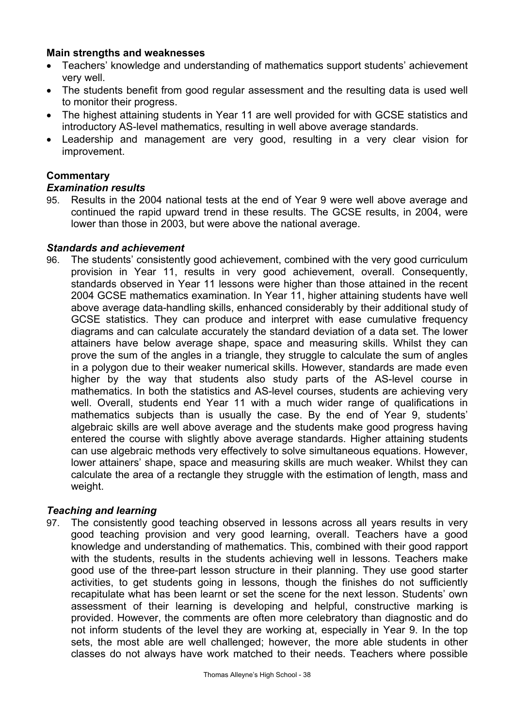**Main strengths and weaknesses**

- Teachers' knowledge and understanding of mathematics support students' achievement very well.
- The students benefit from good regular assessment and the resulting data is used well to monitor their progress.
- The highest attaining students in Year 11 are well provided for with GCSE statistics and introductory AS-level mathematics, resulting in well above average standards.
- Leadership and management are very good, resulting in a very clear vision for improvement.

**Commentary**

***Examination results***

95. Results in the 2004 national tests at the end of Year 9 were well above average and continued the rapid upward trend in these results. The GCSE results, in 2004, were lower than those in 2003, but were above the national average.

***Standards and achievement***

96. The students' consistently good achievement, combined with the very good curriculum provision in Year 11, results in very good achievement, overall. Consequently, standards observed in Year 11 lessons were higher than those attained in the recent 2004 GCSE mathematics examination. In Year 11, higher attaining students have well above average data-handling skills, enhanced considerably by their additional study of GCSE statistics. They can produce and interpret with ease cumulative frequency diagrams and can calculate accurately the standard deviation of a data set. The lower attainers have below average shape, space and measuring skills. Whilst they can prove the sum of the angles in a triangle, they struggle to calculate the sum of angles in a polygon due to their weaker numerical skills. However, standards are made even higher by the way that students also study parts of the AS-level course in mathematics. In both the statistics and AS-level courses, students are achieving very well. Overall, students end Year 11 with a much wider range of qualifications in mathematics subjects than is usually the case. By the end of Year 9, students' algebraic skills are well above average and the students make good progress having entered the course with slightly above average standards. Higher attaining students can use algebraic methods very effectively to solve simultaneous equations. However, lower attainers' shape, space and measuring skills are much weaker. Whilst they can calculate the area of a rectangle they struggle with the estimation of length, mass and weight.

***Teaching and learning***

97. The consistently good teaching observed in lessons across all years results in very good teaching provision and very good learning, overall. Teachers have a good knowledge and understanding of mathematics. This, combined with their good rapport with the students, results in the students achieving well in lessons. Teachers make good use of the three-part lesson structure in their planning. They use good starter activities, to get students going in lessons, though the finishes do not sufficiently recapitulate what has been learnt or set the scene for the next lesson. Students' own assessment of their learning is developing and helpful, constructive marking is provided. However, the comments are often more celebratory than diagnostic and do not inform students of the level they are working at, especially in Year 9. In the top sets, the most able are well challenged; however, the more able students in other classes do not always have work matched to their needs. Teachers where possible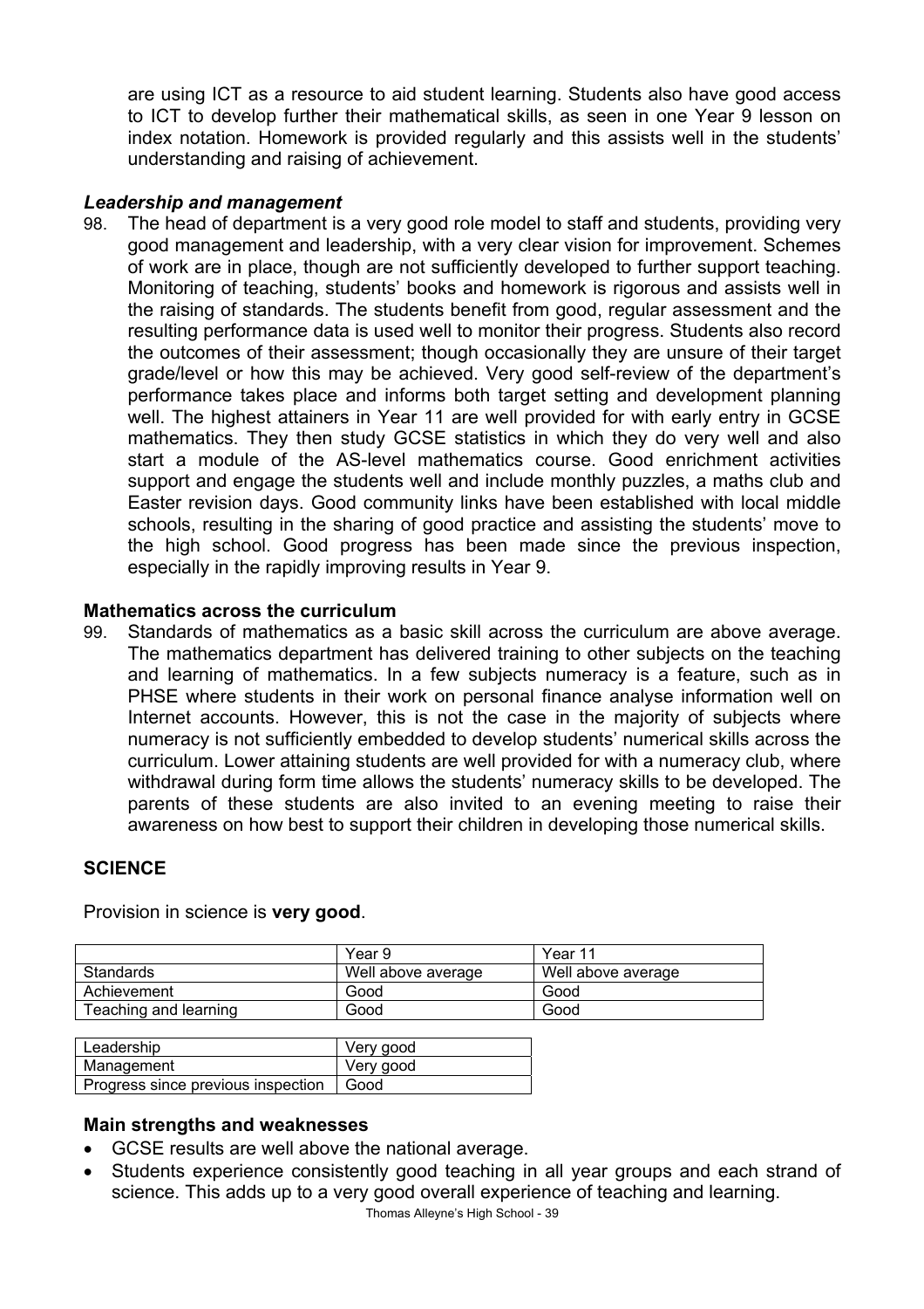are using ICT as a resource to aid student learning. Students also have good access to ICT to develop further their mathematical skills, as seen in one Year 9 lesson on index notation. Homework is provided regularly and this assists well in the students' understanding and raising of achievement.

### *Leadership and management*

98. The head of department is a very good role model to staff and students, providing very good management and leadership, with a very clear vision for improvement. Schemes of work are in place, though are not sufficiently developed to further support teaching. Monitoring of teaching, students' books and homework is rigorous and assists well in the raising of standards. The students benefit from good, regular assessment and the resulting performance data is used well to monitor their progress. Students also record the outcomes of their assessment; though occasionally they are unsure of their target grade/level or how this may be achieved. Very good self-review of the department's performance takes place and informs both target setting and development planning well. The highest attainers in Year 11 are well provided for with early entry in GCSE mathematics. They then study GCSE statistics in which they do very well and also start a module of the AS-level mathematics course. Good enrichment activities support and engage the students well and include monthly puzzles, a maths club and Easter revision days. Good community links have been established with local middle schools, resulting in the sharing of good practice and assisting the students' move to the high school. Good progress has been made since the previous inspection, especially in the rapidly improving results in Year 9.

### Mathematics across the curriculum

99. Standards of mathematics as a basic skill across the curriculum are above average. The mathematics department has delivered training to other subjects on the teaching and learning of mathematics. In a few subjects numeracy is a feature, such as in PHSE where students in their work on personal finance analyse information well on Internet accounts. However, this is not the case in the majority of subjects where numeracy is not sufficiently embedded to develop students' numerical skills across the curriculum. Lower attaining students are well provided for with a numeracy club, where withdrawal during form time allows the students' numeracy skills to be developed. The parents of these students are also invited to an evening meeting to raise their awareness on how best to support their children in developing those numerical skills.

## SCIENCE

Provision in science is **very good**.

| | Year 9 | Year 11 |
|---|---|---|
| Standards | Well above average | Well above average |
| Achievement | Good | Good |
| Teaching and learning | Good | Good |

| | |
|---|---|
| Leadership | Very good |
| Management | Very good |
| Progress since previous inspection | Good |

### Main strengths and weaknesses

- GCSE results are well above the national average.
- Students experience consistently good teaching in all year groups and each strand of science. This adds up to a very good overall experience of teaching and learning.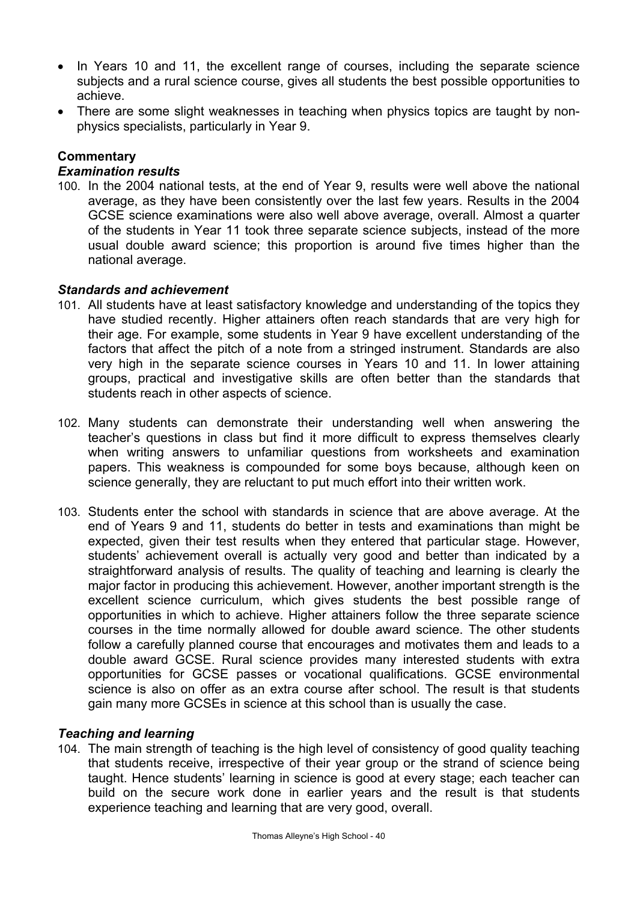- In Years 10 and 11, the excellent range of courses, including the separate science subjects and a rural science course, gives all students the best possible opportunities to achieve.
- There are some slight weaknesses in teaching when physics topics are taught by non-physics specialists, particularly in Year 9.

### Commentary

#### *Examination results*

100. In the 2004 national tests, at the end of Year 9, results were well above the national average, as they have been consistently over the last few years. Results in the 2004 GCSE science examinations were also well above average, overall. Almost a quarter of the students in Year 11 took three separate science subjects, instead of the more usual double award science; this proportion is around five times higher than the national average.

#### *Standards and achievement*

101. All students have at least satisfactory knowledge and understanding of the topics they have studied recently. Higher attainers often reach standards that are very high for their age. For example, some students in Year 9 have excellent understanding of the factors that affect the pitch of a note from a stringed instrument. Standards are also very high in the separate science courses in Years 10 and 11. In lower attaining groups, practical and investigative skills are often better than the standards that students reach in other aspects of science.

102. Many students can demonstrate their understanding well when answering the teacher's questions in class but find it more difficult to express themselves clearly when writing answers to unfamiliar questions from worksheets and examination papers. This weakness is compounded for some boys because, although keen on science generally, they are reluctant to put much effort into their written work.

103. Students enter the school with standards in science that are above average. At the end of Years 9 and 11, students do better in tests and examinations than might be expected, given their test results when they entered that particular stage. However, students' achievement overall is actually very good and better than indicated by a straightforward analysis of results. The quality of teaching and learning is clearly the major factor in producing this achievement. However, another important strength is the excellent science curriculum, which gives students the best possible range of opportunities in which to achieve. Higher attainers follow the three separate science courses in the time normally allowed for double award science. The other students follow a carefully planned course that encourages and motivates them and leads to a double award GCSE. Rural science provides many interested students with extra opportunities for GCSE passes or vocational qualifications. GCSE environmental science is also on offer as an extra course after school. The result is that students gain many more GCSEs in science at this school than is usually the case.

#### *Teaching and learning*

104. The main strength of teaching is the high level of consistency of good quality teaching that students receive, irrespective of their year group or the strand of science being taught. Hence students' learning in science is good at every stage; each teacher can build on the secure work done in earlier years and the result is that students experience teaching and learning that are very good, overall.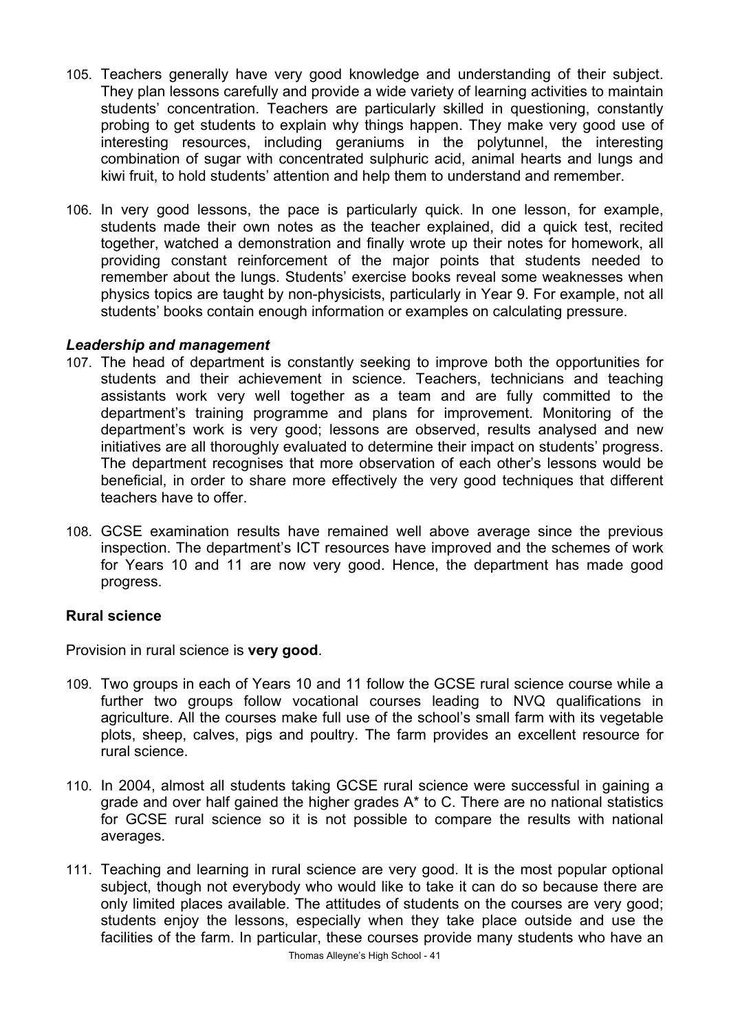105. Teachers generally have very good knowledge and understanding of their subject. They plan lessons carefully and provide a wide variety of learning activities to maintain students' concentration. Teachers are particularly skilled in questioning, constantly probing to get students to explain why things happen. They make very good use of interesting resources, including geraniums in the polytunnel, the interesting combination of sugar with concentrated sulphuric acid, animal hearts and lungs and kiwi fruit, to hold students' attention and help them to understand and remember.

106. In very good lessons, the pace is particularly quick. In one lesson, for example, students made their own notes as the teacher explained, did a quick test, recited together, watched a demonstration and finally wrote up their notes for homework, all providing constant reinforcement of the major points that students needed to remember about the lungs. Students' exercise books reveal some weaknesses when physics topics are taught by non-physicists, particularly in Year 9. For example, not all students' books contain enough information or examples on calculating pressure.

### *Leadership and management*

107. The head of department is constantly seeking to improve both the opportunities for students and their achievement in science. Teachers, technicians and teaching assistants work very well together as a team and are fully committed to the department's training programme and plans for improvement. Monitoring of the department's work is very good; lessons are observed, results analysed and new initiatives are all thoroughly evaluated to determine their impact on students' progress. The department recognises that more observation of each other's lessons would be beneficial, in order to share more effectively the very good techniques that different teachers have to offer.

108. GCSE examination results have remained well above average since the previous inspection. The department's ICT resources have improved and the schemes of work for Years 10 and 11 are now very good. Hence, the department has made good progress.

## **Rural science**

Provision in rural science is **very good**.

109. Two groups in each of Years 10 and 11 follow the GCSE rural science course while a further two groups follow vocational courses leading to NVQ qualifications in agriculture. All the courses make full use of the school's small farm with its vegetable plots, sheep, calves, pigs and poultry. The farm provides an excellent resource for rural science.

110. In 2004, almost all students taking GCSE rural science were successful in gaining a grade and over half gained the higher grades A* to C. There are no national statistics for GCSE rural science so it is not possible to compare the results with national averages.

111. Teaching and learning in rural science are very good. It is the most popular optional subject, though not everybody who would like to take it can do so because there are only limited places available. The attitudes of students on the courses are very good; students enjoy the lessons, especially when they take place outside and use the facilities of the farm. In particular, these courses provide many students who have an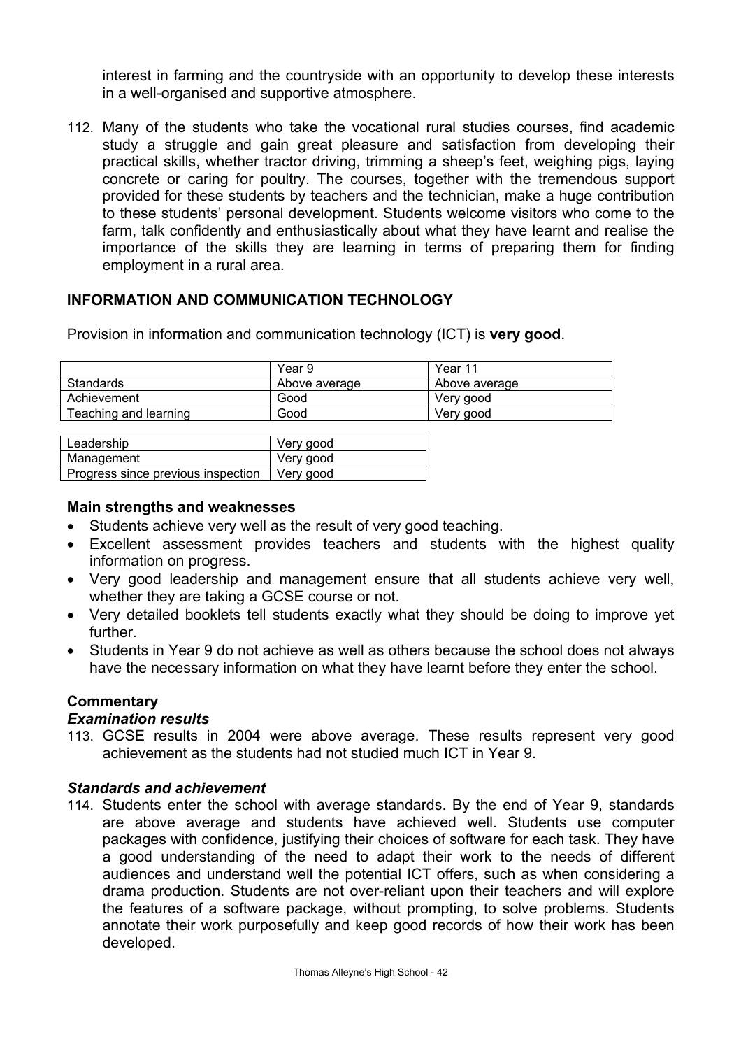interest in farming and the countryside with an opportunity to develop these interests in a well-organised and supportive atmosphere.

112. Many of the students who take the vocational rural studies courses, find academic study a struggle and gain great pleasure and satisfaction from developing their practical skills, whether tractor driving, trimming a sheep's feet, weighing pigs, laying concrete or caring for poultry. The courses, together with the tremendous support provided for these students by teachers and the technician, make a huge contribution to these students' personal development. Students welcome visitors who come to the farm, talk confidently and enthusiastically about what they have learnt and realise the importance of the skills they are learning in terms of preparing them for finding employment in a rural area.

## INFORMATION AND COMMUNICATION TECHNOLOGY

Provision in information and communication technology (ICT) is **very good**.

| | Year 9 | Year 11 |
|---|---|---|
| Standards | Above average | Above average |
| Achievement | Good | Very good |
| Teaching and learning | Good | Very good |

| | |
|---|---|
| Leadership | Very good |
| Management | Very good |
| Progress since previous inspection | Very good |

### Main strengths and weaknesses

- Students achieve very well as the result of very good teaching.
- Excellent assessment provides teachers and students with the highest quality information on progress.
- Very good leadership and management ensure that all students achieve very well, whether they are taking a GCSE course or not.
- Very detailed booklets tell students exactly what they should be doing to improve yet further.
- Students in Year 9 do not achieve as well as others because the school does not always have the necessary information on what they have learnt before they enter the school.

### Commentary

#### *Examination results*

113. GCSE results in 2004 were above average. These results represent very good achievement as the students had not studied much ICT in Year 9.

#### *Standards and achievement*

114. Students enter the school with average standards. By the end of Year 9, standards are above average and students have achieved well. Students use computer packages with confidence, justifying their choices of software for each task. They have a good understanding of the need to adapt their work to the needs of different audiences and understand well the potential ICT offers, such as when considering a drama production. Students are not over-reliant upon their teachers and will explore the features of a software package, without prompting, to solve problems. Students annotate their work purposefully and keep good records of how their work has been developed.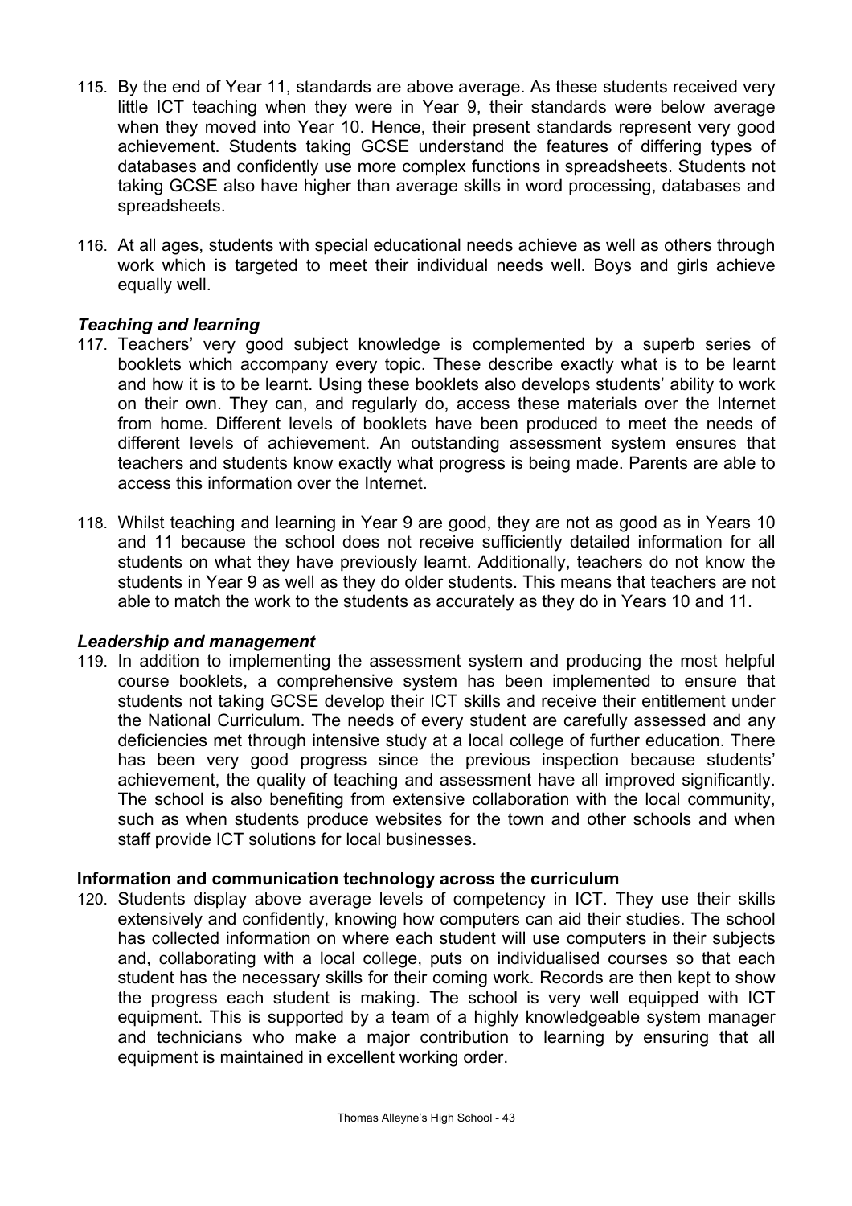115. By the end of Year 11, standards are above average. As these students received very little ICT teaching when they were in Year 9, their standards were below average when they moved into Year 10. Hence, their present standards represent very good achievement. Students taking GCSE understand the features of differing types of databases and confidently use more complex functions in spreadsheets. Students not taking GCSE also have higher than average skills in word processing, databases and spreadsheets.

116. At all ages, students with special educational needs achieve as well as others through work which is targeted to meet their individual needs well. Boys and girls achieve equally well.

### *Teaching and learning*

117. Teachers' very good subject knowledge is complemented by a superb series of booklets which accompany every topic. These describe exactly what is to be learnt and how it is to be learnt. Using these booklets also develops students' ability to work on their own. They can, and regularly do, access these materials over the Internet from home. Different levels of booklets have been produced to meet the needs of different levels of achievement. An outstanding assessment system ensures that teachers and students know exactly what progress is being made. Parents are able to access this information over the Internet.

118. Whilst teaching and learning in Year 9 are good, they are not as good as in Years 10 and 11 because the school does not receive sufficiently detailed information for all students on what they have previously learnt. Additionally, teachers do not know the students in Year 9 as well as they do older students. This means that teachers are not able to match the work to the students as accurately as they do in Years 10 and 11.

### *Leadership and management*

119. In addition to implementing the assessment system and producing the most helpful course booklets, a comprehensive system has been implemented to ensure that students not taking GCSE develop their ICT skills and receive their entitlement under the National Curriculum. The needs of every student are carefully assessed and any deficiencies met through intensive study at a local college of further education. There has been very good progress since the previous inspection because students' achievement, the quality of teaching and assessment have all improved significantly. The school is also benefiting from extensive collaboration with the local community, such as when students produce websites for the town and other schools and when staff provide ICT solutions for local businesses.

### **Information and communication technology across the curriculum**

120. Students display above average levels of competency in ICT. They use their skills extensively and confidently, knowing how computers can aid their studies. The school has collected information on where each student will use computers in their subjects and, collaborating with a local college, puts on individualised courses so that each student has the necessary skills for their coming work. Records are then kept to show the progress each student is making. The school is very well equipped with ICT equipment. This is supported by a team of a highly knowledgeable system manager and technicians who make a major contribution to learning by ensuring that all equipment is maintained in excellent working order.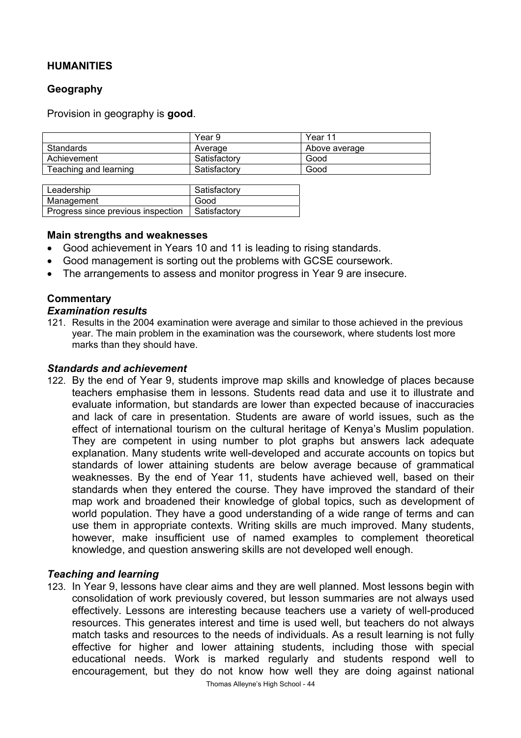## HUMANITIES

### Geography

Provision in geography is **good**.

| | Year 9 | Year 11 |
|---|---|---|
| Standards | Average | Above average |
| Achievement | Satisfactory | Good |
| Teaching and learning | Satisfactory | Good |

| | |
|---|---|
| Leadership | Satisfactory |
| Management | Good |
| Progress since previous inspection | Satisfactory |

**Main strengths and weaknesses**

- Good achievement in Years 10 and 11 is leading to rising standards.
- Good management is sorting out the problems with GCSE coursework.
- The arrangements to assess and monitor progress in Year 9 are insecure.

**Commentary**

***Examination results***

121. Results in the 2004 examination were average and similar to those achieved in the previous year. The main problem in the examination was the coursework, where students lost more marks than they should have.

***Standards and achievement***

122. By the end of Year 9, students improve map skills and knowledge of places because teachers emphasise them in lessons. Students read data and use it to illustrate and evaluate information, but standards are lower than expected because of inaccuracies and lack of care in presentation. Students are aware of world issues, such as the effect of international tourism on the cultural heritage of Kenya's Muslim population. They are competent in using number to plot graphs but answers lack adequate explanation. Many students write well-developed and accurate accounts on topics but standards of lower attaining students are below average because of grammatical weaknesses. By the end of Year 11, students have achieved well, based on their standards when they entered the course. They have improved the standard of their map work and broadened their knowledge of global topics, such as development of world population. They have a good understanding of a wide range of terms and can use them in appropriate contexts. Writing skills are much improved. Many students, however, make insufficient use of named examples to complement theoretical knowledge, and question answering skills are not developed well enough.

***Teaching and learning***

123. In Year 9, lessons have clear aims and they are well planned. Most lessons begin with consolidation of work previously covered, but lesson summaries are not always used effectively. Lessons are interesting because teachers use a variety of well-produced resources. This generates interest and time is used well, but teachers do not always match tasks and resources to the needs of individuals. As a result learning is not fully effective for higher and lower attaining students, including those with special educational needs. Work is marked regularly and students respond well to encouragement, but they do not know how well they are doing against national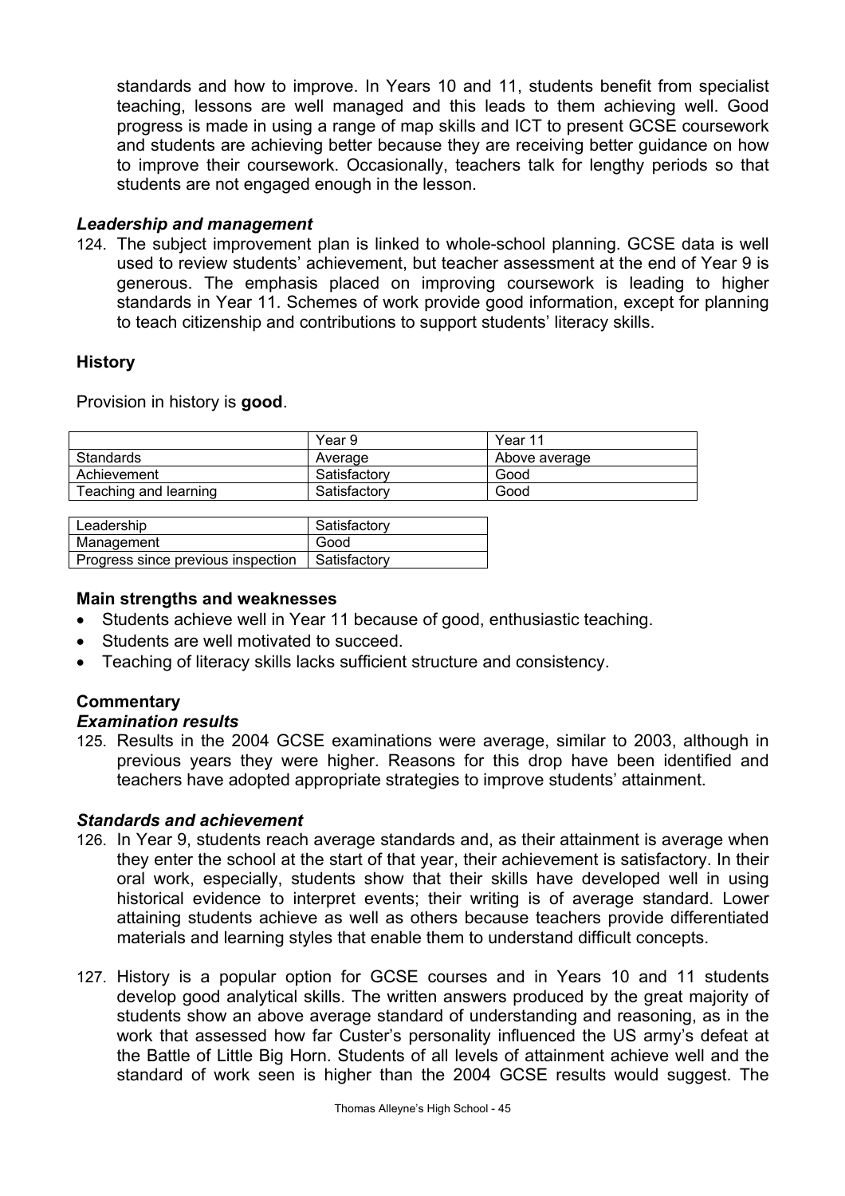standards and how to improve. In Years 10 and 11, students benefit from specialist teaching, lessons are well managed and this leads to them achieving well. Good progress is made in using a range of map skills and ICT to present GCSE coursework and students are achieving better because they are receiving better guidance on how to improve their coursework. Occasionally, teachers talk for lengthy periods so that students are not engaged enough in the lesson.

### *Leadership and management*

124. The subject improvement plan is linked to whole-school planning. GCSE data is well used to review students' achievement, but teacher assessment at the end of Year 9 is generous. The emphasis placed on improving coursework is leading to higher standards in Year 11. Schemes of work provide good information, except for planning to teach citizenship and contributions to support students' literacy skills.

## History

Provision in history is **good**.

| | Year 9 | Year 11 |
|---|---|---|
| Standards | Average | Above average |
| Achievement | Satisfactory | Good |
| Teaching and learning | Satisfactory | Good |

| | |
|---|---|
| Leadership | Satisfactory |
| Management | Good |
| Progress since previous inspection | Satisfactory |

### Main strengths and weaknesses

- Students achieve well in Year 11 because of good, enthusiastic teaching.
- Students are well motivated to succeed.
- Teaching of literacy skills lacks sufficient structure and consistency.

### Commentary

### *Examination results*

125. Results in the 2004 GCSE examinations were average, similar to 2003, although in previous years they were higher. Reasons for this drop have been identified and teachers have adopted appropriate strategies to improve students' attainment.

### *Standards and achievement*

126. In Year 9, students reach average standards and, as their attainment is average when they enter the school at the start of that year, their achievement is satisfactory. In their oral work, especially, students show that their skills have developed well in using historical evidence to interpret events; their writing is of average standard. Lower attaining students achieve as well as others because teachers provide differentiated materials and learning styles that enable them to understand difficult concepts.

127. History is a popular option for GCSE courses and in Years 10 and 11 students develop good analytical skills. The written answers produced by the great majority of students show an above average standard of understanding and reasoning, as in the work that assessed how far Custer's personality influenced the US army's defeat at the Battle of Little Big Horn. Students of all levels of attainment achieve well and the standard of work seen is higher than the 2004 GCSE results would suggest. The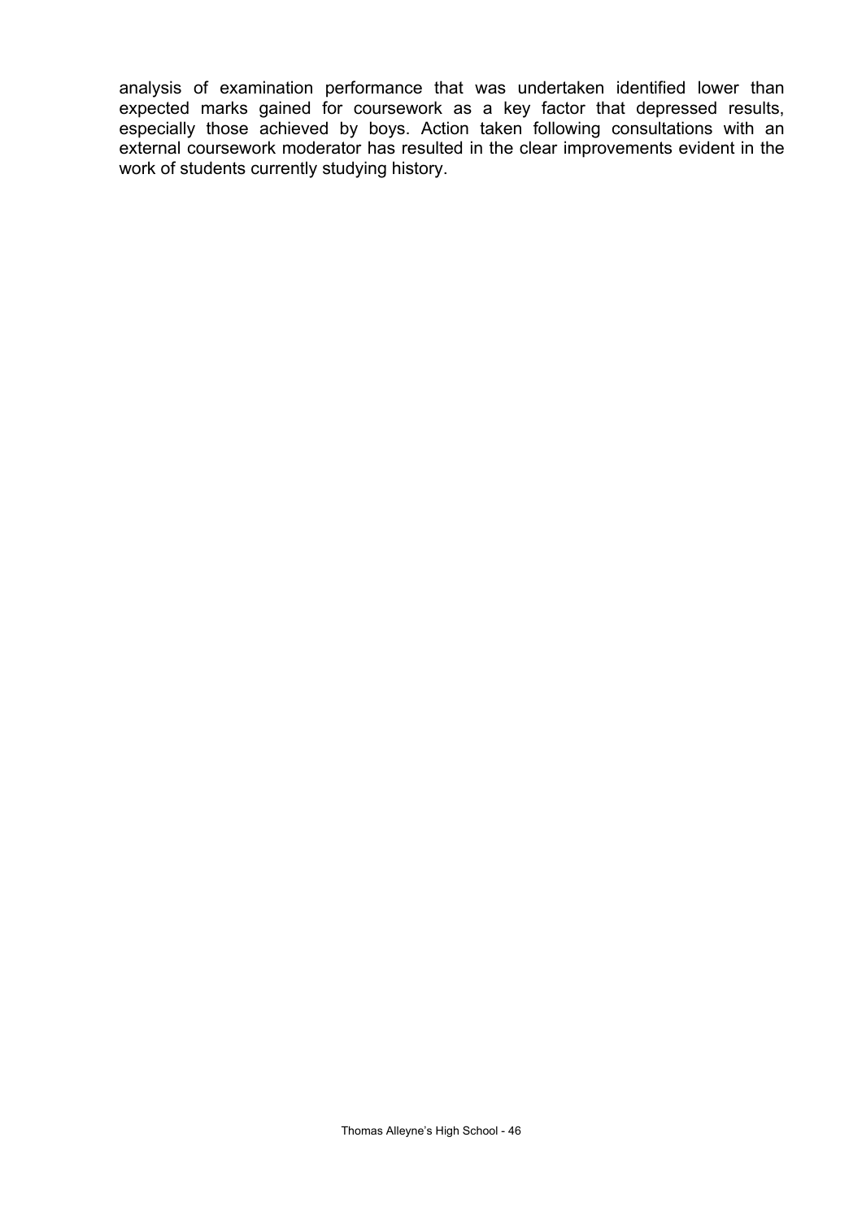analysis of examination performance that was undertaken identified lower than expected marks gained for coursework as a key factor that depressed results, especially those achieved by boys. Action taken following consultations with an external coursework moderator has resulted in the clear improvements evident in the work of students currently studying history.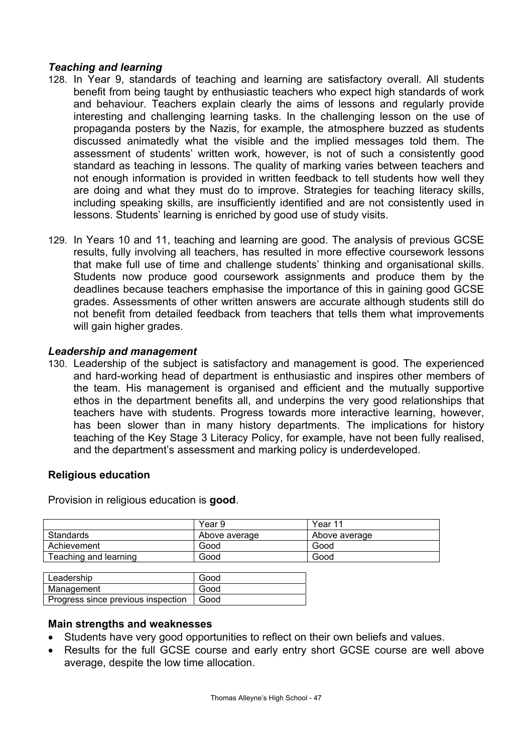### *Teaching and learning*

128. In Year 9, standards of teaching and learning are satisfactory overall. All students benefit from being taught by enthusiastic teachers who expect high standards of work and behaviour. Teachers explain clearly the aims of lessons and regularly provide interesting and challenging learning tasks. In the challenging lesson on the use of propaganda posters by the Nazis, for example, the atmosphere buzzed as students discussed animatedly what the visible and the implied messages told them. The assessment of students' written work, however, is not of such a consistently good standard as teaching in lessons. The quality of marking varies between teachers and not enough information is provided in written feedback to tell students how well they are doing and what they must do to improve. Strategies for teaching literacy skills, including speaking skills, are insufficiently identified and are not consistently used in lessons. Students' learning is enriched by good use of study visits.

129. In Years 10 and 11, teaching and learning are good. The analysis of previous GCSE results, fully involving all teachers, has resulted in more effective coursework lessons that make full use of time and challenge students' thinking and organisational skills. Students now produce good coursework assignments and produce them by the deadlines because teachers emphasise the importance of this in gaining good GCSE grades. Assessments of other written answers are accurate although students still do not benefit from detailed feedback from teachers that tells them what improvements will gain higher grades.

### *Leadership and management*

130. Leadership of the subject is satisfactory and management is good. The experienced and hard-working head of department is enthusiastic and inspires other members of the team. His management is organised and efficient and the mutually supportive ethos in the department benefits all, and underpins the very good relationships that teachers have with students. Progress towards more interactive learning, however, has been slower than in many history departments. The implications for history teaching of the Key Stage 3 Literacy Policy, for example, have not been fully realised, and the department's assessment and marking policy is underdeveloped.

## Religious education

Provision in religious education is **good**.

| | Year 9 | Year 11 |
|---|---|---|
| Standards | Above average | Above average |
| Achievement | Good | Good |
| Teaching and learning | Good | Good |

| | |
|---|---|
| Leadership | Good |
| Management | Good |
| Progress since previous inspection | Good |

### Main strengths and weaknesses

- Students have very good opportunities to reflect on their own beliefs and values.
- Results for the full GCSE course and early entry short GCSE course are well above average, despite the low time allocation.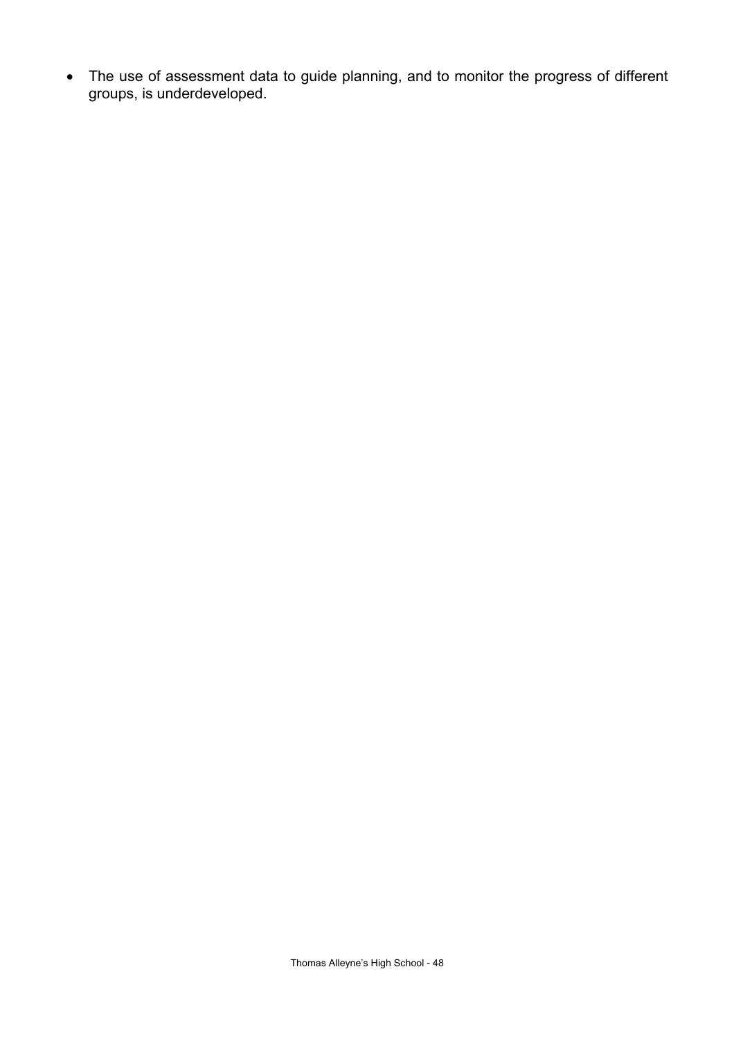- The use of assessment data to guide planning, and to monitor the progress of different groups, is underdeveloped.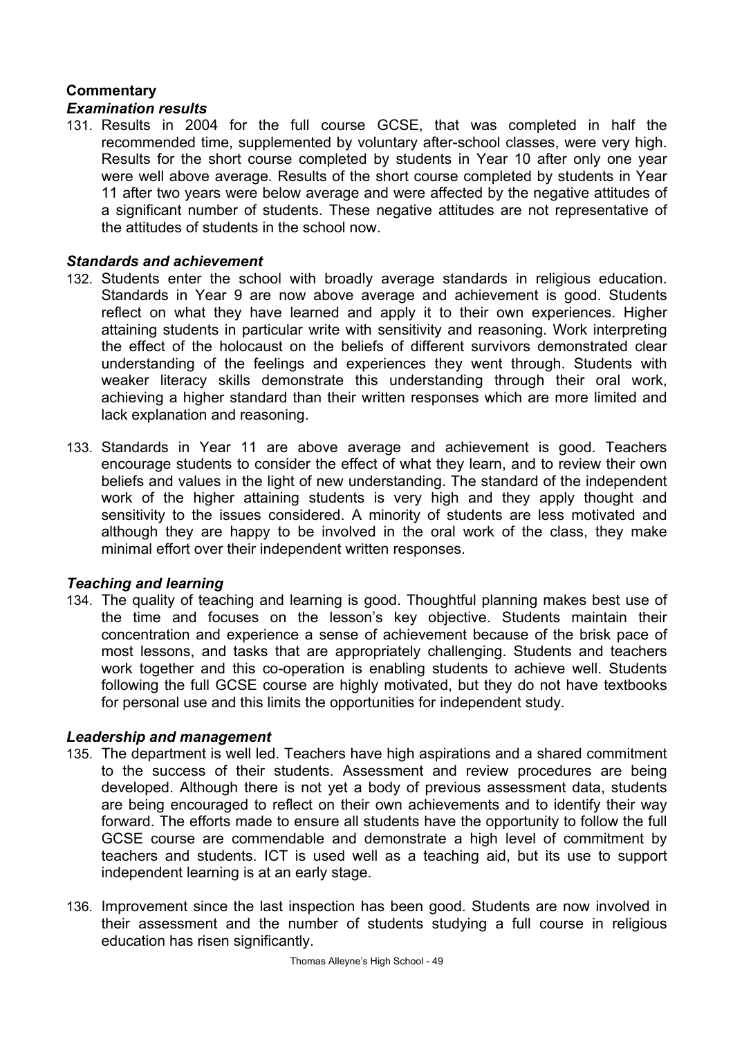**Commentary**

***Examination results***

131. Results in 2004 for the full course GCSE, that was completed in half the recommended time, supplemented by voluntary after-school classes, were very high. Results for the short course completed by students in Year 10 after only one year were well above average. Results of the short course completed by students in Year 11 after two years were below average and were affected by the negative attitudes of a significant number of students. These negative attitudes are not representative of the attitudes of students in the school now.

***Standards and achievement***

132. Students enter the school with broadly average standards in religious education. Standards in Year 9 are now above average and achievement is good. Students reflect on what they have learned and apply it to their own experiences. Higher attaining students in particular write with sensitivity and reasoning. Work interpreting the effect of the holocaust on the beliefs of different survivors demonstrated clear understanding of the feelings and experiences they went through. Students with weaker literacy skills demonstrate this understanding through their oral work, achieving a higher standard than their written responses which are more limited and lack explanation and reasoning.

133. Standards in Year 11 are above average and achievement is good. Teachers encourage students to consider the effect of what they learn, and to review their own beliefs and values in the light of new understanding. The standard of the independent work of the higher attaining students is very high and they apply thought and sensitivity to the issues considered. A minority of students are less motivated and although they are happy to be involved in the oral work of the class, they make minimal effort over their independent written responses.

***Teaching and learning***

134. The quality of teaching and learning is good. Thoughtful planning makes best use of the time and focuses on the lesson's key objective. Students maintain their concentration and experience a sense of achievement because of the brisk pace of most lessons, and tasks that are appropriately challenging. Students and teachers work together and this co-operation is enabling students to achieve well. Students following the full GCSE course are highly motivated, but they do not have textbooks for personal use and this limits the opportunities for independent study.

***Leadership and management***

135. The department is well led. Teachers have high aspirations and a shared commitment to the success of their students. Assessment and review procedures are being developed. Although there is not yet a body of previous assessment data, students are being encouraged to reflect on their own achievements and to identify their way forward. The efforts made to ensure all students have the opportunity to follow the full GCSE course are commendable and demonstrate a high level of commitment by teachers and students. ICT is used well as a teaching aid, but its use to support independent learning is at an early stage.

136. Improvement since the last inspection has been good. Students are now involved in their assessment and the number of students studying a full course in religious education has risen significantly.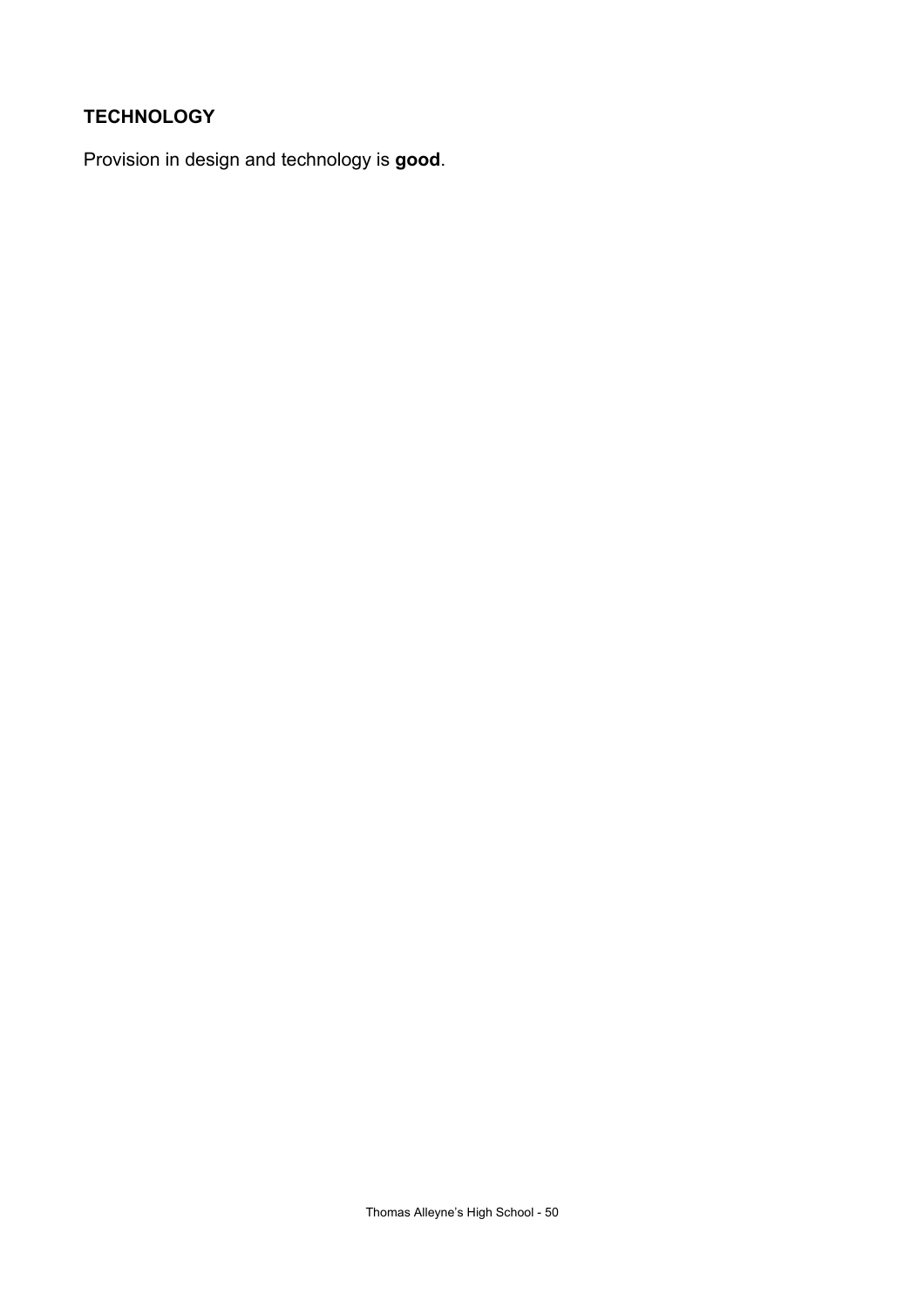## TECHNOLOGY

Provision in design and technology is **good**.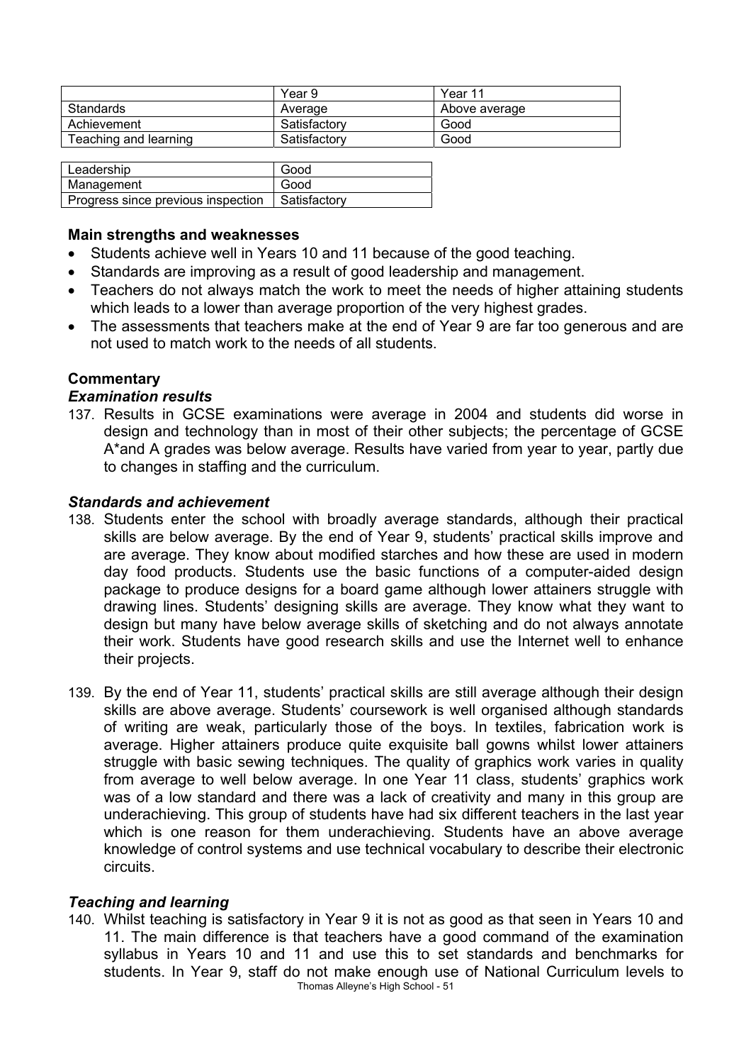| | Year 9 | Year 11 |
|---|---|---|
| Standards | Average | Above average |
| Achievement | Satisfactory | Good |
| Teaching and learning | Satisfactory | Good |

| | |
|---|---|
| Leadership | Good |
| Management | Good |
| Progress since previous inspection | Satisfactory |

**Main strengths and weaknesses**

- Students achieve well in Years 10 and 11 because of the good teaching.
- Standards are improving as a result of good leadership and management.
- Teachers do not always match the work to meet the needs of higher attaining students which leads to a lower than average proportion of the very highest grades.
- The assessments that teachers make at the end of Year 9 are far too generous and are not used to match work to the needs of all students.

**Commentary**

***Examination results***

137. Results in GCSE examinations were average in 2004 and students did worse in design and technology than in most of their other subjects; the percentage of GCSE A*and A grades was below average. Results have varied from year to year, partly due to changes in staffing and the curriculum.

***Standards and achievement***

138. Students enter the school with broadly average standards, although their practical skills are below average. By the end of Year 9, students' practical skills improve and are average. They know about modified starches and how these are used in modern day food products. Students use the basic functions of a computer-aided design package to produce designs for a board game although lower attainers struggle with drawing lines. Students' designing skills are average. They know what they want to design but many have below average skills of sketching and do not always annotate their work. Students have good research skills and use the Internet well to enhance their projects.

139. By the end of Year 11, students' practical skills are still average although their design skills are above average. Students' coursework is well organised although standards of writing are weak, particularly those of the boys. In textiles, fabrication work is average. Higher attainers produce quite exquisite ball gowns whilst lower attainers struggle with basic sewing techniques. The quality of graphics work varies in quality from average to well below average. In one Year 11 class, students' graphics work was of a low standard and there was a lack of creativity and many in this group are underachieving. This group of students have had six different teachers in the last year which is one reason for them underachieving. Students have an above average knowledge of control systems and use technical vocabulary to describe their electronic circuits.

***Teaching and learning***

140. Whilst teaching is satisfactory in Year 9 it is not as good as that seen in Years 10 and 11. The main difference is that teachers have a good command of the examination syllabus in Years 10 and 11 and use this to set standards and benchmarks for students. In Year 9, staff do not make enough use of National Curriculum levels to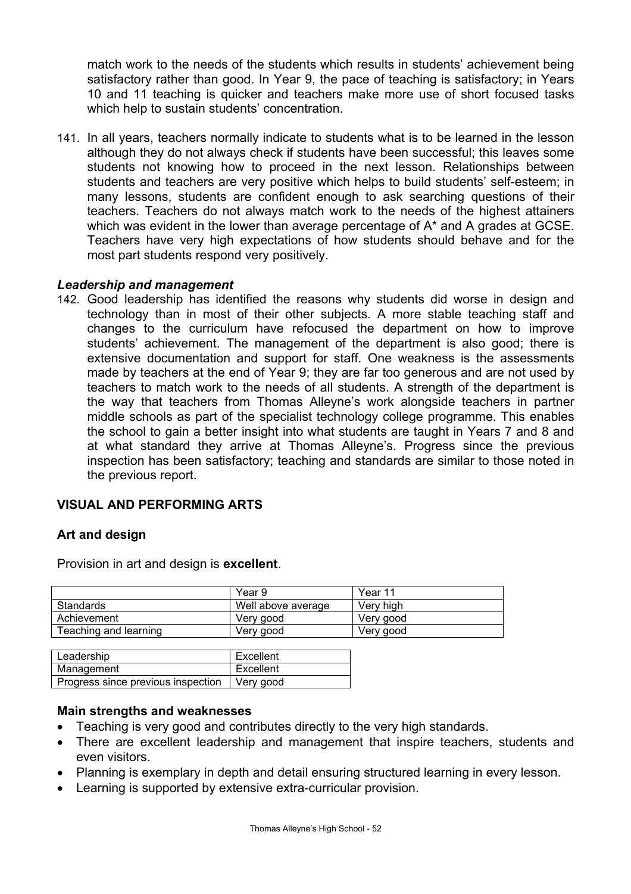match work to the needs of the students which results in students' achievement being satisfactory rather than good. In Year 9, the pace of teaching is satisfactory; in Years 10 and 11 teaching is quicker and teachers make more use of short focused tasks which help to sustain students' concentration.

141. In all years, teachers normally indicate to students what is to be learned in the lesson although they do not always check if students have been successful; this leaves some students not knowing how to proceed in the next lesson. Relationships between students and teachers are very positive which helps to build students' self-esteem; in many lessons, students are confident enough to ask searching questions of their teachers. Teachers do not always match work to the needs of the highest attainers which was evident in the lower than average percentage of A* and A grades at GCSE. Teachers have very high expectations of how students should behave and for the most part students respond very positively.

***Leadership and management***

142. Good leadership has identified the reasons why students did worse in design and technology than in most of their other subjects. A more stable teaching staff and changes to the curriculum have refocused the department on how to improve students' achievement. The management of the department is also good; there is extensive documentation and support for staff. One weakness is the assessments made by teachers at the end of Year 9; they are far too generous and are not used by teachers to match work to the needs of all students. A strength of the department is the way that teachers from Thomas Alleyne's work alongside teachers in partner middle schools as part of the specialist technology college programme. This enables the school to gain a better insight into what students are taught in Years 7 and 8 and at what standard they arrive at Thomas Alleyne's. Progress since the previous inspection has been satisfactory; teaching and standards are similar to those noted in the previous report.

## VISUAL AND PERFORMING ARTS

### Art and design

Provision in art and design is **excellent**.

| | Year 9 | Year 11 |
|---|---|---|
| Standards | Well above average | Very high |
| Achievement | Very good | Very good |
| Teaching and learning | Very good | Very good |

| | |
|---|---|
| Leadership | Excellent |
| Management | Excellent |
| Progress since previous inspection | Very good |

**Main strengths and weaknesses**

- Teaching is very good and contributes directly to the very high standards.
- There are excellent leadership and management that inspire teachers, students and even visitors.
- Planning is exemplary in depth and detail ensuring structured learning in every lesson.
- Learning is supported by extensive extra-curricular provision.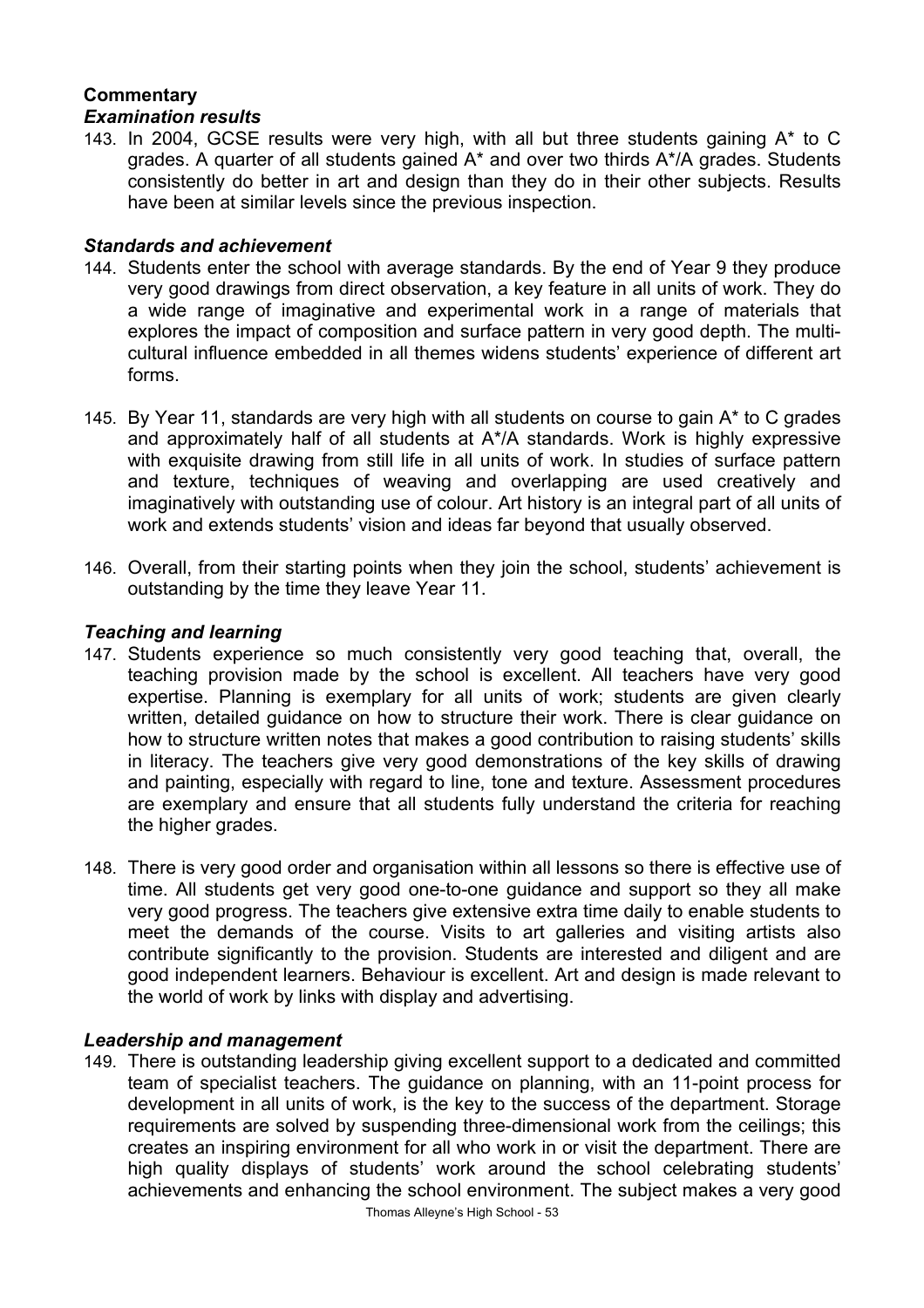## Commentary

### *Examination results*

143. In 2004, GCSE results were very high, with all but three students gaining A* to C grades. A quarter of all students gained A* and over two thirds A*/A grades. Students consistently do better in art and design than they do in their other subjects. Results have been at similar levels since the previous inspection.

### *Standards and achievement*

144. Students enter the school with average standards. By the end of Year 9 they produce very good drawings from direct observation, a key feature in all units of work. They do a wide range of imaginative and experimental work in a range of materials that explores the impact of composition and surface pattern in very good depth. The multi-cultural influence embedded in all themes widens students' experience of different art forms.

145. By Year 11, standards are very high with all students on course to gain A* to C grades and approximately half of all students at A*/A standards. Work is highly expressive with exquisite drawing from still life in all units of work. In studies of surface pattern and texture, techniques of weaving and overlapping are used creatively and imaginatively with outstanding use of colour. Art history is an integral part of all units of work and extends students' vision and ideas far beyond that usually observed.

146. Overall, from their starting points when they join the school, students' achievement is outstanding by the time they leave Year 11.

### *Teaching and learning*

147. Students experience so much consistently very good teaching that, overall, the teaching provision made by the school is excellent. All teachers have very good expertise. Planning is exemplary for all units of work; students are given clearly written, detailed guidance on how to structure their work. There is clear guidance on how to structure written notes that makes a good contribution to raising students' skills in literacy. The teachers give very good demonstrations of the key skills of drawing and painting, especially with regard to line, tone and texture. Assessment procedures are exemplary and ensure that all students fully understand the criteria for reaching the higher grades.

148. There is very good order and organisation within all lessons so there is effective use of time. All students get very good one-to-one guidance and support so they all make very good progress. The teachers give extensive extra time daily to enable students to meet the demands of the course. Visits to art galleries and visiting artists also contribute significantly to the provision. Students are interested and diligent and are good independent learners. Behaviour is excellent. Art and design is made relevant to the world of work by links with display and advertising.

### *Leadership and management*

149. There is outstanding leadership giving excellent support to a dedicated and committed team of specialist teachers. The guidance on planning, with an 11-point process for development in all units of work, is the key to the success of the department. Storage requirements are solved by suspending three-dimensional work from the ceilings; this creates an inspiring environment for all who work in or visit the department. There are high quality displays of students' work around the school celebrating students' achievements and enhancing the school environment. The subject makes a very good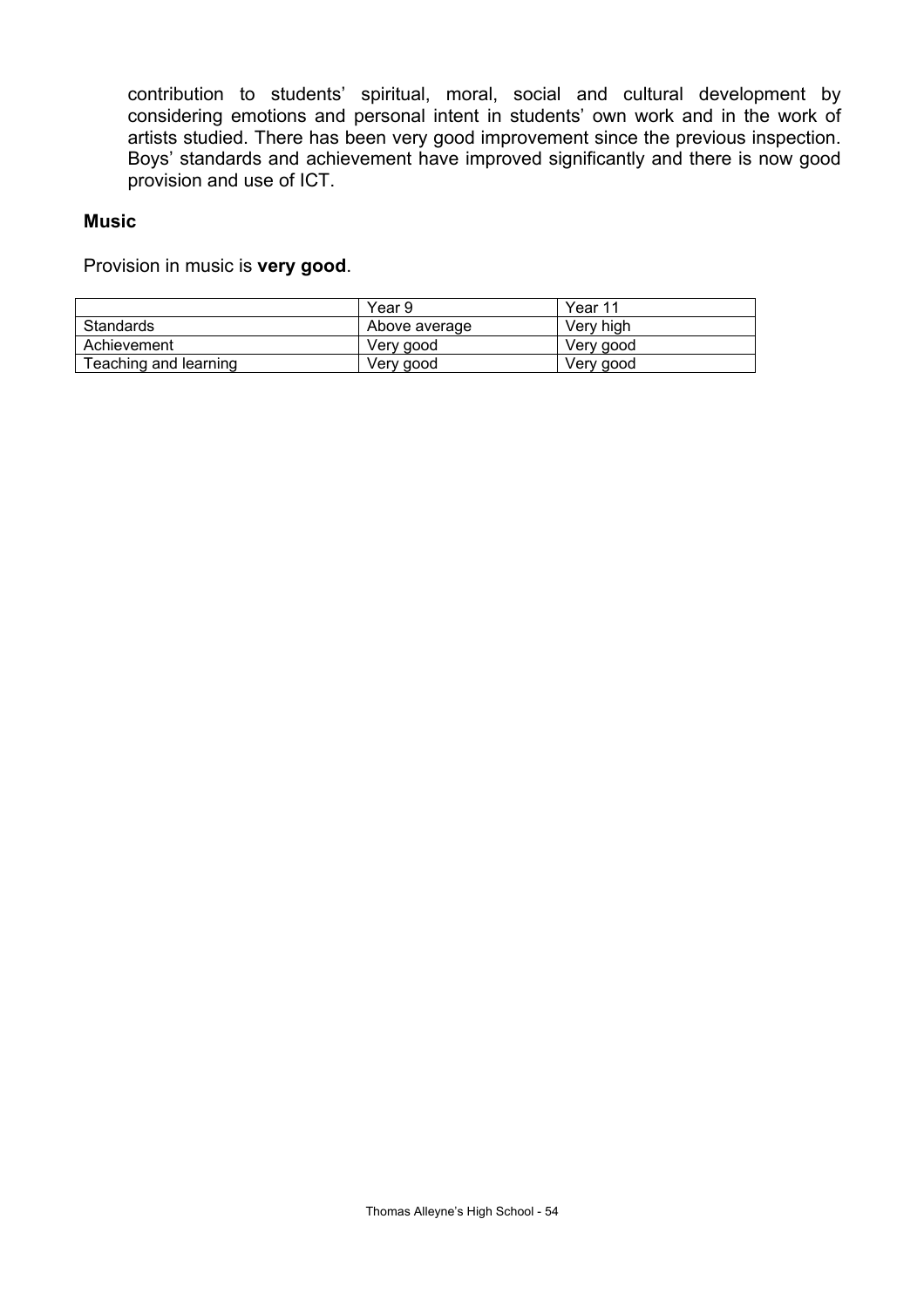contribution to students' spiritual, moral, social and cultural development by considering emotions and personal intent in students' own work and in the work of artists studied. There has been very good improvement since the previous inspection. Boys' standards and achievement have improved significantly and there is now good provision and use of ICT.

### Music

Provision in music is **very good**.

| | Year 9 | Year 11 |
|---|---|---|
| Standards | Above average | Very high |
| Achievement | Very good | Very good |
| Teaching and learning | Very good | Very good |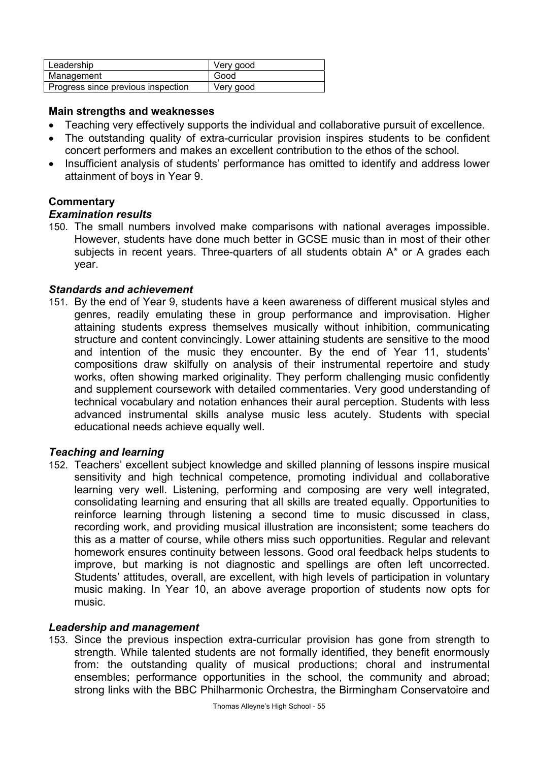| Leadership | Very good |
|---|---|
| Management | Good |
| Progress since previous inspection | Very good |

**Main strengths and weaknesses**

- Teaching very effectively supports the individual and collaborative pursuit of excellence.
- The outstanding quality of extra-curricular provision inspires students to be confident concert performers and makes an excellent contribution to the ethos of the school.
- Insufficient analysis of students' performance has omitted to identify and address lower attainment of boys in Year 9.

**Commentary**

***Examination results***

150. The small numbers involved make comparisons with national averages impossible. However, students have done much better in GCSE music than in most of their other subjects in recent years. Three-quarters of all students obtain A* or A grades each year.

***Standards and achievement***

151. By the end of Year 9, students have a keen awareness of different musical styles and genres, readily emulating these in group performance and improvisation. Higher attaining students express themselves musically without inhibition, communicating structure and content convincingly. Lower attaining students are sensitive to the mood and intention of the music they encounter. By the end of Year 11, students' compositions draw skilfully on analysis of their instrumental repertoire and study works, often showing marked originality. They perform challenging music confidently and supplement coursework with detailed commentaries. Very good understanding of technical vocabulary and notation enhances their aural perception. Students with less advanced instrumental skills analyse music less acutely. Students with special educational needs achieve equally well.

***Teaching and learning***

152. Teachers' excellent subject knowledge and skilled planning of lessons inspire musical sensitivity and high technical competence, promoting individual and collaborative learning very well. Listening, performing and composing are very well integrated, consolidating learning and ensuring that all skills are treated equally. Opportunities to reinforce learning through listening a second time to music discussed in class, recording work, and providing musical illustration are inconsistent; some teachers do this as a matter of course, while others miss such opportunities. Regular and relevant homework ensures continuity between lessons. Good oral feedback helps students to improve, but marking is not diagnostic and spellings are often left uncorrected. Students' attitudes, overall, are excellent, with high levels of participation in voluntary music making. In Year 10, an above average proportion of students now opts for music.

***Leadership and management***

153. Since the previous inspection extra-curricular provision has gone from strength to strength. While talented students are not formally identified, they benefit enormously from: the outstanding quality of musical productions; choral and instrumental ensembles; performance opportunities in the school, the community and abroad; strong links with the BBC Philharmonic Orchestra, the Birmingham Conservatoire and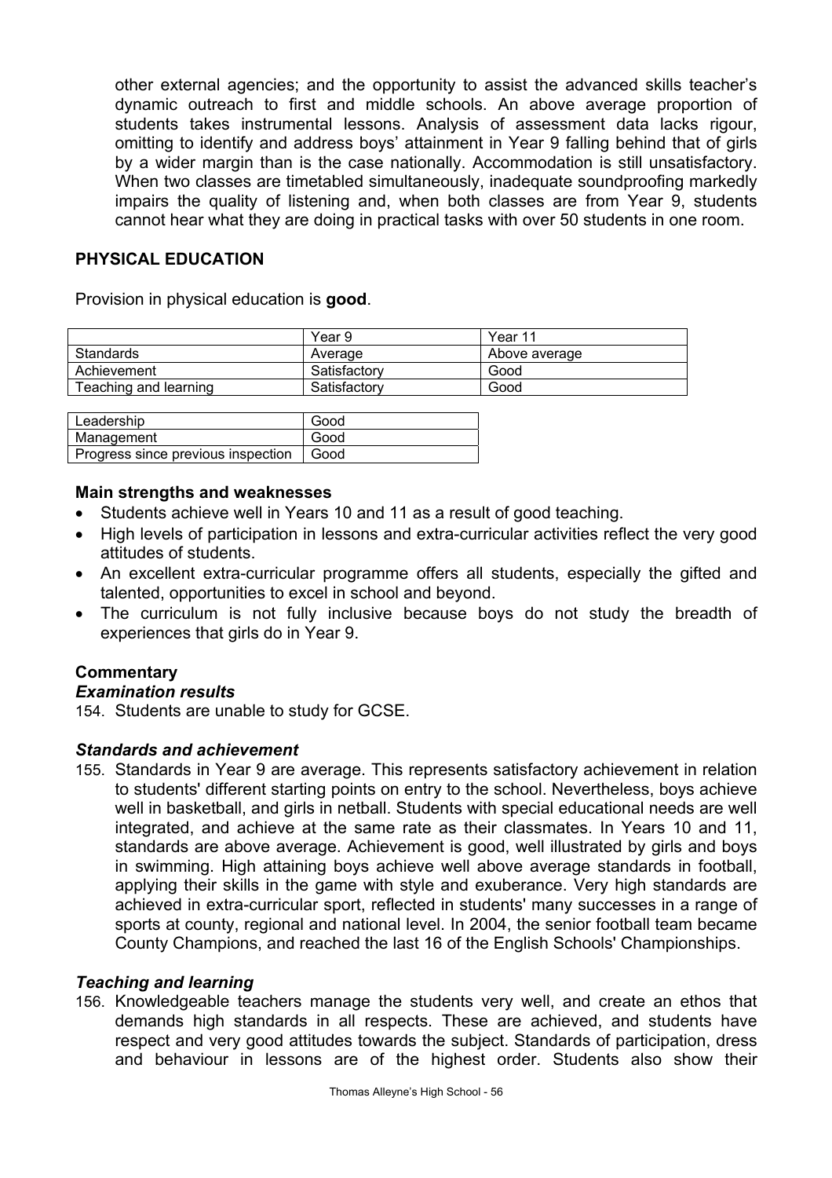other external agencies; and the opportunity to assist the advanced skills teacher's dynamic outreach to first and middle schools. An above average proportion of students takes instrumental lessons. Analysis of assessment data lacks rigour, omitting to identify and address boys' attainment in Year 9 falling behind that of girls by a wider margin than is the case nationally. Accommodation is still unsatisfactory. When two classes are timetabled simultaneously, inadequate soundproofing markedly impairs the quality of listening and, when both classes are from Year 9, students cannot hear what they are doing in practical tasks with over 50 students in one room.

## PHYSICAL EDUCATION

Provision in physical education is **good**.

| | Year 9 | Year 11 |
|---|---|---|
| Standards | Average | Above average |
| Achievement | Satisfactory | Good |
| Teaching and learning | Satisfactory | Good |

| | |
|---|---|
| Leadership | Good |
| Management | Good |
| Progress since previous inspection | Good |

### Main strengths and weaknesses

- Students achieve well in Years 10 and 11 as a result of good teaching.
- High levels of participation in lessons and extra-curricular activities reflect the very good attitudes of students.
- An excellent extra-curricular programme offers all students, especially the gifted and talented, opportunities to excel in school and beyond.
- The curriculum is not fully inclusive because boys do not study the breadth of experiences that girls do in Year 9.

### Commentary

#### *Examination results*

154. Students are unable to study for GCSE.

#### *Standards and achievement*

155. Standards in Year 9 are average. This represents satisfactory achievement in relation to students' different starting points on entry to the school. Nevertheless, boys achieve well in basketball, and girls in netball. Students with special educational needs are well integrated, and achieve at the same rate as their classmates. In Years 10 and 11, standards are above average. Achievement is good, well illustrated by girls and boys in swimming. High attaining boys achieve well above average standards in football, applying their skills in the game with style and exuberance. Very high standards are achieved in extra-curricular sport, reflected in students' many successes in a range of sports at county, regional and national level. In 2004, the senior football team became County Champions, and reached the last 16 of the English Schools' Championships.

#### *Teaching and learning*

156. Knowledgeable teachers manage the students very well, and create an ethos that demands high standards in all respects. These are achieved, and students have respect and very good attitudes towards the subject. Standards of participation, dress and behaviour in lessons are of the highest order. Students also show their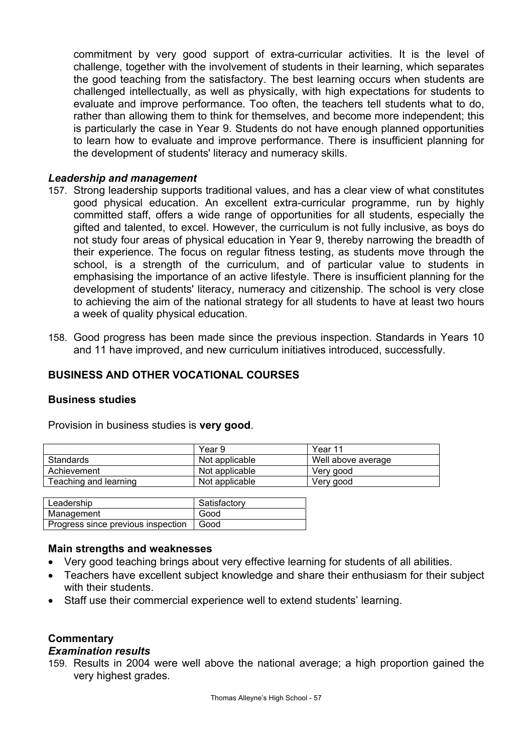commitment by very good support of extra-curricular activities. It is the level of challenge, together with the involvement of students in their learning, which separates the good teaching from the satisfactory. The best learning occurs when students are challenged intellectually, as well as physically, with high expectations for students to evaluate and improve performance. Too often, the teachers tell students what to do, rather than allowing them to think for themselves, and become more independent; this is particularly the case in Year 9. Students do not have enough planned opportunities to learn how to evaluate and improve performance. There is insufficient planning for the development of students' literacy and numeracy skills.

### *Leadership and management*

157. Strong leadership supports traditional values, and has a clear view of what constitutes good physical education. An excellent extra-curricular programme, run by highly committed staff, offers a wide range of opportunities for all students, especially the gifted and talented, to excel. However, the curriculum is not fully inclusive, as boys do not study four areas of physical education in Year 9, thereby narrowing the breadth of their experience. The focus on regular fitness testing, as students move through the school, is a strength of the curriculum, and of particular value to students in emphasising the importance of an active lifestyle. There is insufficient planning for the development of students' literacy, numeracy and citizenship. The school is very close to achieving the aim of the national strategy for all students to have at least two hours a week of quality physical education.

158. Good progress has been made since the previous inspection. Standards in Years 10 and 11 have improved, and new curriculum initiatives introduced, successfully.

## BUSINESS AND OTHER VOCATIONAL COURSES

### Business studies

Provision in business studies is **very good**.

| | Year 9 | Year 11 |
|---|---|---|
| Standards | Not applicable | Well above average |
| Achievement | Not applicable | Very good |
| Teaching and learning | Not applicable | Very good |

| | |
|---|---|
| Leadership | Satisfactory |
| Management | Good |
| Progress since previous inspection | Good |

### Main strengths and weaknesses

- Very good teaching brings about very effective learning for students of all abilities.
- Teachers have excellent subject knowledge and share their enthusiasm for their subject with their students.
- Staff use their commercial experience well to extend students' learning.

### Commentary

### *Examination results*

159. Results in 2004 were well above the national average; a high proportion gained the very highest grades.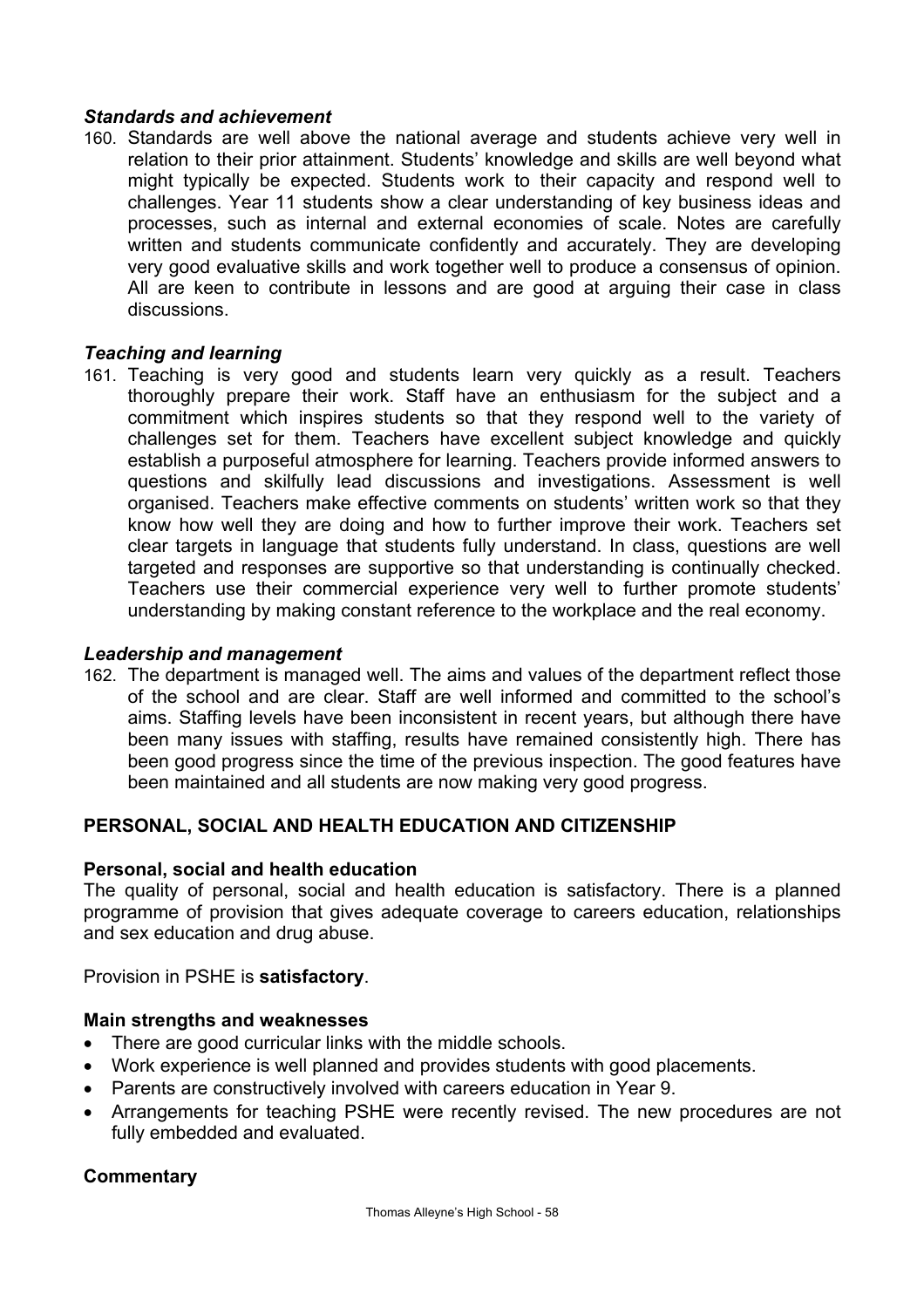### *Standards and achievement*

160. Standards are well above the national average and students achieve very well in relation to their prior attainment. Students' knowledge and skills are well beyond what might typically be expected. Students work to their capacity and respond well to challenges. Year 11 students show a clear understanding of key business ideas and processes, such as internal and external economies of scale. Notes are carefully written and students communicate confidently and accurately. They are developing very good evaluative skills and work together well to produce a consensus of opinion. All are keen to contribute in lessons and are good at arguing their case in class discussions.

### *Teaching and learning*

161. Teaching is very good and students learn very quickly as a result. Teachers thoroughly prepare their work. Staff have an enthusiasm for the subject and a commitment which inspires students so that they respond well to the variety of challenges set for them. Teachers have excellent subject knowledge and quickly establish a purposeful atmosphere for learning. Teachers provide informed answers to questions and skilfully lead discussions and investigations. Assessment is well organised. Teachers make effective comments on students' written work so that they know how well they are doing and how to further improve their work. Teachers set clear targets in language that students fully understand. In class, questions are well targeted and responses are supportive so that understanding is continually checked. Teachers use their commercial experience very well to further promote students' understanding by making constant reference to the workplace and the real economy.

### *Leadership and management*

162. The department is managed well. The aims and values of the department reflect those of the school and are clear. Staff are well informed and committed to the school's aims. Staffing levels have been inconsistent in recent years, but although there have been many issues with staffing, results have remained consistently high. There has been good progress since the time of the previous inspection. The good features have been maintained and all students are now making very good progress.

## PERSONAL, SOCIAL AND HEALTH EDUCATION AND CITIZENSHIP

### Personal, social and health education

The quality of personal, social and health education is satisfactory. There is a planned programme of provision that gives adequate coverage to careers education, relationships and sex education and drug abuse.

Provision in PSHE is **satisfactory**.

### Main strengths and weaknesses

- There are good curricular links with the middle schools.
- Work experience is well planned and provides students with good placements.
- Parents are constructively involved with careers education in Year 9.
- Arrangements for teaching PSHE were recently revised. The new procedures are not fully embedded and evaluated.

### Commentary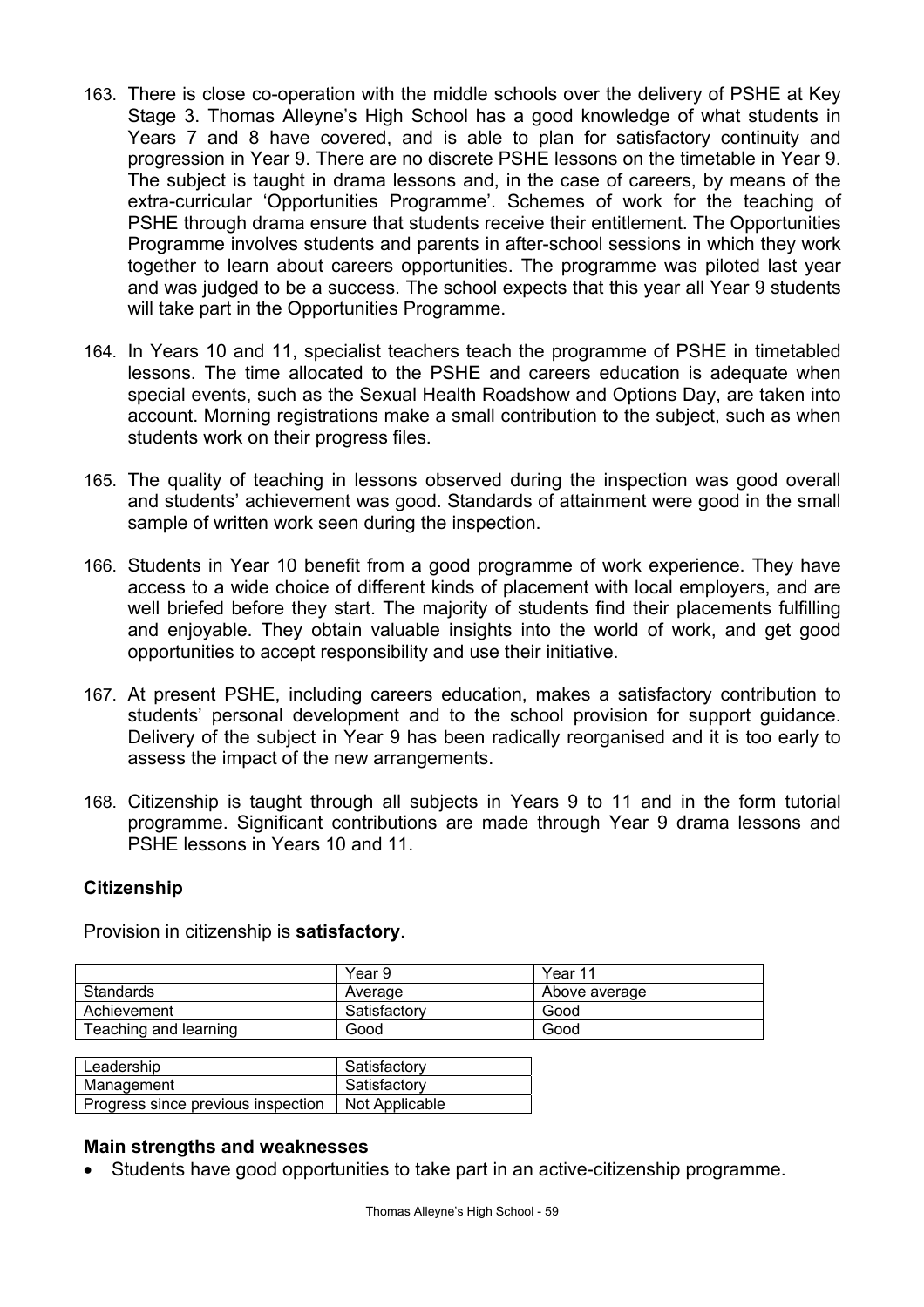163. There is close co-operation with the middle schools over the delivery of PSHE at Key Stage 3. Thomas Alleyne's High School has a good knowledge of what students in Years 7 and 8 have covered, and is able to plan for satisfactory continuity and progression in Year 9. There are no discrete PSHE lessons on the timetable in Year 9. The subject is taught in drama lessons and, in the case of careers, by means of the extra-curricular 'Opportunities Programme'. Schemes of work for the teaching of PSHE through drama ensure that students receive their entitlement. The Opportunities Programme involves students and parents in after-school sessions in which they work together to learn about careers opportunities. The programme was piloted last year and was judged to be a success. The school expects that this year all Year 9 students will take part in the Opportunities Programme.

164. In Years 10 and 11, specialist teachers teach the programme of PSHE in timetabled lessons. The time allocated to the PSHE and careers education is adequate when special events, such as the Sexual Health Roadshow and Options Day, are taken into account. Morning registrations make a small contribution to the subject, such as when students work on their progress files.

165. The quality of teaching in lessons observed during the inspection was good overall and students' achievement was good. Standards of attainment were good in the small sample of written work seen during the inspection.

166. Students in Year 10 benefit from a good programme of work experience. They have access to a wide choice of different kinds of placement with local employers, and are well briefed before they start. The majority of students find their placements fulfilling and enjoyable. They obtain valuable insights into the world of work, and get good opportunities to accept responsibility and use their initiative.

167. At present PSHE, including careers education, makes a satisfactory contribution to students' personal development and to the school provision for support guidance. Delivery of the subject in Year 9 has been radically reorganised and it is too early to assess the impact of the new arrangements.

168. Citizenship is taught through all subjects in Years 9 to 11 and in the form tutorial programme. Significant contributions are made through Year 9 drama lessons and PSHE lessons in Years 10 and 11.

### Citizenship

Provision in citizenship is **satisfactory**.

| | Year 9 | Year 11 |
|---|---|---|
| Standards | Average | Above average |
| Achievement | Satisfactory | Good |
| Teaching and learning | Good | Good |

| | |
|---|---|
| Leadership | Satisfactory |
| Management | Satisfactory |
| Progress since previous inspection | Not Applicable |

### Main strengths and weaknesses

- Students have good opportunities to take part in an active-citizenship programme.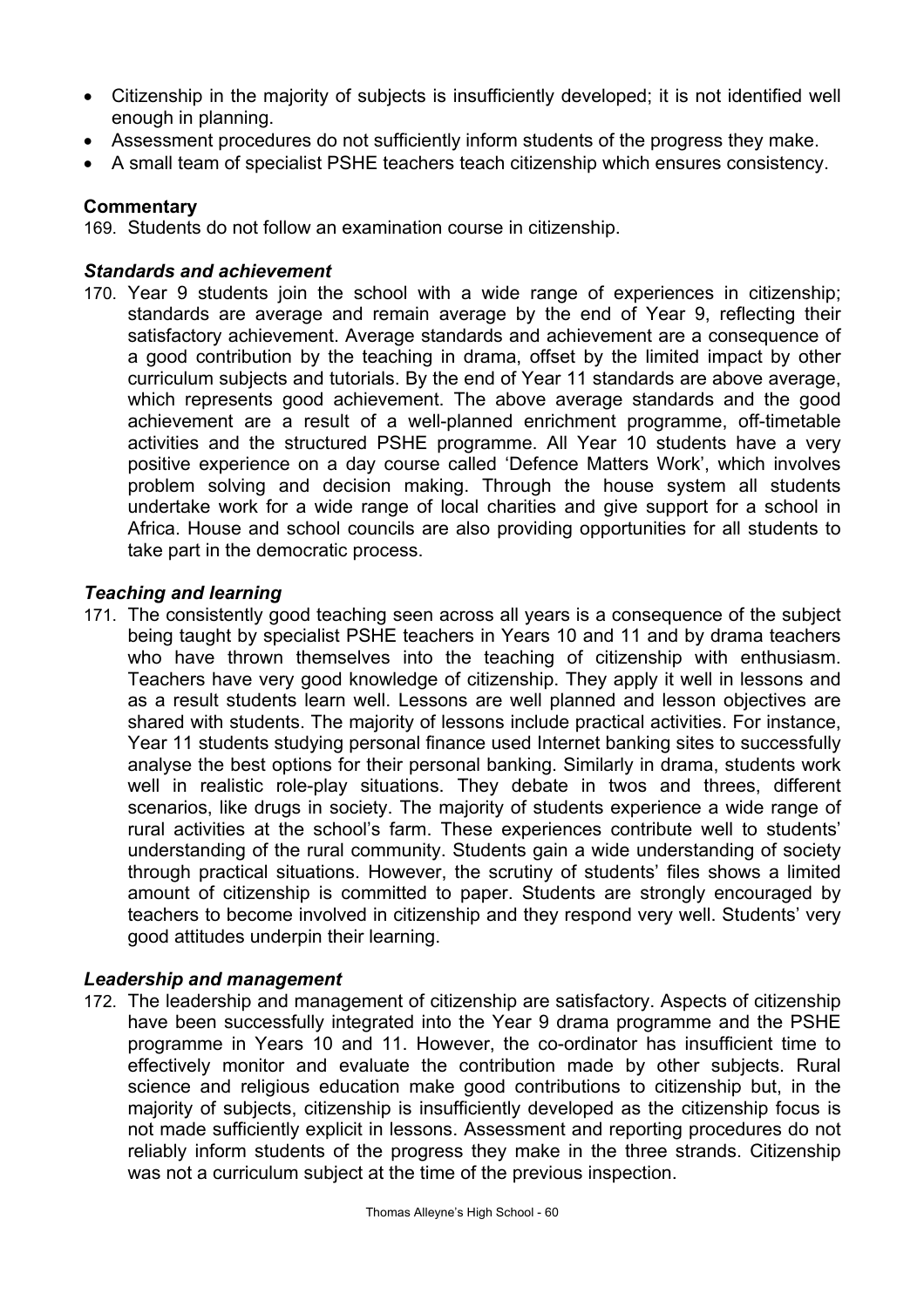- Citizenship in the majority of subjects is insufficiently developed; it is not identified well enough in planning.
- Assessment procedures do not sufficiently inform students of the progress they make.
- A small team of specialist PSHE teachers teach citizenship which ensures consistency.

**Commentary**

169. Students do not follow an examination course in citizenship.

***Standards and achievement***

170. Year 9 students join the school with a wide range of experiences in citizenship; standards are average and remain average by the end of Year 9, reflecting their satisfactory achievement. Average standards and achievement are a consequence of a good contribution by the teaching in drama, offset by the limited impact by other curriculum subjects and tutorials. By the end of Year 11 standards are above average, which represents good achievement. The above average standards and the good achievement are a result of a well-planned enrichment programme, off-timetable activities and the structured PSHE programme. All Year 10 students have a very positive experience on a day course called 'Defence Matters Work', which involves problem solving and decision making. Through the house system all students undertake work for a wide range of local charities and give support for a school in Africa. House and school councils are also providing opportunities for all students to take part in the democratic process.

***Teaching and learning***

171. The consistently good teaching seen across all years is a consequence of the subject being taught by specialist PSHE teachers in Years 10 and 11 and by drama teachers who have thrown themselves into the teaching of citizenship with enthusiasm. Teachers have very good knowledge of citizenship. They apply it well in lessons and as a result students learn well. Lessons are well planned and lesson objectives are shared with students. The majority of lessons include practical activities. For instance, Year 11 students studying personal finance used Internet banking sites to successfully analyse the best options for their personal banking. Similarly in drama, students work well in realistic role-play situations. They debate in twos and threes, different scenarios, like drugs in society. The majority of students experience a wide range of rural activities at the school's farm. These experiences contribute well to students' understanding of the rural community. Students gain a wide understanding of society through practical situations. However, the scrutiny of students' files shows a limited amount of citizenship is committed to paper. Students are strongly encouraged by teachers to become involved in citizenship and they respond very well. Students' very good attitudes underpin their learning.

***Leadership and management***

172. The leadership and management of citizenship are satisfactory. Aspects of citizenship have been successfully integrated into the Year 9 drama programme and the PSHE programme in Years 10 and 11. However, the co-ordinator has insufficient time to effectively monitor and evaluate the contribution made by other subjects. Rural science and religious education make good contributions to citizenship but, in the majority of subjects, citizenship is insufficiently developed as the citizenship focus is not made sufficiently explicit in lessons. Assessment and reporting procedures do not reliably inform students of the progress they make in the three strands. Citizenship was not a curriculum subject at the time of the previous inspection.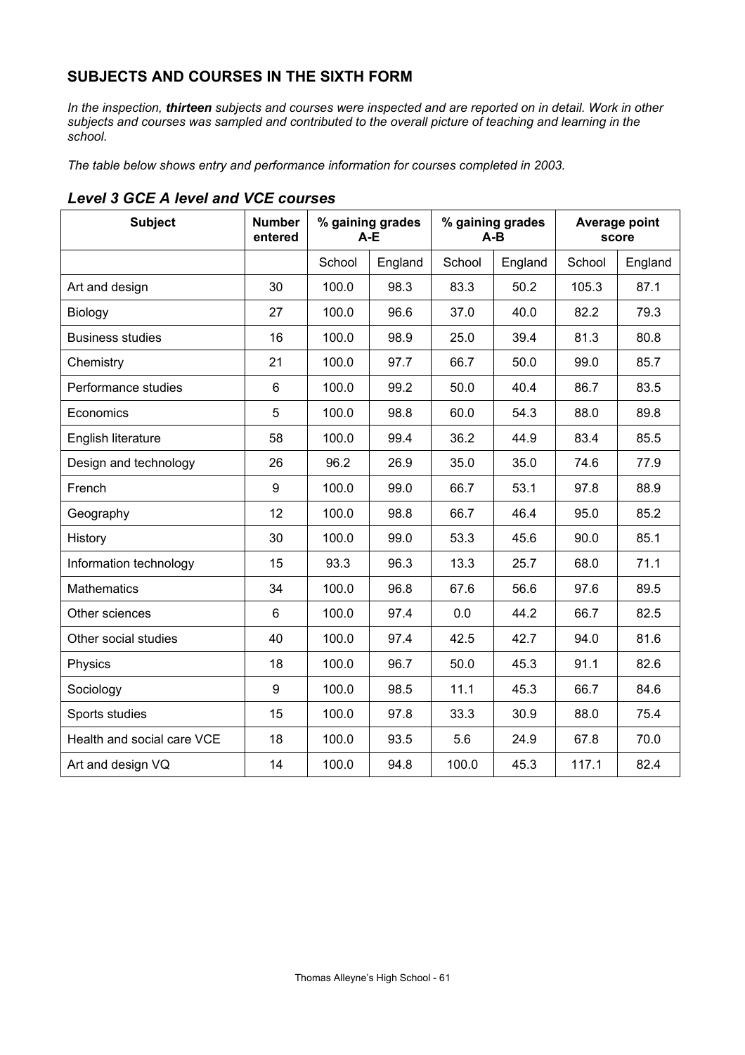## SUBJECTS AND COURSES IN THE SIXTH FORM

*In the inspection, **thirteen** subjects and courses were inspected and are reported on in detail. Work in other subjects and courses was sampled and contributed to the overall picture of teaching and learning in the school.*

*The table below shows entry and performance information for courses completed in 2003.*

### *Level 3 GCE A level and VCE courses*

| Subject | Number entered | % gaining grades A-E | | % gaining grades A-B | | Average point score | |
|---|---|---|---|---|---|---|---|
| | | School | England | School | England | School | England |
| Art and design | 30 | 100.0 | 98.3 | 83.3 | 50.2 | 105.3 | 87.1 |
| Biology | 27 | 100.0 | 96.6 | 37.0 | 40.0 | 82.2 | 79.3 |
| Business studies | 16 | 100.0 | 98.9 | 25.0 | 39.4 | 81.3 | 80.8 |
| Chemistry | 21 | 100.0 | 97.7 | 66.7 | 50.0 | 99.0 | 85.7 |
| Performance studies | 6 | 100.0 | 99.2 | 50.0 | 40.4 | 86.7 | 83.5 |
| Economics | 5 | 100.0 | 98.8 | 60.0 | 54.3 | 88.0 | 89.8 |
| English literature | 58 | 100.0 | 99.4 | 36.2 | 44.9 | 83.4 | 85.5 |
| Design and technology | 26 | 96.2 | 26.9 | 35.0 | 35.0 | 74.6 | 77.9 |
| French | 9 | 100.0 | 99.0 | 66.7 | 53.1 | 97.8 | 88.9 |
| Geography | 12 | 100.0 | 98.8 | 66.7 | 46.4 | 95.0 | 85.2 |
| History | 30 | 100.0 | 99.0 | 53.3 | 45.6 | 90.0 | 85.1 |
| Information technology | 15 | 93.3 | 96.3 | 13.3 | 25.7 | 68.0 | 71.1 |
| Mathematics | 34 | 100.0 | 96.8 | 67.6 | 56.6 | 97.6 | 89.5 |
| Other sciences | 6 | 100.0 | 97.4 | 0.0 | 44.2 | 66.7 | 82.5 |
| Other social studies | 40 | 100.0 | 97.4 | 42.5 | 42.7 | 94.0 | 81.6 |
| Physics | 18 | 100.0 | 96.7 | 50.0 | 45.3 | 91.1 | 82.6 |
| Sociology | 9 | 100.0 | 98.5 | 11.1 | 45.3 | 66.7 | 84.6 |
| Sports studies | 15 | 100.0 | 97.8 | 33.3 | 30.9 | 88.0 | 75.4 |
| Health and social care VCE | 18 | 100.0 | 93.5 | 5.6 | 24.9 | 67.8 | 70.0 |
| Art and design VQ | 14 | 100.0 | 94.8 | 100.0 | 45.3 | 117.1 | 82.4 |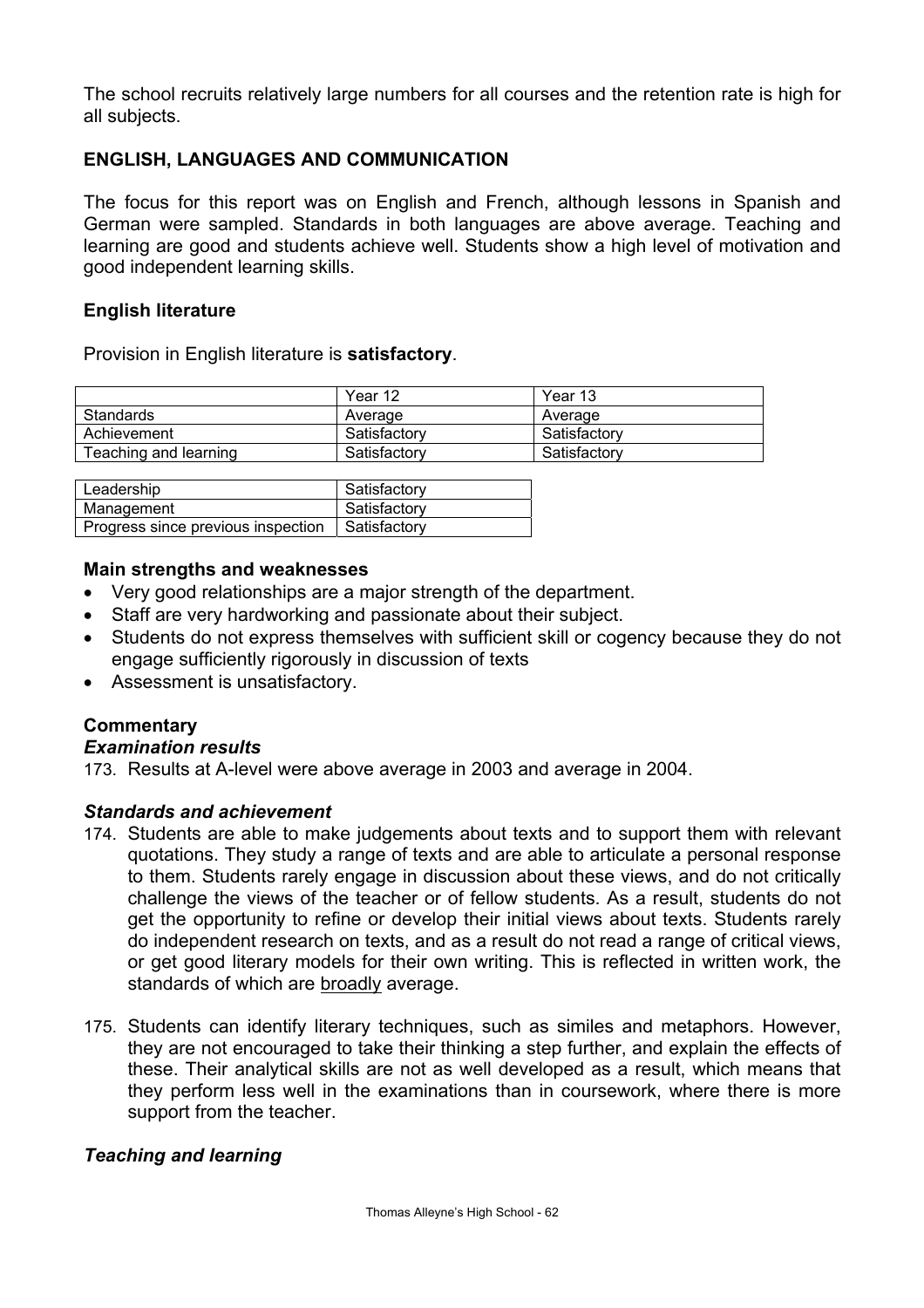The school recruits relatively large numbers for all courses and the retention rate is high for all subjects.

## ENGLISH, LANGUAGES AND COMMUNICATION

The focus for this report was on English and French, although lessons in Spanish and German were sampled. Standards in both languages are above average. Teaching and learning are good and students achieve well. Students show a high level of motivation and good independent learning skills.

### English literature

Provision in English literature is **satisfactory**.

| | Year 12 | Year 13 |
|---|---|---|
| Standards | Average | Average |
| Achievement | Satisfactory | Satisfactory |
| Teaching and learning | Satisfactory | Satisfactory |

| | |
|---|---|
| Leadership | Satisfactory |
| Management | Satisfactory |
| Progress since previous inspection | Satisfactory |

#### Main strengths and weaknesses

- Very good relationships are a major strength of the department.
- Staff are very hardworking and passionate about their subject.
- Students do not express themselves with sufficient skill or cogency because they do not engage sufficiently rigorously in discussion of texts
- Assessment is unsatisfactory.

#### Commentary

***Examination results***

173. Results at A-level were above average in 2003 and average in 2004.

***Standards and achievement***

174. Students are able to make judgements about texts and to support them with relevant quotations. They study a range of texts and are able to articulate a personal response to them. Students rarely engage in discussion about these views, and do not critically challenge the views of the teacher or of fellow students. As a result, students do not get the opportunity to refine or develop their initial views about texts. Students rarely do independent research on texts, and as a result do not read a range of critical views, or get good literary models for their own writing. This is reflected in written work, the standards of which are broadly average.

175. Students can identify literary techniques, such as similes and metaphors. However, they are not encouraged to take their thinking a step further, and explain the effects of these. Their analytical skills are not as well developed as a result, which means that they perform less well in the examinations than in coursework, where there is more support from the teacher.

***Teaching and learning***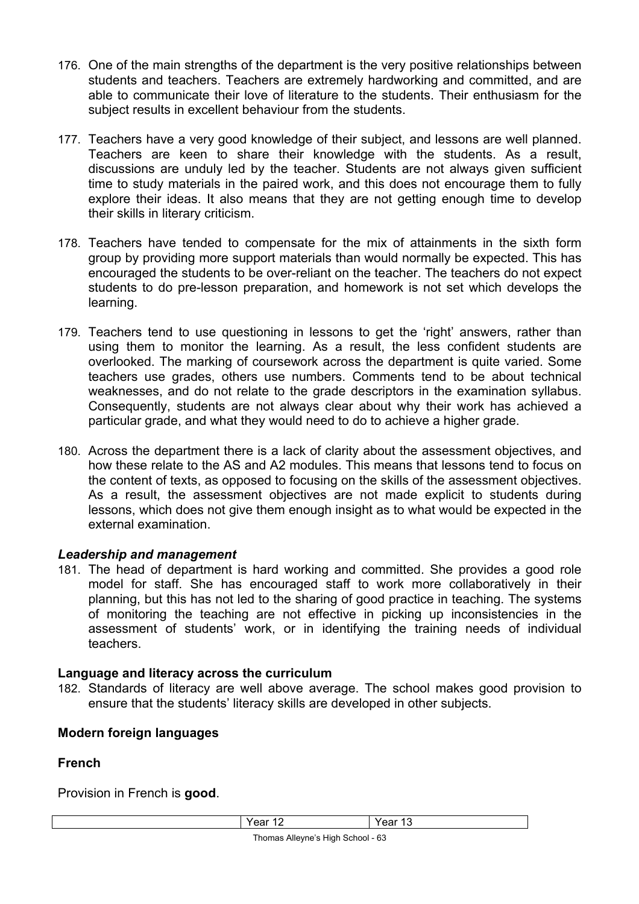176. One of the main strengths of the department is the very positive relationships between students and teachers. Teachers are extremely hardworking and committed, and are able to communicate their love of literature to the students. Their enthusiasm for the subject results in excellent behaviour from the students.

177. Teachers have a very good knowledge of their subject, and lessons are well planned. Teachers are keen to share their knowledge with the students. As a result, discussions are unduly led by the teacher. Students are not always given sufficient time to study materials in the paired work, and this does not encourage them to fully explore their ideas. It also means that they are not getting enough time to develop their skills in literary criticism.

178. Teachers have tended to compensate for the mix of attainments in the sixth form group by providing more support materials than would normally be expected. This has encouraged the students to be over-reliant on the teacher. The teachers do not expect students to do pre-lesson preparation, and homework is not set which develops the learning.

179. Teachers tend to use questioning in lessons to get the 'right' answers, rather than using them to monitor the learning. As a result, the less confident students are overlooked. The marking of coursework across the department is quite varied. Some teachers use grades, others use numbers. Comments tend to be about technical weaknesses, and do not relate to the grade descriptors in the examination syllabus. Consequently, students are not always clear about why their work has achieved a particular grade, and what they would need to do to achieve a higher grade.

180. Across the department there is a lack of clarity about the assessment objectives, and how these relate to the AS and A2 modules. This means that lessons tend to focus on the content of texts, as opposed to focusing on the skills of the assessment objectives. As a result, the assessment objectives are not made explicit to students during lessons, which does not give them enough insight as to what would be expected in the external examination.

***Leadership and management***

181. The head of department is hard working and committed. She provides a good role model for staff. She has encouraged staff to work more collaboratively in their planning, but this has not led to the sharing of good practice in teaching. The systems of monitoring the teaching are not effective in picking up inconsistencies in the assessment of students' work, or in identifying the training needs of individual teachers.

**Language and literacy across the curriculum**

182. Standards of literacy are well above average. The school makes good provision to ensure that the students' literacy skills are developed in other subjects.

**Modern foreign languages**

**French**

Provision in French is **good**.

| | Year 12 | Year 13 |
|---|---|---|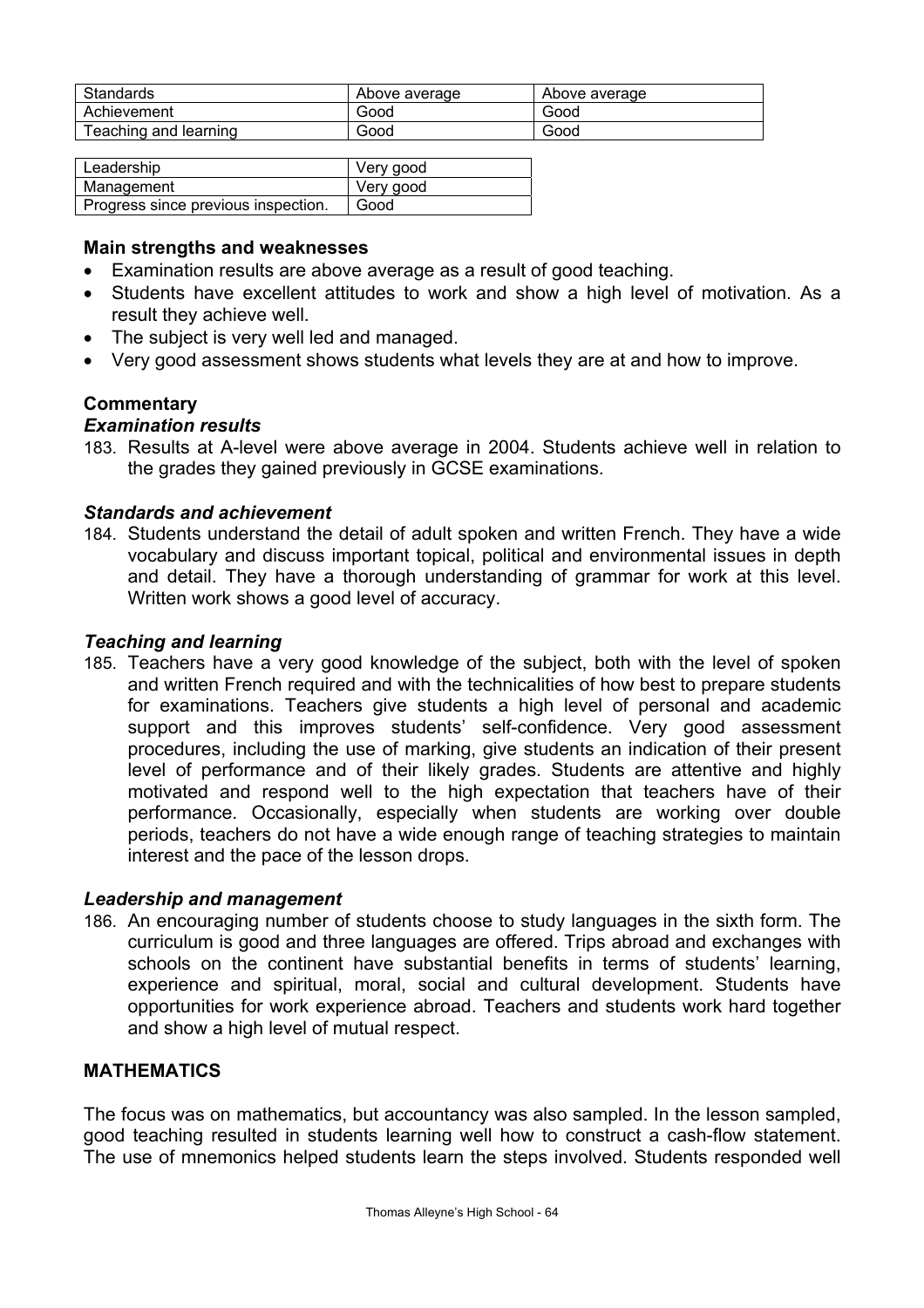| Standards | Above average | Above average |
|---|---|---|
| Achievement | Good | Good |
| Teaching and learning | Good | Good |

| Leadership | Very good |
|---|---|
| Management | Very good |
| Progress since previous inspection. | Good |

**Main strengths and weaknesses**

- Examination results are above average as a result of good teaching.
- Students have excellent attitudes to work and show a high level of motivation. As a result they achieve well.
- The subject is very well led and managed.
- Very good assessment shows students what levels they are at and how to improve.

**Commentary**

***Examination results***

183. Results at A-level were above average in 2004. Students achieve well in relation to the grades they gained previously in GCSE examinations.

***Standards and achievement***

184. Students understand the detail of adult spoken and written French. They have a wide vocabulary and discuss important topical, political and environmental issues in depth and detail. They have a thorough understanding of grammar for work at this level. Written work shows a good level of accuracy.

***Teaching and learning***

185. Teachers have a very good knowledge of the subject, both with the level of spoken and written French required and with the technicalities of how best to prepare students for examinations. Teachers give students a high level of personal and academic support and this improves students' self-confidence. Very good assessment procedures, including the use of marking, give students an indication of their present level of performance and of their likely grades. Students are attentive and highly motivated and respond well to the high expectation that teachers have of their performance. Occasionally, especially when students are working over double periods, teachers do not have a wide enough range of teaching strategies to maintain interest and the pace of the lesson drops.

***Leadership and management***

186. An encouraging number of students choose to study languages in the sixth form. The curriculum is good and three languages are offered. Trips abroad and exchanges with schools on the continent have substantial benefits in terms of students' learning, experience and spiritual, moral, social and cultural development. Students have opportunities for work experience abroad. Teachers and students work hard together and show a high level of mutual respect.

**MATHEMATICS**

The focus was on mathematics, but accountancy was also sampled. In the lesson sampled, good teaching resulted in students learning well how to construct a cash-flow statement. The use of mnemonics helped students learn the steps involved. Students responded well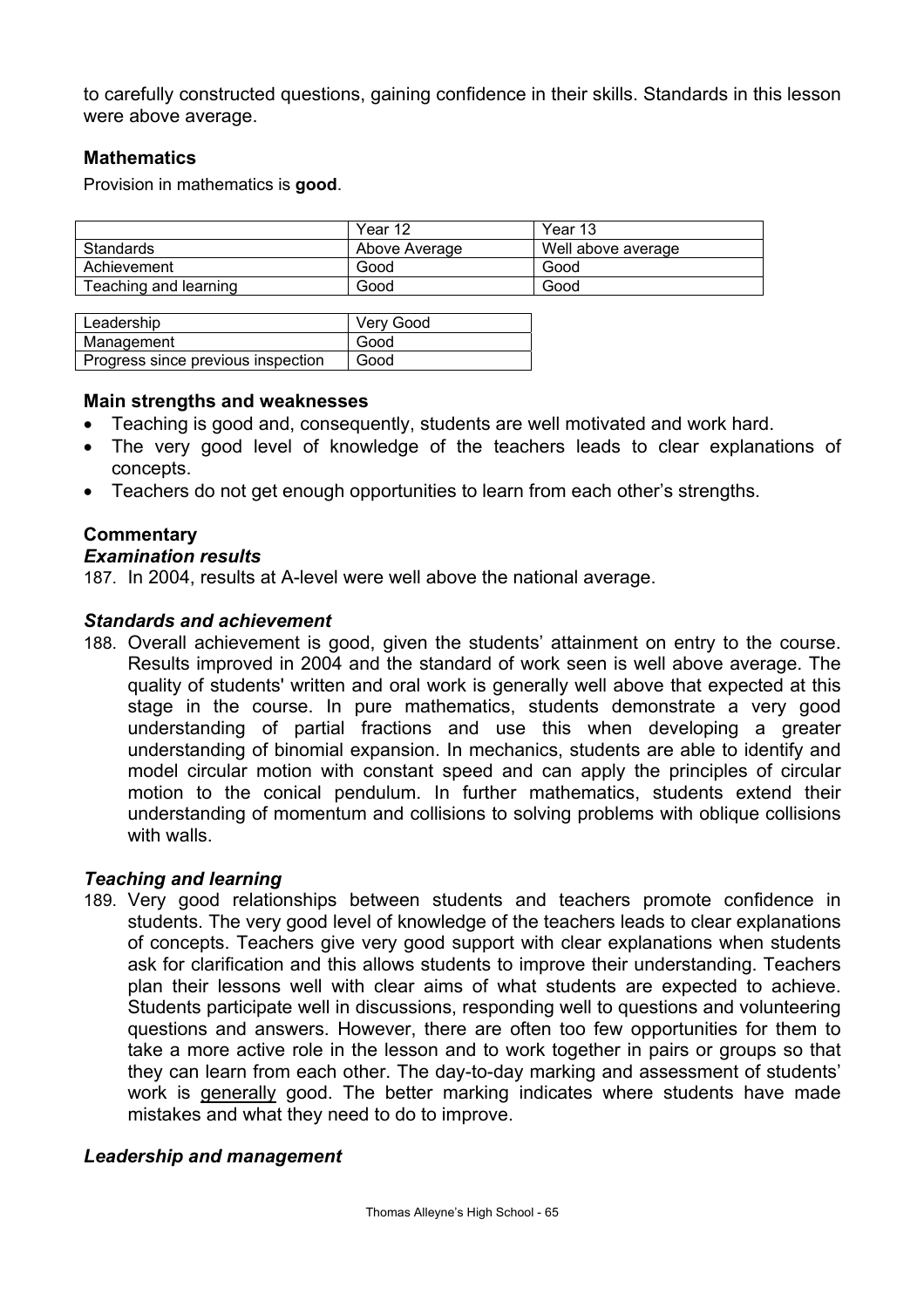to carefully constructed questions, gaining confidence in their skills. Standards in this lesson were above average.

### Mathematics

Provision in mathematics is **good**.

| | Year 12 | Year 13 |
|---|---|---|
| Standards | Above Average | Well above average |
| Achievement | Good | Good |
| Teaching and learning | Good | Good |

| | |
|---|---|
| Leadership | Very Good |
| Management | Good |
| Progress since previous inspection | Good |

**Main strengths and weaknesses**

- Teaching is good and, consequently, students are well motivated and work hard.
- The very good level of knowledge of the teachers leads to clear explanations of concepts.
- Teachers do not get enough opportunities to learn from each other's strengths.

**Commentary**

***Examination results***

187. In 2004, results at A-level were well above the national average.

***Standards and achievement***

188. Overall achievement is good, given the students' attainment on entry to the course. Results improved in 2004 and the standard of work seen is well above average. The quality of students' written and oral work is generally well above that expected at this stage in the course. In pure mathematics, students demonstrate a very good understanding of partial fractions and use this when developing a greater understanding of binomial expansion. In mechanics, students are able to identify and model circular motion with constant speed and can apply the principles of circular motion to the conical pendulum. In further mathematics, students extend their understanding of momentum and collisions to solving problems with oblique collisions with walls.

***Teaching and learning***

189. Very good relationships between students and teachers promote confidence in students. The very good level of knowledge of the teachers leads to clear explanations of concepts. Teachers give very good support with clear explanations when students ask for clarification and this allows students to improve their understanding. Teachers plan their lessons well with clear aims of what students are expected to achieve. Students participate well in discussions, responding well to questions and volunteering questions and answers. However, there are often too few opportunities for them to take a more active role in the lesson and to work together in pairs or groups so that they can learn from each other. The day-to-day marking and assessment of students' work is generally good. The better marking indicates where students have made mistakes and what they need to do to improve.

***Leadership and management***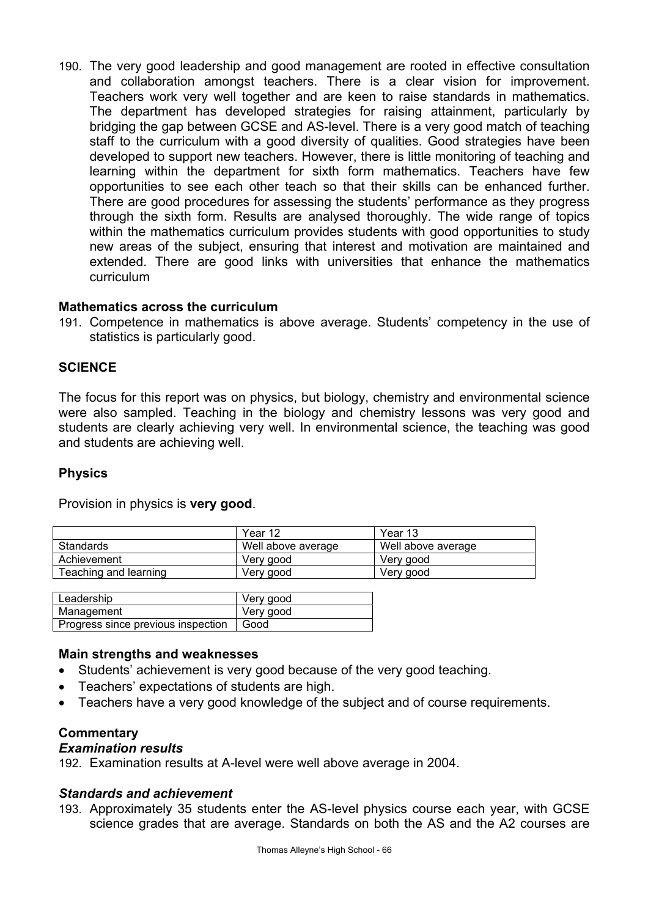190. The very good leadership and good management are rooted in effective consultation and collaboration amongst teachers. There is a clear vision for improvement. Teachers work very well together and are keen to raise standards in mathematics. The department has developed strategies for raising attainment, particularly by bridging the gap between GCSE and AS-level. There is a very good match of teaching staff to the curriculum with a good diversity of qualities. Good strategies have been developed to support new teachers. However, there is little monitoring of teaching and learning within the department for sixth form mathematics. Teachers have few opportunities to see each other teach so that their skills can be enhanced further. There are good procedures for assessing the students' performance as they progress through the sixth form. Results are analysed thoroughly. The wide range of topics within the mathematics curriculum provides students with good opportunities to study new areas of the subject, ensuring that interest and motivation are maintained and extended. There are good links with universities that enhance the mathematics curriculum

### Mathematics across the curriculum

191. Competence in mathematics is above average. Students' competency in the use of statistics is particularly good.

## SCIENCE

The focus for this report was on physics, but biology, chemistry and environmental science were also sampled. Teaching in the biology and chemistry lessons was very good and students are clearly achieving very well. In environmental science, the teaching was good and students are achieving well.

### Physics

Provision in physics is **very good**.

| | Year 12 | Year 13 |
|---|---|---|
| Standards | Well above average | Well above average |
| Achievement | Very good | Very good |
| Teaching and learning | Very good | Very good |

| | |
|---|---|
| Leadership | Very good |
| Management | Very good |
| Progress since previous inspection | Good |

### Main strengths and weaknesses

- Students' achievement is very good because of the very good teaching.
- Teachers' expectations of students are high.
- Teachers have a very good knowledge of the subject and of course requirements.

### Commentary

#### *Examination results*

192. Examination results at A-level were well above average in 2004.

#### *Standards and achievement*

193. Approximately 35 students enter the AS-level physics course each year, with GCSE science grades that are average. Standards on both the AS and the A2 courses are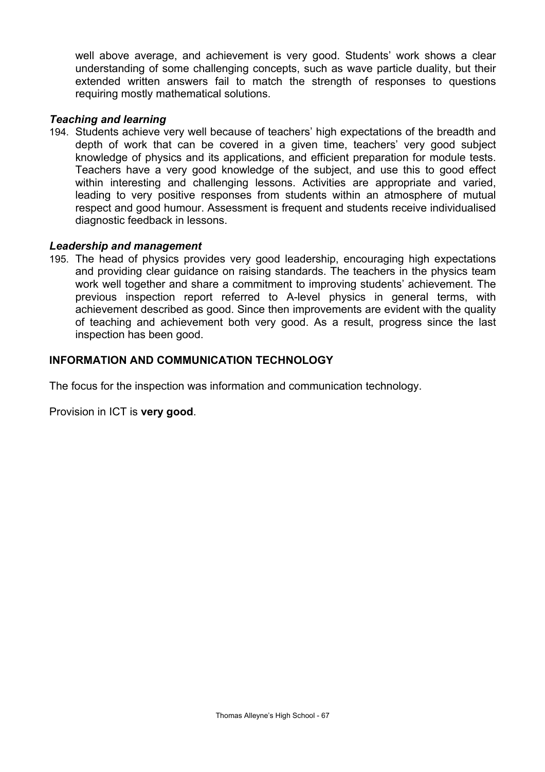well above average, and achievement is very good. Students' work shows a clear understanding of some challenging concepts, such as wave particle duality, but their extended written answers fail to match the strength of responses to questions requiring mostly mathematical solutions.

### *Teaching and learning*

194. Students achieve very well because of teachers' high expectations of the breadth and depth of work that can be covered in a given time, teachers' very good subject knowledge of physics and its applications, and efficient preparation for module tests. Teachers have a very good knowledge of the subject, and use this to good effect within interesting and challenging lessons. Activities are appropriate and varied, leading to very positive responses from students within an atmosphere of mutual respect and good humour. Assessment is frequent and students receive individualised diagnostic feedback in lessons.

### *Leadership and management*

195. The head of physics provides very good leadership, encouraging high expectations and providing clear guidance on raising standards. The teachers in the physics team work well together and share a commitment to improving students' achievement. The previous inspection report referred to A-level physics in general terms, with achievement described as good. Since then improvements are evident with the quality of teaching and achievement both very good. As a result, progress since the last inspection has been good.

## INFORMATION AND COMMUNICATION TECHNOLOGY

The focus for the inspection was information and communication technology.

Provision in ICT is **very good**.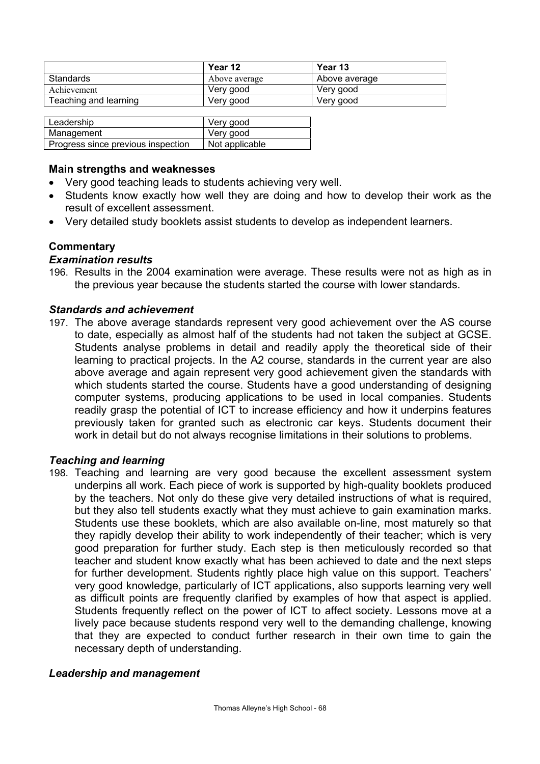| | Year 12 | Year 13 |
|---|---|---|
| Standards | Above average | Above average |
| Achievement | Very good | Very good |
| Teaching and learning | Very good | Very good |

| | |
|---|---|
| Leadership | Very good |
| Management | Very good |
| Progress since previous inspection | Not applicable |

### Main strengths and weaknesses

- Very good teaching leads to students achieving very well.
- Students know exactly how well they are doing and how to develop their work as the result of excellent assessment.
- Very detailed study booklets assist students to develop as independent learners.

### Commentary

#### *Examination results*

196. Results in the 2004 examination were average. These results were not as high as in the previous year because the students started the course with lower standards.

#### *Standards and achievement*

197. The above average standards represent very good achievement over the AS course to date, especially as almost half of the students had not taken the subject at GCSE. Students analyse problems in detail and readily apply the theoretical side of their learning to practical projects. In the A2 course, standards in the current year are also above average and again represent very good achievement given the standards with which students started the course. Students have a good understanding of designing computer systems, producing applications to be used in local companies. Students readily grasp the potential of ICT to increase efficiency and how it underpins features previously taken for granted such as electronic car keys. Students document their work in detail but do not always recognise limitations in their solutions to problems.

#### *Teaching and learning*

198. Teaching and learning are very good because the excellent assessment system underpins all work. Each piece of work is supported by high-quality booklets produced by the teachers. Not only do these give very detailed instructions of what is required, but they also tell students exactly what they must achieve to gain examination marks. Students use these booklets, which are also available on-line, most maturely so that they rapidly develop their ability to work independently of their teacher; which is very good preparation for further study. Each step is then meticulously recorded so that teacher and student know exactly what has been achieved to date and the next steps for further development. Students rightly place high value on this support. Teachers' very good knowledge, particularly of ICT applications, also supports learning very well as difficult points are frequently clarified by examples of how that aspect is applied. Students frequently reflect on the power of ICT to affect society. Lessons move at a lively pace because students respond very well to the demanding challenge, knowing that they are expected to conduct further research in their own time to gain the necessary depth of understanding.

#### *Leadership and management*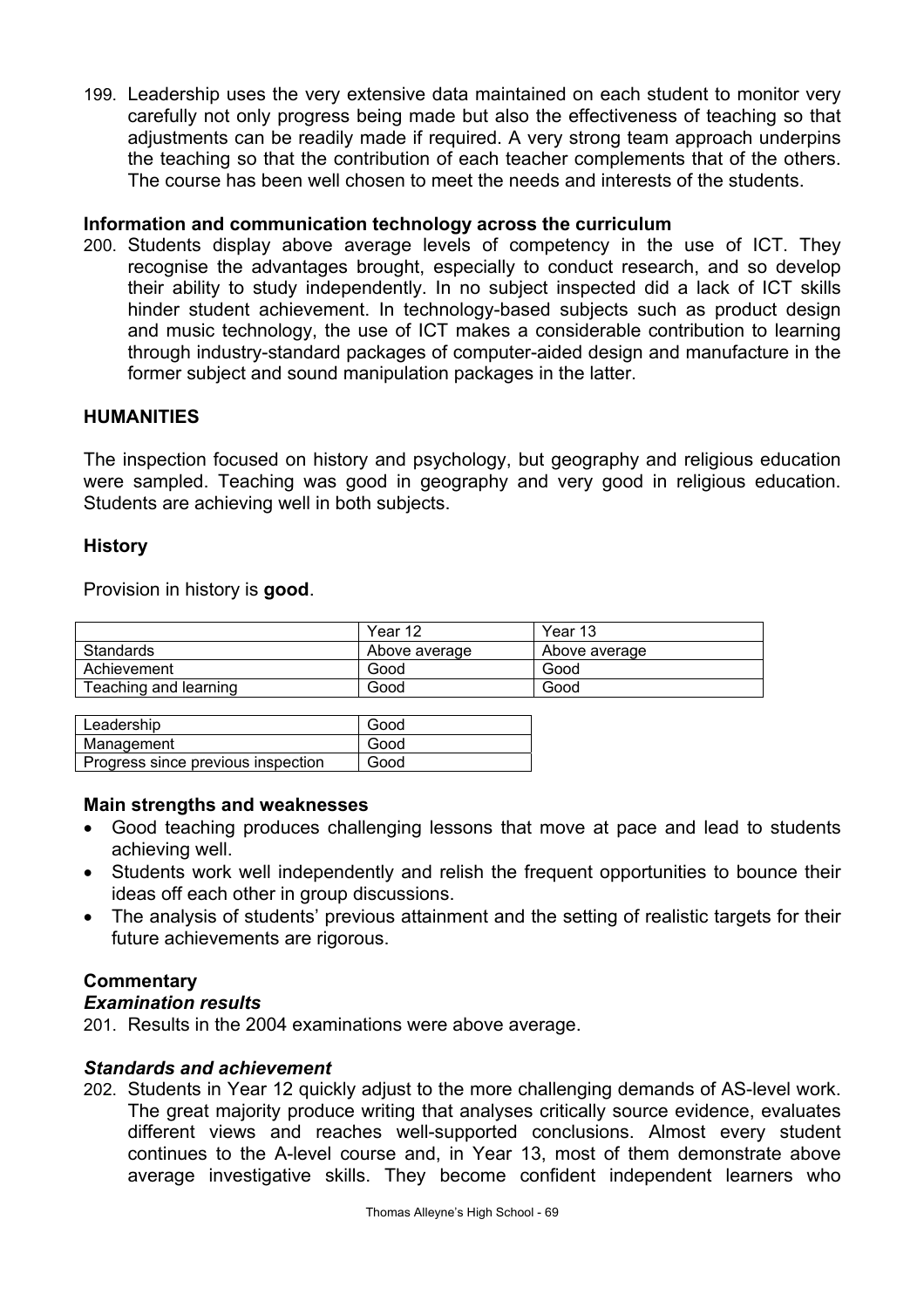199. Leadership uses the very extensive data maintained on each student to monitor very carefully not only progress being made but also the effectiveness of teaching so that adjustments can be readily made if required. A very strong team approach underpins the teaching so that the contribution of each teacher complements that of the others. The course has been well chosen to meet the needs and interests of the students.

### Information and communication technology across the curriculum

200. Students display above average levels of competency in the use of ICT. They recognise the advantages brought, especially to conduct research, and so develop their ability to study independently. In no subject inspected did a lack of ICT skills hinder student achievement. In technology-based subjects such as product design and music technology, the use of ICT makes a considerable contribution to learning through industry-standard packages of computer-aided design and manufacture in the former subject and sound manipulation packages in the latter.

## HUMANITIES

The inspection focused on history and psychology, but geography and religious education were sampled. Teaching was good in geography and very good in religious education. Students are achieving well in both subjects.

### History

Provision in history is **good**.

| | Year 12 | Year 13 |
|---|---|---|
| Standards | Above average | Above average |
| Achievement | Good | Good |
| Teaching and learning | Good | Good |

| | |
|---|---|
| Leadership | Good |
| Management | Good |
| Progress since previous inspection | Good |

### Main strengths and weaknesses

- Good teaching produces challenging lessons that move at pace and lead to students achieving well.
- Students work well independently and relish the frequent opportunities to bounce their ideas off each other in group discussions.
- The analysis of students' previous attainment and the setting of realistic targets for their future achievements are rigorous.

### Commentary

#### *Examination results*

201. Results in the 2004 examinations were above average.

#### *Standards and achievement*

202. Students in Year 12 quickly adjust to the more challenging demands of AS-level work. The great majority produce writing that analyses critically source evidence, evaluates different views and reaches well-supported conclusions. Almost every student continues to the A-level course and, in Year 13, most of them demonstrate above average investigative skills. They become confident independent learners who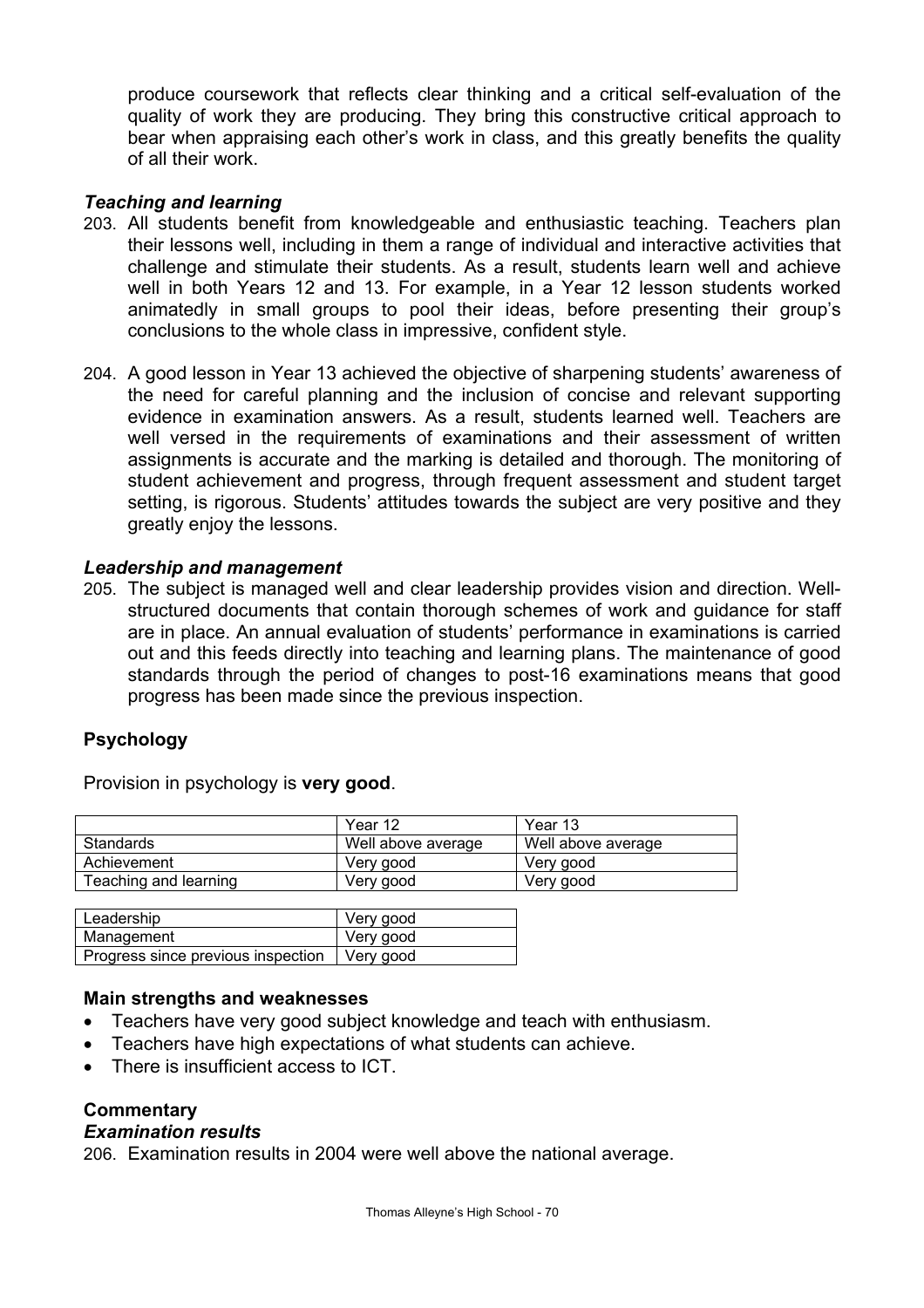produce coursework that reflects clear thinking and a critical self-evaluation of the quality of work they are producing. They bring this constructive critical approach to bear when appraising each other's work in class, and this greatly benefits the quality of all their work.

### *Teaching and learning*

203. All students benefit from knowledgeable and enthusiastic teaching. Teachers plan their lessons well, including in them a range of individual and interactive activities that challenge and stimulate their students. As a result, students learn well and achieve well in both Years 12 and 13. For example, in a Year 12 lesson students worked animatedly in small groups to pool their ideas, before presenting their group's conclusions to the whole class in impressive, confident style.

204. A good lesson in Year 13 achieved the objective of sharpening students' awareness of the need for careful planning and the inclusion of concise and relevant supporting evidence in examination answers. As a result, students learned well. Teachers are well versed in the requirements of examinations and their assessment of written assignments is accurate and the marking is detailed and thorough. The monitoring of student achievement and progress, through frequent assessment and student target setting, is rigorous. Students' attitudes towards the subject are very positive and they greatly enjoy the lessons.

### *Leadership and management*

205. The subject is managed well and clear leadership provides vision and direction. Well-structured documents that contain thorough schemes of work and guidance for staff are in place. An annual evaluation of students' performance in examinations is carried out and this feeds directly into teaching and learning plans. The maintenance of good standards through the period of changes to post-16 examinations means that good progress has been made since the previous inspection.

## **Psychology**

Provision in psychology is **very good**.

| | Year 12 | Year 13 |
|---|---|---|
| Standards | Well above average | Well above average |
| Achievement | Very good | Very good |
| Teaching and learning | Very good | Very good |

| | |
|---|---|
| Leadership | Very good |
| Management | Very good |
| Progress since previous inspection | Very good |

### **Main strengths and weaknesses**

- Teachers have very good subject knowledge and teach with enthusiasm.
- Teachers have high expectations of what students can achieve.
- There is insufficient access to ICT.

### **Commentary**

### *Examination results*

206. Examination results in 2004 were well above the national average.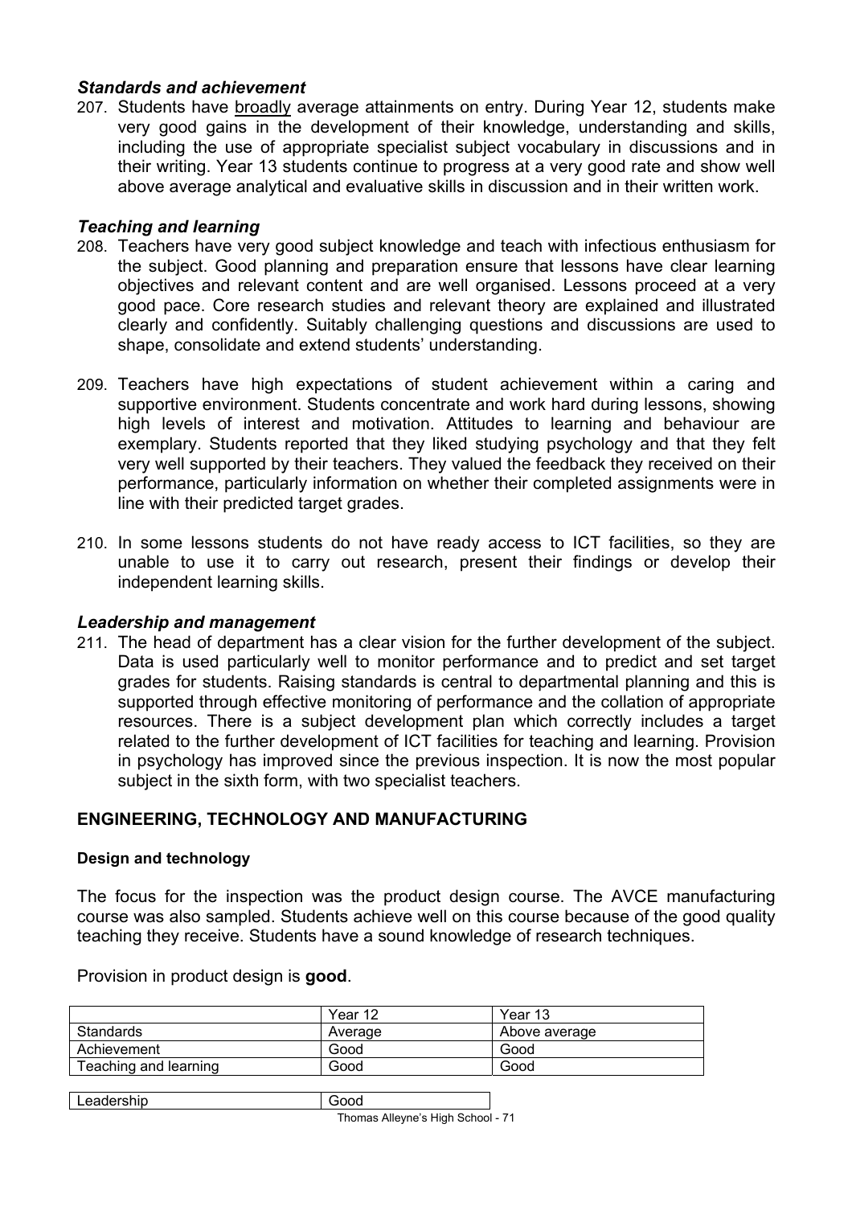### *Standards and achievement*

207. Students have broadly average attainments on entry. During Year 12, students make very good gains in the development of their knowledge, understanding and skills, including the use of appropriate specialist subject vocabulary in discussions and in their writing. Year 13 students continue to progress at a very good rate and show well above average analytical and evaluative skills in discussion and in their written work.

### *Teaching and learning*

208. Teachers have very good subject knowledge and teach with infectious enthusiasm for the subject. Good planning and preparation ensure that lessons have clear learning objectives and relevant content and are well organised. Lessons proceed at a very good pace. Core research studies and relevant theory are explained and illustrated clearly and confidently. Suitably challenging questions and discussions are used to shape, consolidate and extend students' understanding.

209. Teachers have high expectations of student achievement within a caring and supportive environment. Students concentrate and work hard during lessons, showing high levels of interest and motivation. Attitudes to learning and behaviour are exemplary. Students reported that they liked studying psychology and that they felt very well supported by their teachers. They valued the feedback they received on their performance, particularly information on whether their completed assignments were in line with their predicted target grades.

210. In some lessons students do not have ready access to ICT facilities, so they are unable to use it to carry out research, present their findings or develop their independent learning skills.

### *Leadership and management*

211. The head of department has a clear vision for the further development of the subject. Data is used particularly well to monitor performance and to predict and set target grades for students. Raising standards is central to departmental planning and this is supported through effective monitoring of performance and the collation of appropriate resources. There is a subject development plan which correctly includes a target related to the further development of ICT facilities for teaching and learning. Provision in psychology has improved since the previous inspection. It is now the most popular subject in the sixth form, with two specialist teachers.

## ENGINEERING, TECHNOLOGY AND MANUFACTURING

### Design and technology

The focus for the inspection was the product design course. The AVCE manufacturing course was also sampled. Students achieve well on this course because of the good quality teaching they receive. Students have a sound knowledge of research techniques.

Provision in product design is **good**.

| | Year 12 | Year 13 |
|---|---|---|
| Standards | Average | Above average |
| Achievement | Good | Good |
| Teaching and learning | Good | Good |

| Leadership | Good |
|---|---|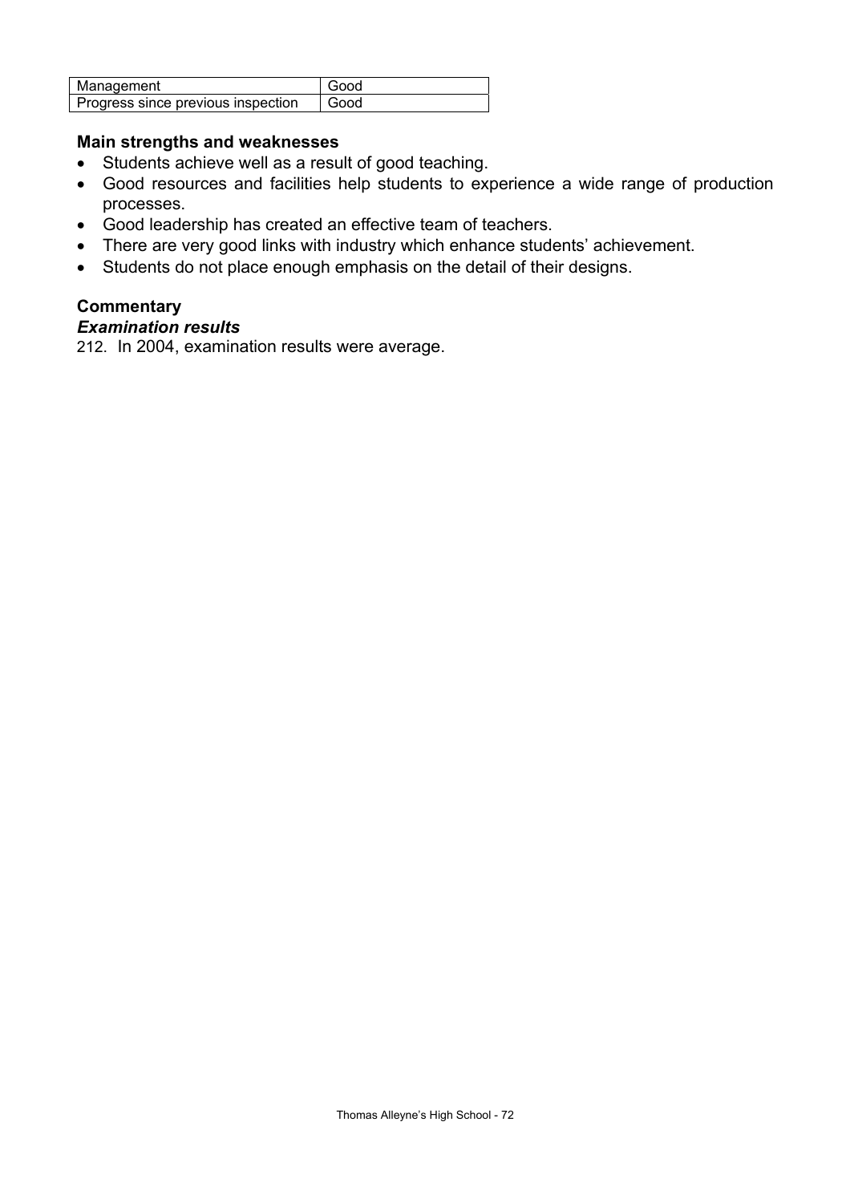| Management | Good |
| --- | --- |
| Progress since previous inspection | Good |

**Main strengths and weaknesses**

- Students achieve well as a result of good teaching.
- Good resources and facilities help students to experience a wide range of production processes.
- Good leadership has created an effective team of teachers.
- There are very good links with industry which enhance students' achievement.
- Students do not place enough emphasis on the detail of their designs.

**Commentary**

***Examination results***

212. In 2004, examination results were average.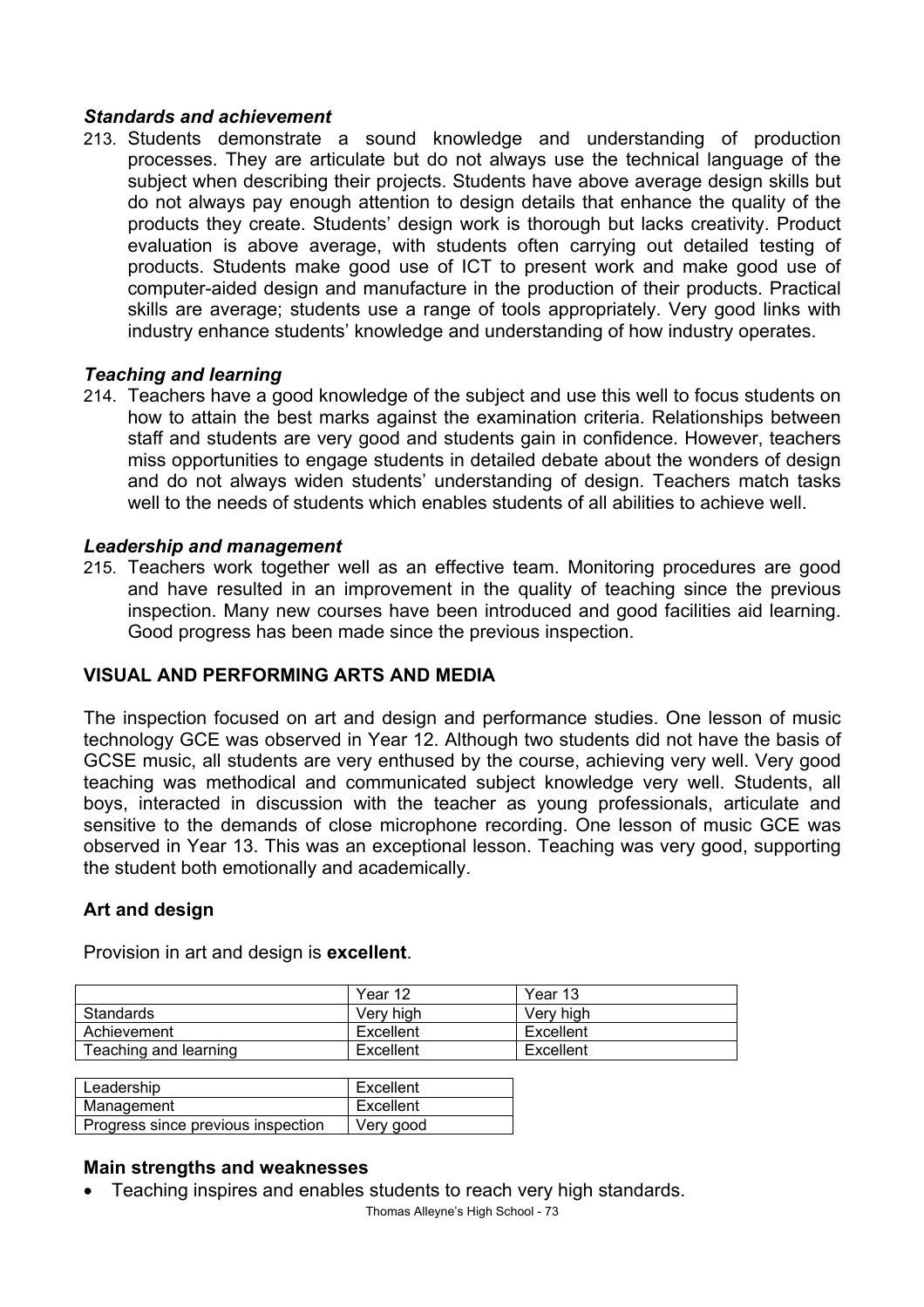*Standards and achievement*

213. Students demonstrate a sound knowledge and understanding of production processes. They are articulate but do not always use the technical language of the subject when describing their projects. Students have above average design skills but do not always pay enough attention to design details that enhance the quality of the products they create. Students' design work is thorough but lacks creativity. Product evaluation is above average, with students often carrying out detailed testing of products. Students make good use of ICT to present work and make good use of computer-aided design and manufacture in the production of their products. Practical skills are average; students use a range of tools appropriately. Very good links with industry enhance students' knowledge and understanding of how industry operates.

*Teaching and learning*

214. Teachers have a good knowledge of the subject and use this well to focus students on how to attain the best marks against the examination criteria. Relationships between staff and students are very good and students gain in confidence. However, teachers miss opportunities to engage students in detailed debate about the wonders of design and do not always widen students' understanding of design. Teachers match tasks well to the needs of students which enables students of all abilities to achieve well.

*Leadership and management*

215. Teachers work together well as an effective team. Monitoring procedures are good and have resulted in an improvement in the quality of teaching since the previous inspection. Many new courses have been introduced and good facilities aid learning. Good progress has been made since the previous inspection.

**VISUAL AND PERFORMING ARTS AND MEDIA**

The inspection focused on art and design and performance studies. One lesson of music technology GCE was observed in Year 12. Although two students did not have the basis of GCSE music, all students are very enthused by the course, achieving very well. Very good teaching was methodical and communicated subject knowledge very well. Students, all boys, interacted in discussion with the teacher as young professionals, articulate and sensitive to the demands of close microphone recording. One lesson of music GCE was observed in Year 13. This was an exceptional lesson. Teaching was very good, supporting the student both emotionally and academically.

**Art and design**

Provision in art and design is **excellent**.

| | Year 12 | Year 13 |
|---|---|---|
| Standards | Very high | Very high |
| Achievement | Excellent | Excellent |
| Teaching and learning | Excellent | Excellent |

| | |
|---|---|
| Leadership | Excellent |
| Management | Excellent |
| Progress since previous inspection | Very good |

**Main strengths and weaknesses**

- Teaching inspires and enables students to reach very high standards.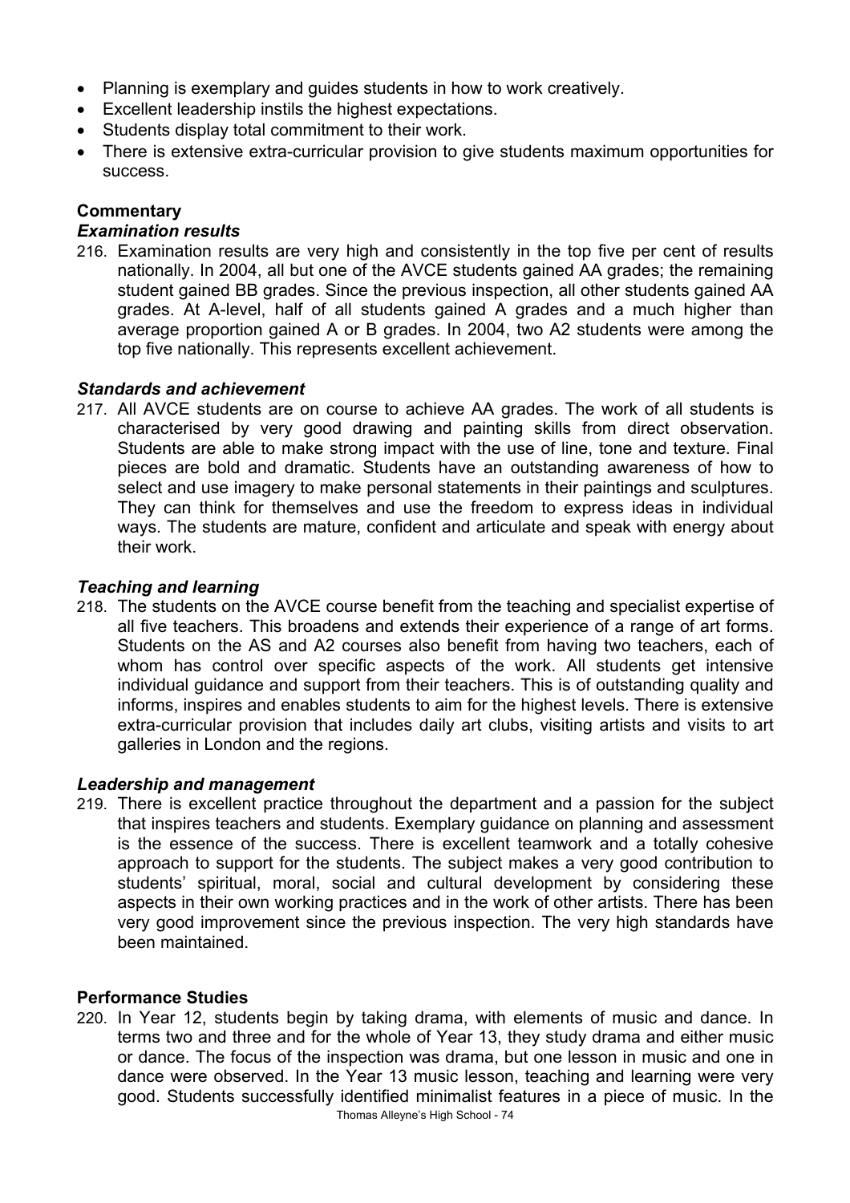- Planning is exemplary and guides students in how to work creatively.
- Excellent leadership instils the highest expectations.
- Students display total commitment to their work.
- There is extensive extra-curricular provision to give students maximum opportunities for success.

**Commentary**

***Examination results***

216. Examination results are very high and consistently in the top five per cent of results nationally. In 2004, all but one of the AVCE students gained AA grades; the remaining student gained BB grades. Since the previous inspection, all other students gained AA grades. At A-level, half of all students gained A grades and a much higher than average proportion gained A or B grades. In 2004, two A2 students were among the top five nationally. This represents excellent achievement.

***Standards and achievement***

217. All AVCE students are on course to achieve AA grades. The work of all students is characterised by very good drawing and painting skills from direct observation. Students are able to make strong impact with the use of line, tone and texture. Final pieces are bold and dramatic. Students have an outstanding awareness of how to select and use imagery to make personal statements in their paintings and sculptures. They can think for themselves and use the freedom to express ideas in individual ways. The students are mature, confident and articulate and speak with energy about their work.

***Teaching and learning***

218. The students on the AVCE course benefit from the teaching and specialist expertise of all five teachers. This broadens and extends their experience of a range of art forms. Students on the AS and A2 courses also benefit from having two teachers, each of whom has control over specific aspects of the work. All students get intensive individual guidance and support from their teachers. This is of outstanding quality and informs, inspires and enables students to aim for the highest levels. There is extensive extra-curricular provision that includes daily art clubs, visiting artists and visits to art galleries in London and the regions.

***Leadership and management***

219. There is excellent practice throughout the department and a passion for the subject that inspires teachers and students. Exemplary guidance on planning and assessment is the essence of the success. There is excellent teamwork and a totally cohesive approach to support for the students. The subject makes a very good contribution to students' spiritual, moral, social and cultural development by considering these aspects in their own working practices and in the work of other artists. There has been very good improvement since the previous inspection. The very high standards have been maintained.

**Performance Studies**

220. In Year 12, students begin by taking drama, with elements of music and dance. In terms two and three and for the whole of Year 13, they study drama and either music or dance. The focus of the inspection was drama, but one lesson in music and one in dance were observed. In the Year 13 music lesson, teaching and learning were very good. Students successfully identified minimalist features in a piece of music. In the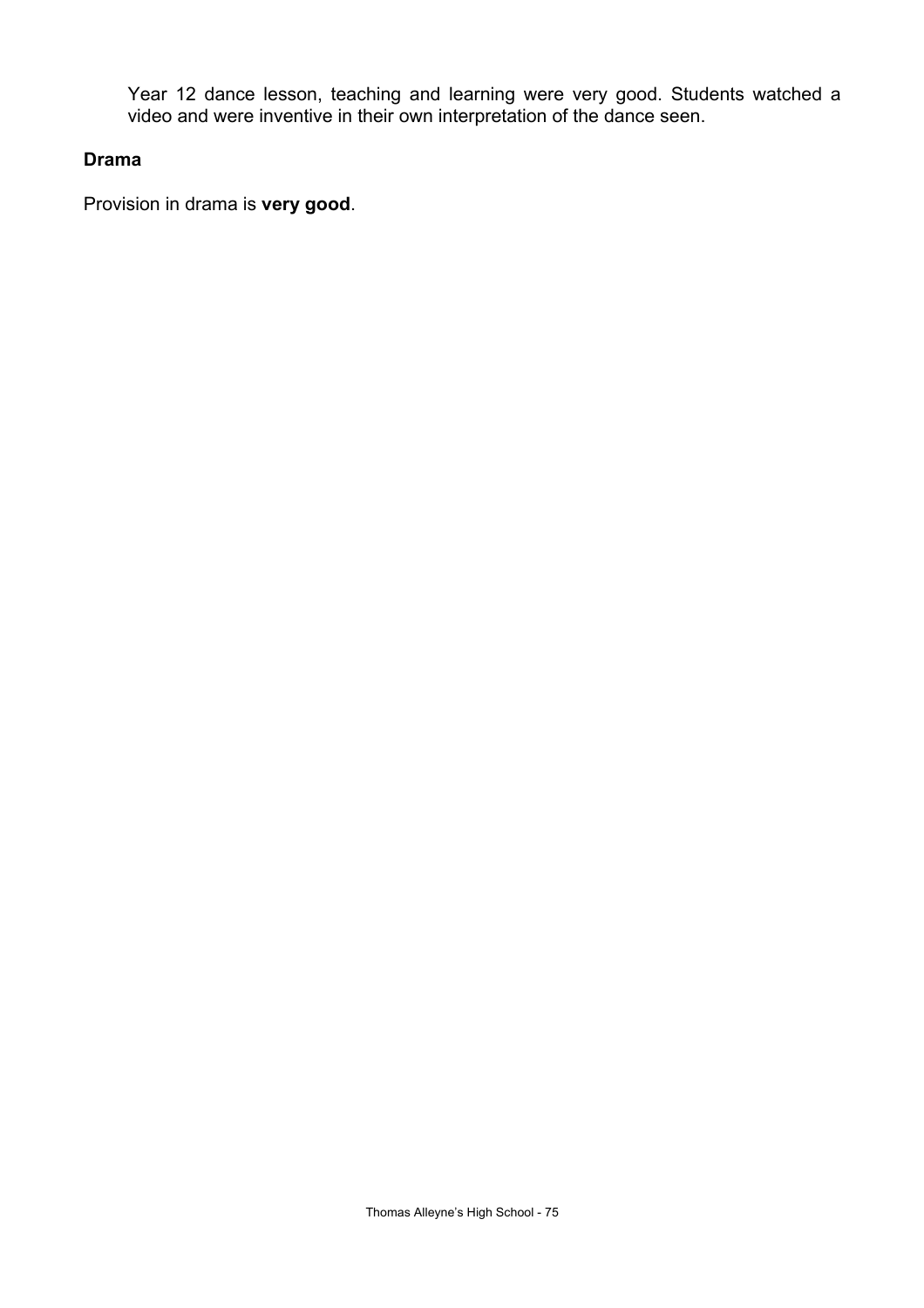Year 12 dance lesson, teaching and learning were very good. Students watched a video and were inventive in their own interpretation of the dance seen.

### Drama

Provision in drama is **very good**.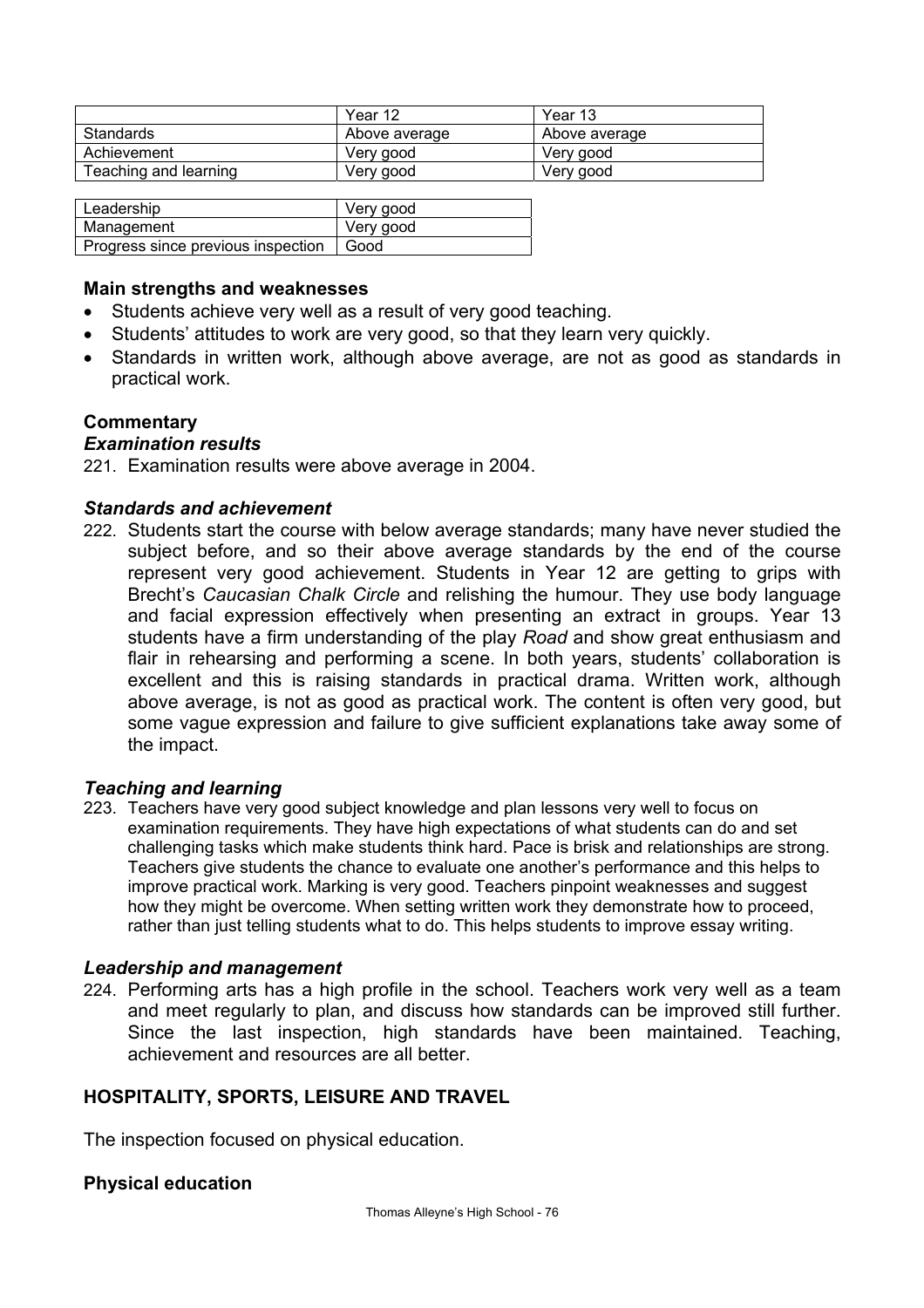| | Year 12 | Year 13 |
|---|---|---|
| Standards | Above average | Above average |
| Achievement | Very good | Very good |
| Teaching and learning | Very good | Very good |

| | |
|---|---|
| Leadership | Very good |
| Management | Very good |
| Progress since previous inspection | Good |

### Main strengths and weaknesses

- Students achieve very well as a result of very good teaching.
- Students' attitudes to work are very good, so that they learn very quickly.
- Standards in written work, although above average, are not as good as standards in practical work.

### Commentary

#### *Examination results*

221. Examination results were above average in 2004.

#### *Standards and achievement*

222. Students start the course with below average standards; many have never studied the subject before, and so their above average standards by the end of the course represent very good achievement. Students in Year 12 are getting to grips with Brecht's *Caucasian Chalk Circle* and relishing the humour. They use body language and facial expression effectively when presenting an extract in groups. Year 13 students have a firm understanding of the play *Road* and show great enthusiasm and flair in rehearsing and performing a scene. In both years, students' collaboration is excellent and this is raising standards in practical drama. Written work, although above average, is not as good as practical work. The content is often very good, but some vague expression and failure to give sufficient explanations take away some of the impact.

#### *Teaching and learning*

223. Teachers have very good subject knowledge and plan lessons very well to focus on examination requirements. They have high expectations of what students can do and set challenging tasks which make students think hard. Pace is brisk and relationships are strong. Teachers give students the chance to evaluate one another's performance and this helps to improve practical work. Marking is very good. Teachers pinpoint weaknesses and suggest how they might be overcome. When setting written work they demonstrate how to proceed, rather than just telling students what to do. This helps students to improve essay writing.

#### *Leadership and management*

224. Performing arts has a high profile in the school. Teachers work very well as a team and meet regularly to plan, and discuss how standards can be improved still further. Since the last inspection, high standards have been maintained. Teaching, achievement and resources are all better.

## HOSPITALITY, SPORTS, LEISURE AND TRAVEL

The inspection focused on physical education.

### Physical education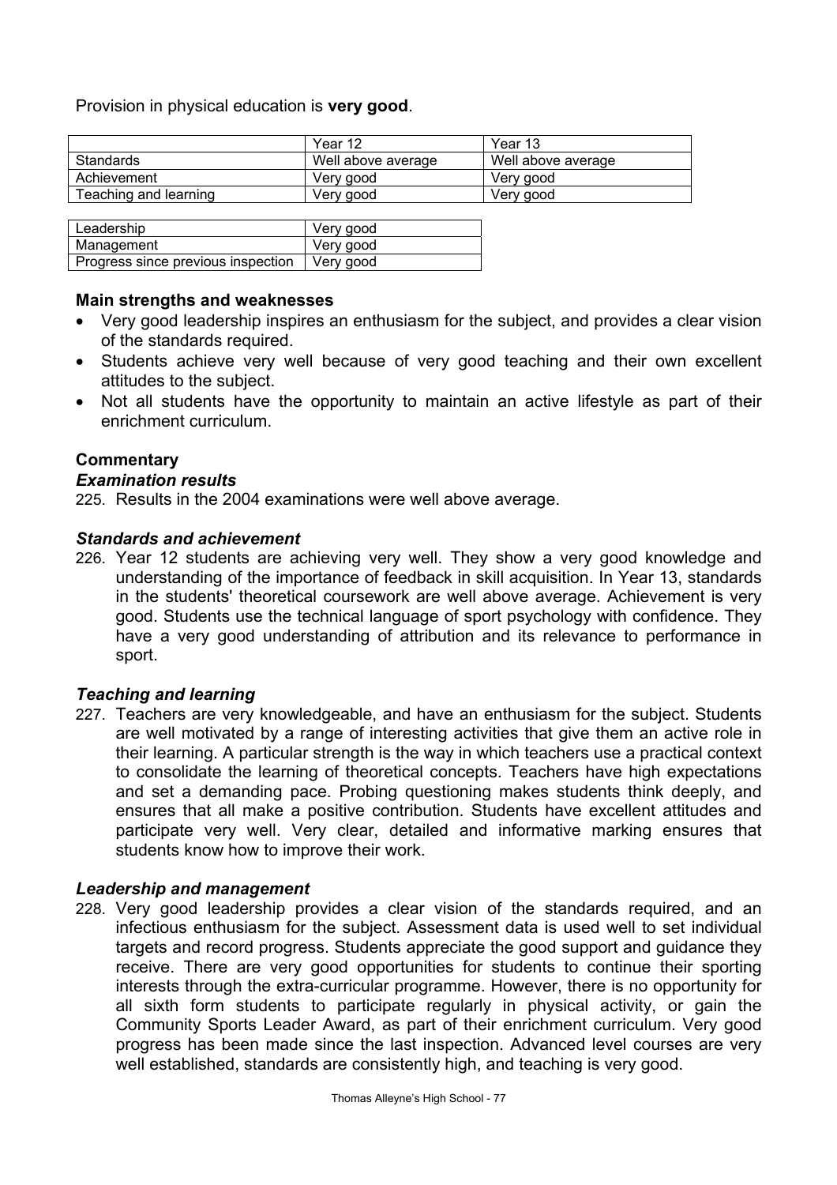Provision in physical education is **very good**.

| | Year 12 | Year 13 |
|---|---|---|
| Standards | Well above average | Well above average |
| Achievement | Very good | Very good |
| Teaching and learning | Very good | Very good |

| | |
|---|---|
| Leadership | Very good |
| Management | Very good |
| Progress since previous inspection | Very good |

### Main strengths and weaknesses

- Very good leadership inspires an enthusiasm for the subject, and provides a clear vision of the standards required.
- Students achieve very well because of very good teaching and their own excellent attitudes to the subject.
- Not all students have the opportunity to maintain an active lifestyle as part of their enrichment curriculum.

### Commentary

#### *Examination results*

225. Results in the 2004 examinations were well above average.

#### *Standards and achievement*

226. Year 12 students are achieving very well. They show a very good knowledge and understanding of the importance of feedback in skill acquisition. In Year 13, standards in the students' theoretical coursework are well above average. Achievement is very good. Students use the technical language of sport psychology with confidence. They have a very good understanding of attribution and its relevance to performance in sport.

#### *Teaching and learning*

227. Teachers are very knowledgeable, and have an enthusiasm for the subject. Students are well motivated by a range of interesting activities that give them an active role in their learning. A particular strength is the way in which teachers use a practical context to consolidate the learning of theoretical concepts. Teachers have high expectations and set a demanding pace. Probing questioning makes students think deeply, and ensures that all make a positive contribution. Students have excellent attitudes and participate very well. Very clear, detailed and informative marking ensures that students know how to improve their work.

#### *Leadership and management*

228. Very good leadership provides a clear vision of the standards required, and an infectious enthusiasm for the subject. Assessment data is used well to set individual targets and record progress. Students appreciate the good support and guidance they receive. There are very good opportunities for students to continue their sporting interests through the extra-curricular programme. However, there is no opportunity for all sixth form students to participate regularly in physical activity, or gain the Community Sports Leader Award, as part of their enrichment curriculum. Very good progress has been made since the last inspection. Advanced level courses are very well established, standards are consistently high, and teaching is very good.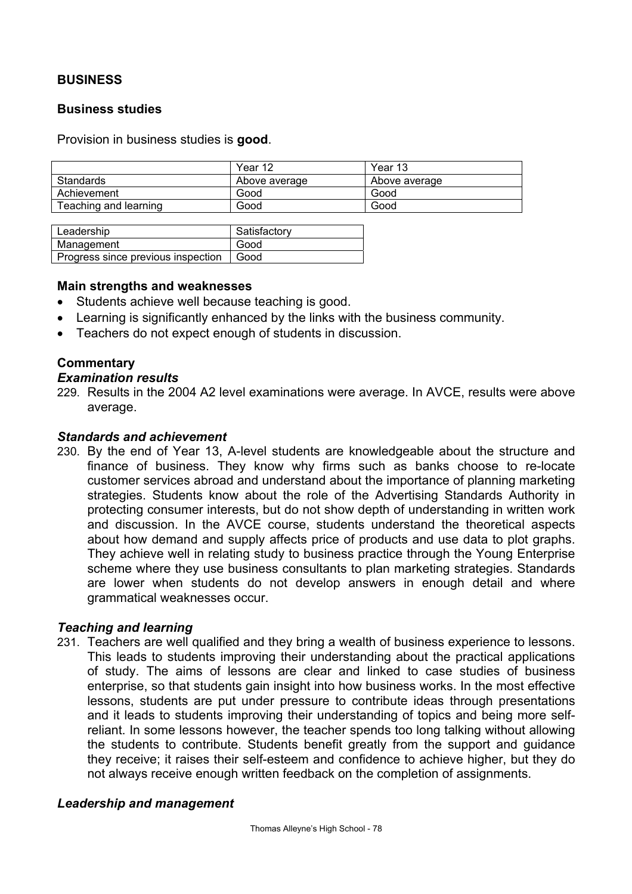## BUSINESS

### Business studies

Provision in business studies is **good**.

| | Year 12 | Year 13 |
|---|---|---|
| Standards | Above average | Above average |
| Achievement | Good | Good |
| Teaching and learning | Good | Good |

| | |
|---|---|
| Leadership | Satisfactory |
| Management | Good |
| Progress since previous inspection | Good |

### Main strengths and weaknesses

- Students achieve well because teaching is good.
- Learning is significantly enhanced by the links with the business community.
- Teachers do not expect enough of students in discussion.

### Commentary

#### *Examination results*

229. Results in the 2004 A2 level examinations were average. In AVCE, results were above average.

#### *Standards and achievement*

230. By the end of Year 13, A-level students are knowledgeable about the structure and finance of business. They know why firms such as banks choose to re-locate customer services abroad and understand about the importance of planning marketing strategies. Students know about the role of the Advertising Standards Authority in protecting consumer interests, but do not show depth of understanding in written work and discussion. In the AVCE course, students understand the theoretical aspects about how demand and supply affects price of products and use data to plot graphs. They achieve well in relating study to business practice through the Young Enterprise scheme where they use business consultants to plan marketing strategies. Standards are lower when students do not develop answers in enough detail and where grammatical weaknesses occur.

#### *Teaching and learning*

231. Teachers are well qualified and they bring a wealth of business experience to lessons. This leads to students improving their understanding about the practical applications of study. The aims of lessons are clear and linked to case studies of business enterprise, so that students gain insight into how business works. In the most effective lessons, students are put under pressure to contribute ideas through presentations and it leads to students improving their understanding of topics and being more self-reliant. In some lessons however, the teacher spends too long talking without allowing the students to contribute. Students benefit greatly from the support and guidance they receive; it raises their self-esteem and confidence to achieve higher, but they do not always receive enough written feedback on the completion of assignments.

#### *Leadership and management*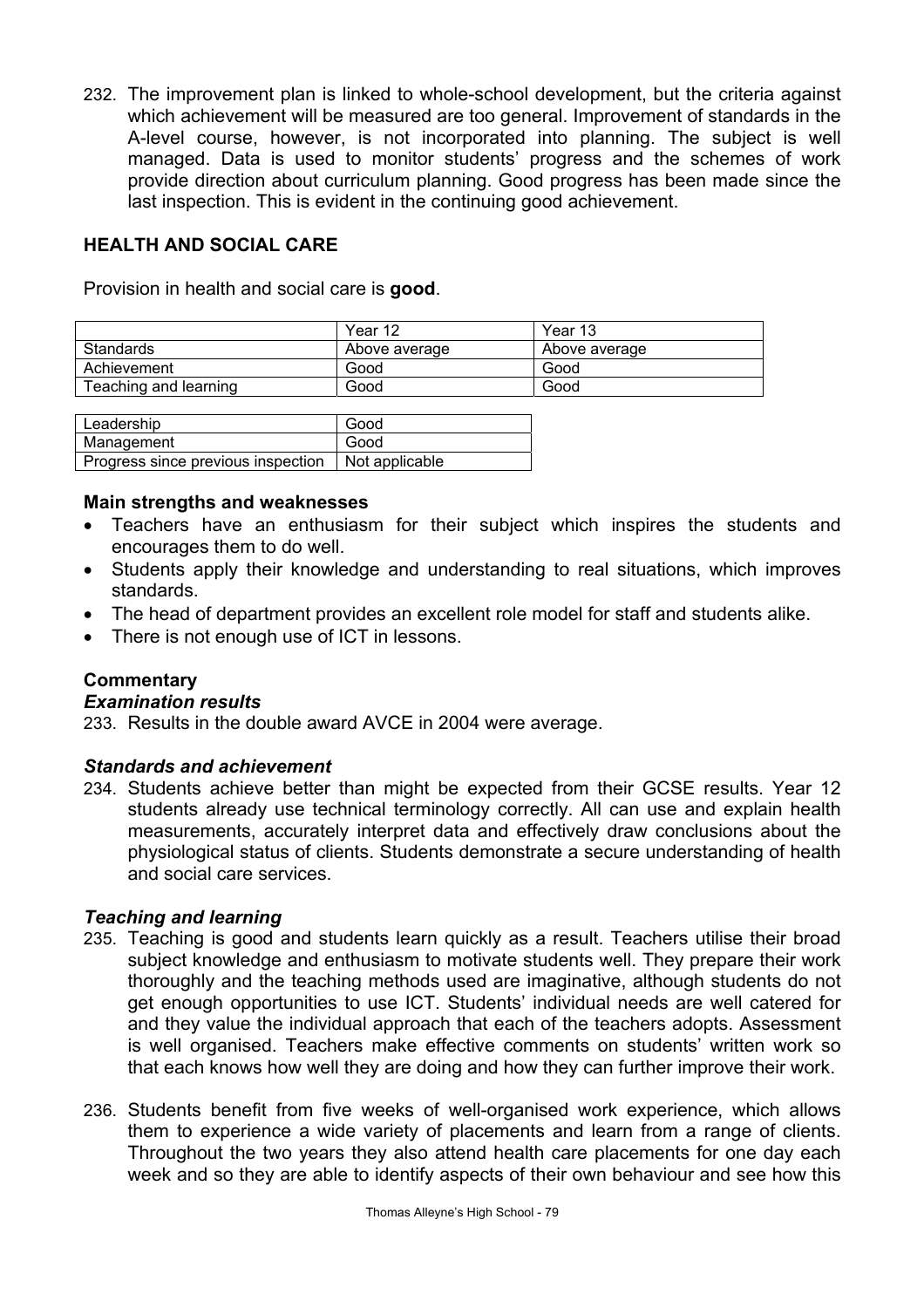232. The improvement plan is linked to whole-school development, but the criteria against which achievement will be measured are too general. Improvement of standards in the A-level course, however, is not incorporated into planning. The subject is well managed. Data is used to monitor students' progress and the schemes of work provide direction about curriculum planning. Good progress has been made since the last inspection. This is evident in the continuing good achievement.

## HEALTH AND SOCIAL CARE

Provision in health and social care is **good**.

| | Year 12 | Year 13 |
|---|---|---|
| Standards | Above average | Above average |
| Achievement | Good | Good |
| Teaching and learning | Good | Good |

| | |
|---|---|
| Leadership | Good |
| Management | Good |
| Progress since previous inspection | Not applicable |

### Main strengths and weaknesses

- Teachers have an enthusiasm for their subject which inspires the students and encourages them to do well.
- Students apply their knowledge and understanding to real situations, which improves standards.
- The head of department provides an excellent role model for staff and students alike.
- There is not enough use of ICT in lessons.

### Commentary

#### *Examination results*

233. Results in the double award AVCE in 2004 were average.

#### *Standards and achievement*

234. Students achieve better than might be expected from their GCSE results. Year 12 students already use technical terminology correctly. All can use and explain health measurements, accurately interpret data and effectively draw conclusions about the physiological status of clients. Students demonstrate a secure understanding of health and social care services.

#### *Teaching and learning*

235. Teaching is good and students learn quickly as a result. Teachers utilise their broad subject knowledge and enthusiasm to motivate students well. They prepare their work thoroughly and the teaching methods used are imaginative, although students do not get enough opportunities to use ICT. Students' individual needs are well catered for and they value the individual approach that each of the teachers adopts. Assessment is well organised. Teachers make effective comments on students' written work so that each knows how well they are doing and how they can further improve their work.

236. Students benefit from five weeks of well-organised work experience, which allows them to experience a wide variety of placements and learn from a range of clients. Throughout the two years they also attend health care placements for one day each week and so they are able to identify aspects of their own behaviour and see how this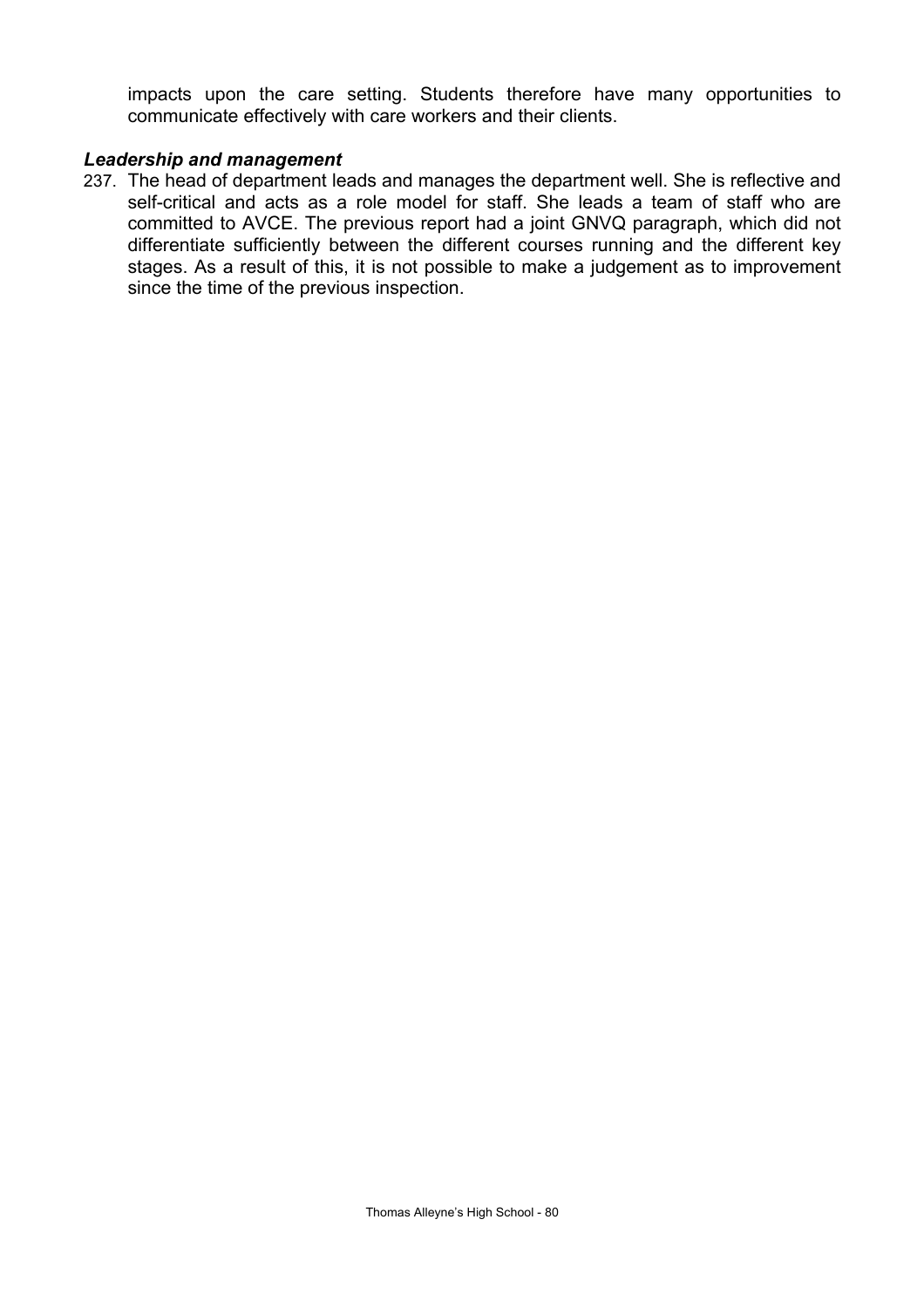impacts upon the care setting. Students therefore have many opportunities to communicate effectively with care workers and their clients.

***Leadership and management***

237. The head of department leads and manages the department well. She is reflective and self-critical and acts as a role model for staff. She leads a team of staff who are committed to AVCE. The previous report had a joint GNVQ paragraph, which did not differentiate sufficiently between the different courses running and the different key stages. As a result of this, it is not possible to make a judgement as to improvement since the time of the previous inspection.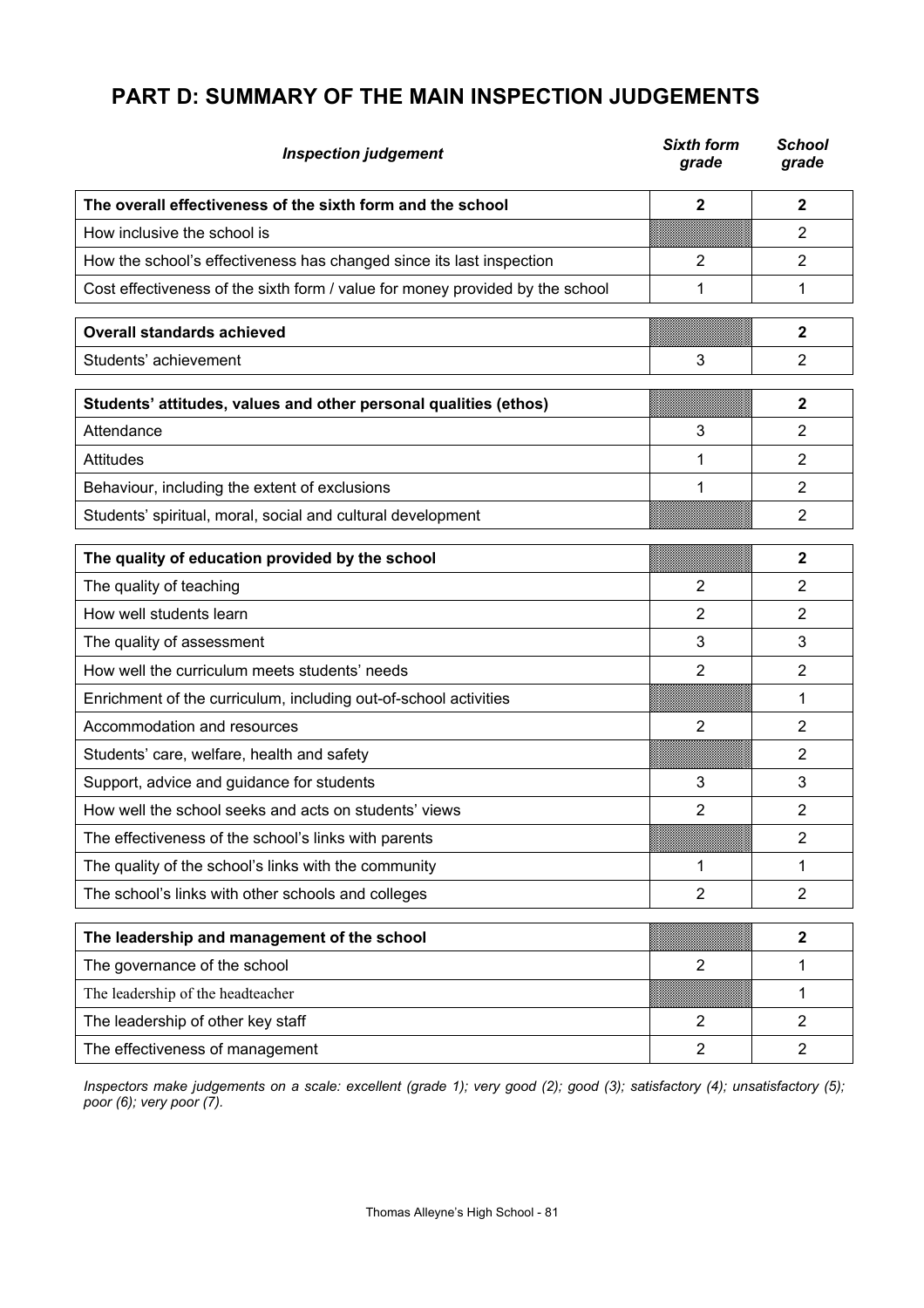# PART D: SUMMARY OF THE MAIN INSPECTION JUDGEMENTS

| *Inspection judgement* | *Sixth form grade* | *School grade* |
|---|---|---|
| **The overall effectiveness of the sixth form and the school** | **2** | **2** |
| How inclusive the school is | | 2 |
| How the school's effectiveness has changed since its last inspection | 2 | 2 |
| Cost effectiveness of the sixth form / value for money provided by the school | 1 | 1 |
| **Overall standards achieved** | | **2** |
| Students' achievement | 3 | 2 |
| **Students' attitudes, values and other personal qualities (ethos)** | | **2** |
| Attendance | 3 | 2 |
| Attitudes | 1 | 2 |
| Behaviour, including the extent of exclusions | 1 | 2 |
| Students' spiritual, moral, social and cultural development | | 2 |
| **The quality of education provided by the school** | | **2** |
| The quality of teaching | 2 | 2 |
| How well students learn | 2 | 2 |
| The quality of assessment | 3 | 3 |
| How well the curriculum meets students' needs | 2 | 2 |
| Enrichment of the curriculum, including out-of-school activities | | 1 |
| Accommodation and resources | 2 | 2 |
| Students' care, welfare, health and safety | | 2 |
| Support, advice and guidance for students | 3 | 3 |
| How well the school seeks and acts on students' views | 2 | 2 |
| The effectiveness of the school's links with parents | | 2 |
| The quality of the school's links with the community | 1 | 1 |
| The school's links with other schools and colleges | 2 | 2 |
| **The leadership and management of the school** | | **2** |
| The governance of the school | 2 | 1 |
| The leadership of the headteacher | | 1 |
| The leadership of other key staff | 2 | 2 |
| The effectiveness of management | 2 | 2 |

*Inspectors make judgements on a scale: excellent (grade 1); very good (2); good (3); satisfactory (4); unsatisfactory (5); poor (6); very poor (7).*